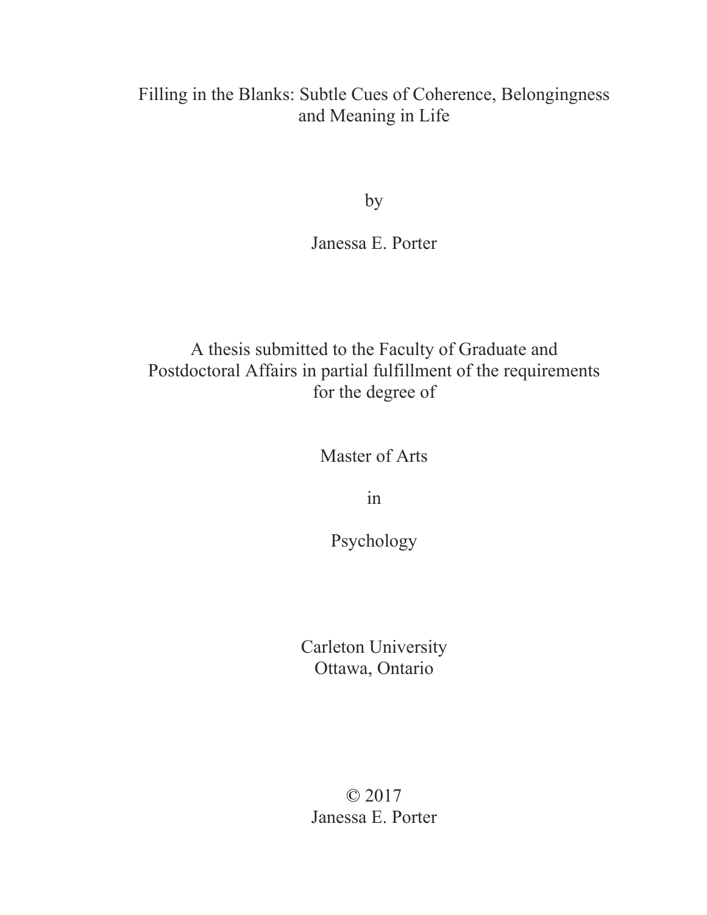# Filling in the Blanks: Subtle Cues of Coherence, Belongingness and Meaning in Life

by

Janessa E. Porter

A thesis submitted to the Faculty of Graduate and Postdoctoral Affairs in partial fulfillment of the requirements for the degree of

Master of Arts

in

Psychology

Carleton University
Ottawa, Ontario

© 2017
Janessa E. Porter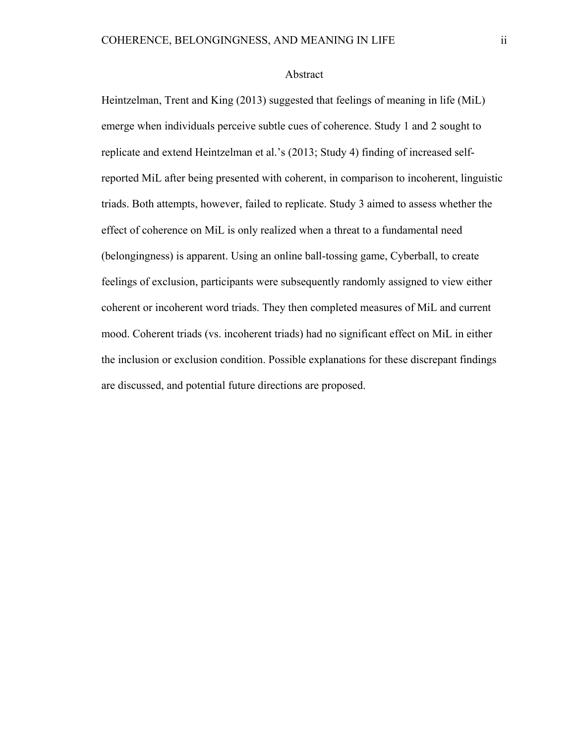# Abstract

Heintzelman, Trent and King (2013) suggested that feelings of meaning in life (MiL) emerge when individuals perceive subtle cues of coherence. Study 1 and 2 sought to replicate and extend Heintzelman et al.'s (2013; Study 4) finding of increased self-reported MiL after being presented with coherent, in comparison to incoherent, linguistic triads. Both attempts, however, failed to replicate. Study 3 aimed to assess whether the effect of coherence on MiL is only realized when a threat to a fundamental need (belongingness) is apparent. Using an online ball-tossing game, Cyberball, to create feelings of exclusion, participants were subsequently randomly assigned to view either coherent or incoherent word triads. They then completed measures of MiL and current mood. Coherent triads (vs. incoherent triads) had no significant effect on MiL in either the inclusion or exclusion condition. Possible explanations for these discrepant findings are discussed, and potential future directions are proposed.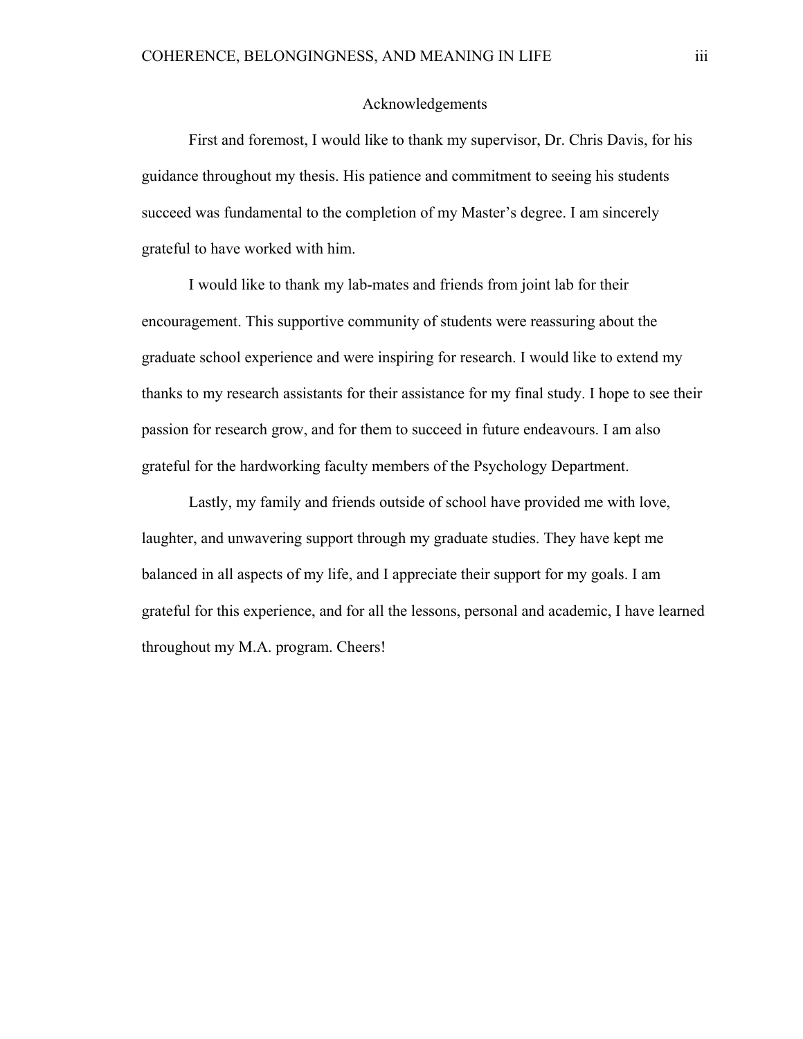# Acknowledgements

First and foremost, I would like to thank my supervisor, Dr. Chris Davis, for his guidance throughout my thesis. His patience and commitment to seeing his students succeed was fundamental to the completion of my Master's degree. I am sincerely grateful to have worked with him.

I would like to thank my lab-mates and friends from joint lab for their encouragement. This supportive community of students were reassuring about the graduate school experience and were inspiring for research. I would like to extend my thanks to my research assistants for their assistance for my final study. I hope to see their passion for research grow, and for them to succeed in future endeavours. I am also grateful for the hardworking faculty members of the Psychology Department.

Lastly, my family and friends outside of school have provided me with love, laughter, and unwavering support through my graduate studies. They have kept me balanced in all aspects of my life, and I appreciate their support for my goals. I am grateful for this experience, and for all the lessons, personal and academic, I have learned throughout my M.A. program. Cheers!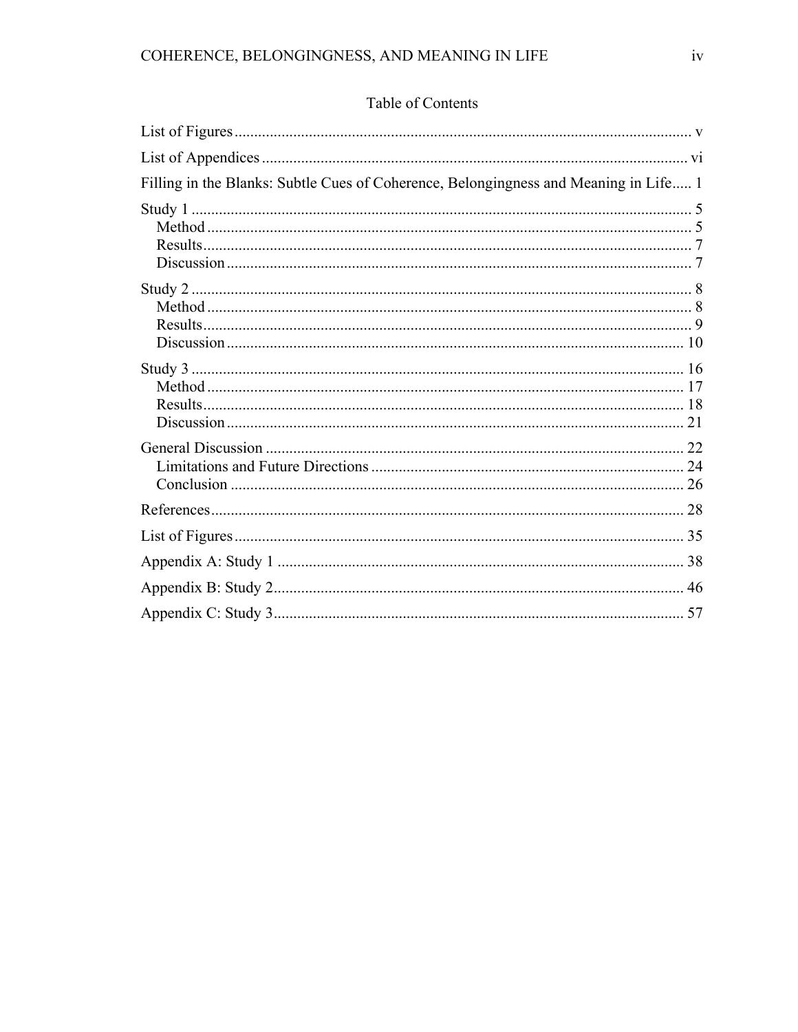## Table of Contents

List of Figures ..... v

List of Appendices ..... vi

Filling in the Blanks: Subtle Cues of Coherence, Belongingness and Meaning in Life ..... 1

Study 1 ..... 5
- Method ..... 5
- Results ..... 7
- Discussion ..... 7

Study 2 ..... 8
- Method ..... 8
- Results ..... 9
- Discussion ..... 10

Study 3 ..... 16
- Method ..... 17
- Results ..... 18
- Discussion ..... 21

General Discussion ..... 22
- Limitations and Future Directions ..... 24
- Conclusion ..... 26

References ..... 28

List of Figures ..... 35

Appendix A: Study 1 ..... 38

Appendix B: Study 2 ..... 46

Appendix C: Study 3 ..... 57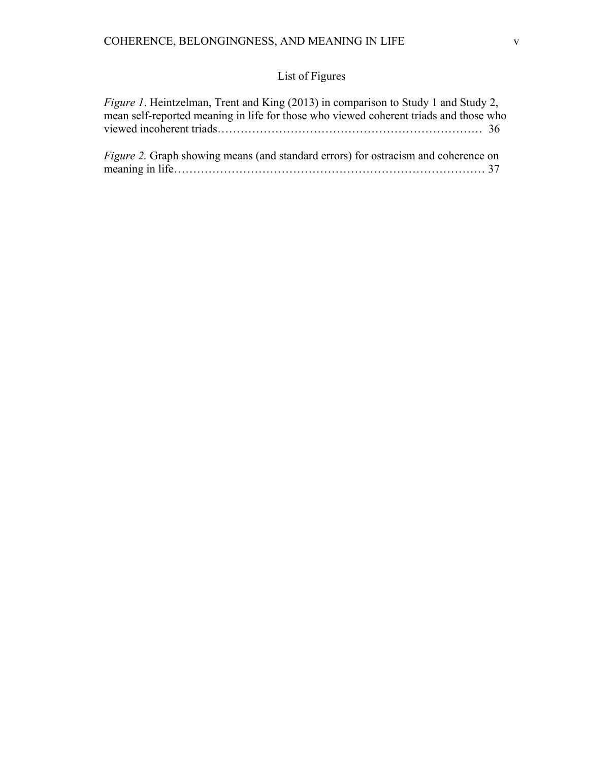# List of Figures

*Figure 1*. Heintzelman, Trent and King (2013) in comparison to Study 1 and Study 2, mean self-reported meaning in life for those who viewed coherent triads and those who viewed incoherent triads………………………………………………………… 36

*Figure 2.* Graph showing means (and standard errors) for ostracism and coherence on meaning in life……………………………………………………………………… 37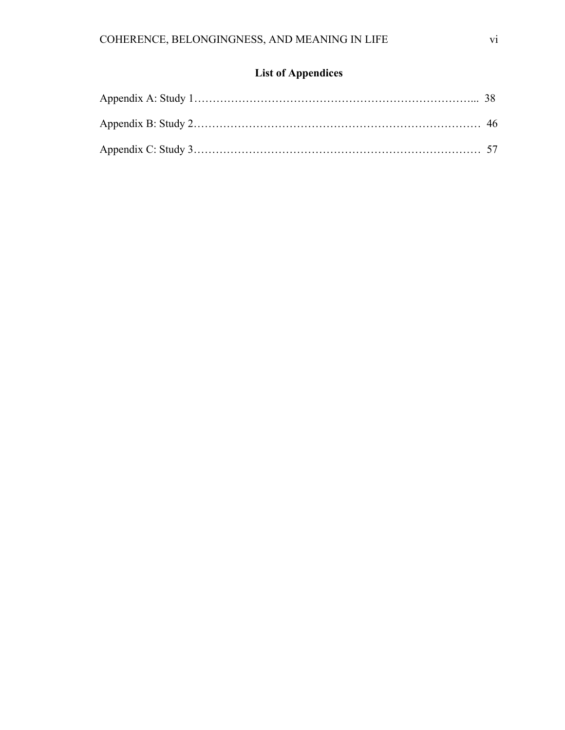# List of Appendices

Appendix A: Study 1………………………………………………………………... 38

Appendix B: Study 2……………………………………………………………… 46

Appendix C: Study 3……………………………………………………………… 57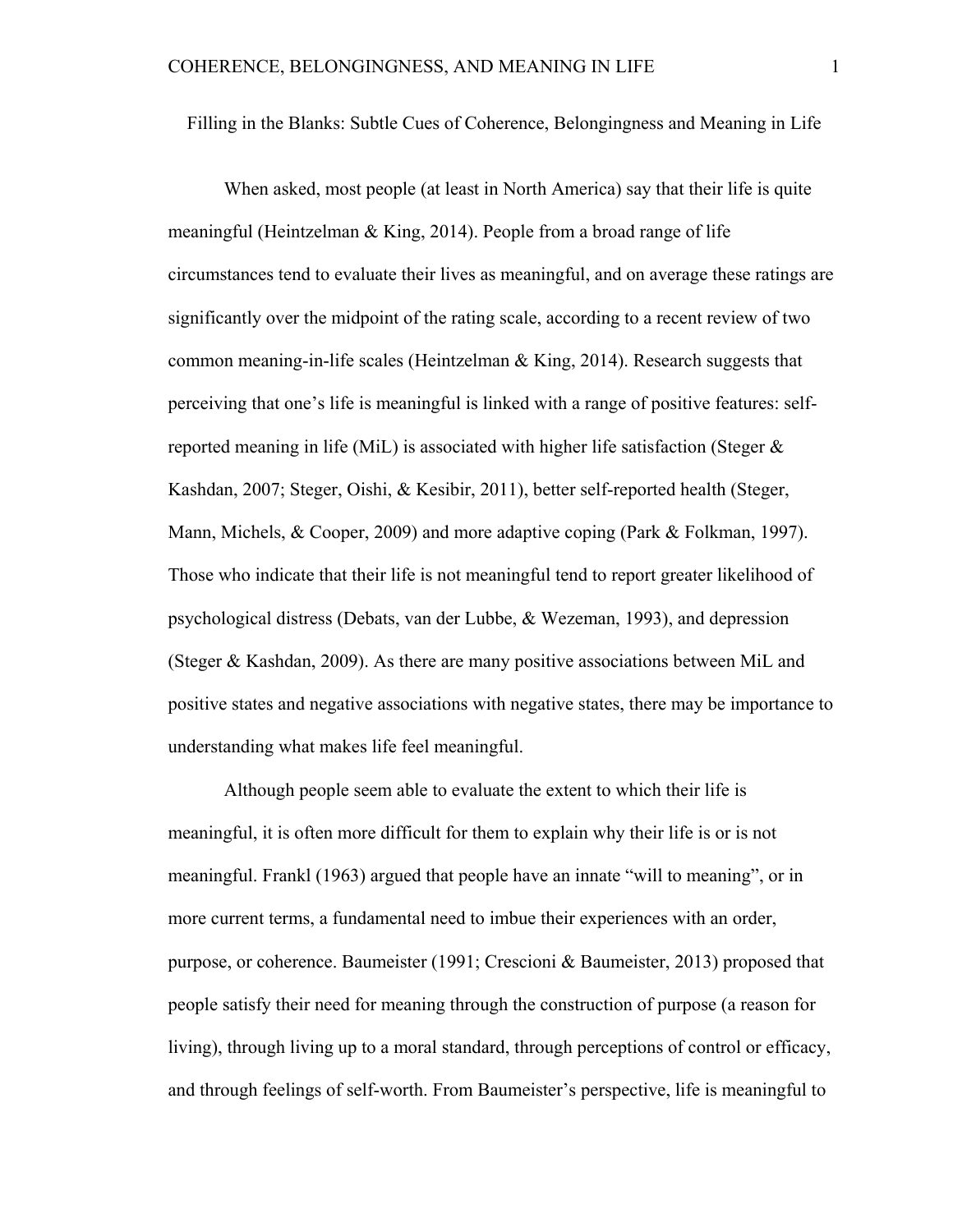Filling in the Blanks: Subtle Cues of Coherence, Belongingness and Meaning in Life

When asked, most people (at least in North America) say that their life is quite meaningful (Heintzelman & King, 2014). People from a broad range of life circumstances tend to evaluate their lives as meaningful, and on average these ratings are significantly over the midpoint of the rating scale, according to a recent review of two common meaning-in-life scales (Heintzelman & King, 2014). Research suggests that perceiving that one's life is meaningful is linked with a range of positive features: self-reported meaning in life (MiL) is associated with higher life satisfaction (Steger & Kashdan, 2007; Steger, Oishi, & Kesibir, 2011), better self-reported health (Steger, Mann, Michels, & Cooper, 2009) and more adaptive coping (Park & Folkman, 1997). Those who indicate that their life is not meaningful tend to report greater likelihood of psychological distress (Debats, van der Lubbe, & Wezeman, 1993), and depression (Steger & Kashdan, 2009). As there are many positive associations between MiL and positive states and negative associations with negative states, there may be importance to understanding what makes life feel meaningful.

Although people seem able to evaluate the extent to which their life is meaningful, it is often more difficult for them to explain why their life is or is not meaningful. Frankl (1963) argued that people have an innate "will to meaning", or in more current terms, a fundamental need to imbue their experiences with an order, purpose, or coherence. Baumeister (1991; Crescioni & Baumeister, 2013) proposed that people satisfy their need for meaning through the construction of purpose (a reason for living), through living up to a moral standard, through perceptions of control or efficacy, and through feelings of self-worth. From Baumeister's perspective, life is meaningful to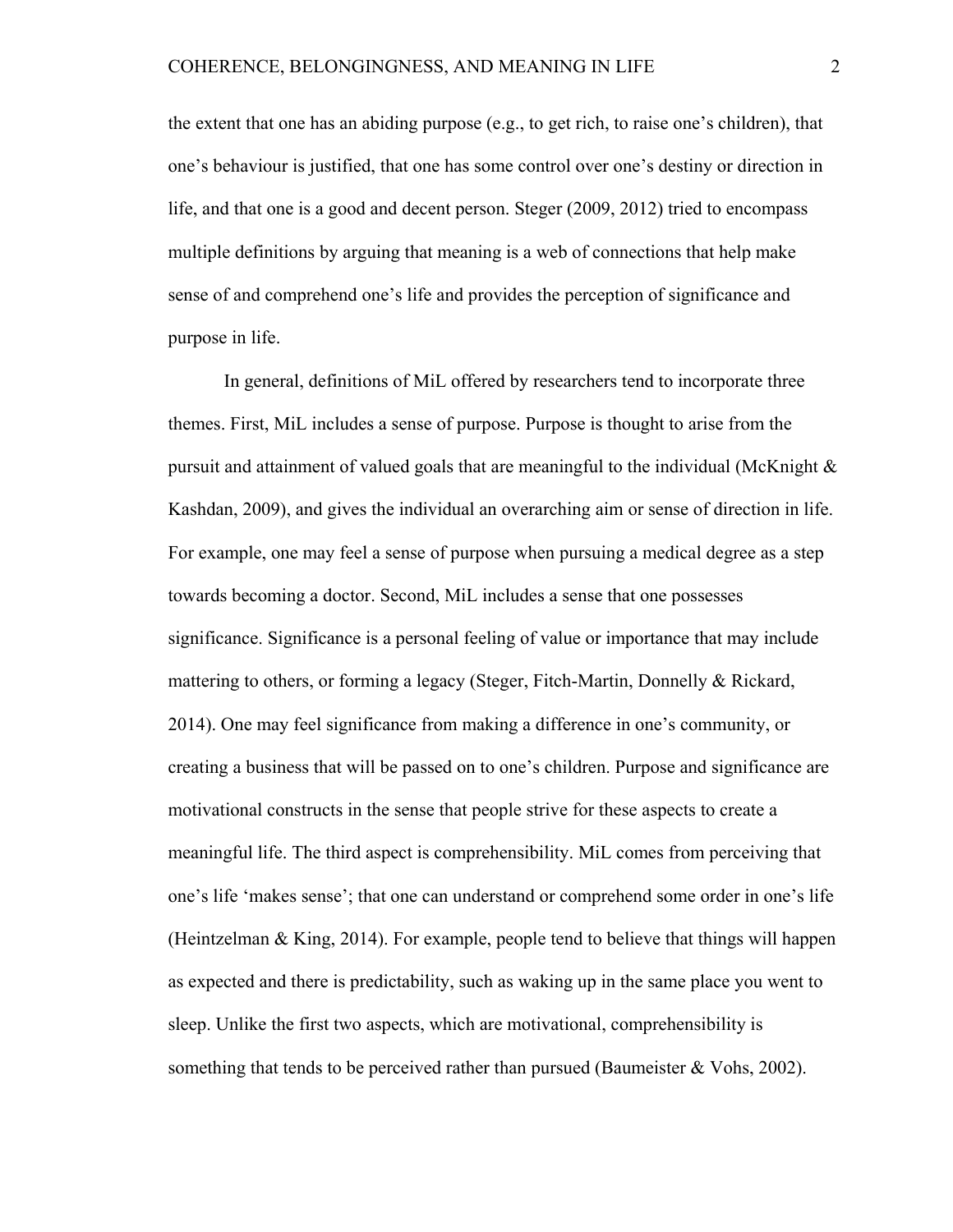the extent that one has an abiding purpose (e.g., to get rich, to raise one's children), that one's behaviour is justified, that one has some control over one's destiny or direction in life, and that one is a good and decent person. Steger (2009, 2012) tried to encompass multiple definitions by arguing that meaning is a web of connections that help make sense of and comprehend one's life and provides the perception of significance and purpose in life.

In general, definitions of MiL offered by researchers tend to incorporate three themes. First, MiL includes a sense of purpose. Purpose is thought to arise from the pursuit and attainment of valued goals that are meaningful to the individual (McKnight & Kashdan, 2009), and gives the individual an overarching aim or sense of direction in life. For example, one may feel a sense of purpose when pursuing a medical degree as a step towards becoming a doctor. Second, MiL includes a sense that one possesses significance. Significance is a personal feeling of value or importance that may include mattering to others, or forming a legacy (Steger, Fitch-Martin, Donnelly & Rickard, 2014). One may feel significance from making a difference in one's community, or creating a business that will be passed on to one's children. Purpose and significance are motivational constructs in the sense that people strive for these aspects to create a meaningful life. The third aspect is comprehensibility. MiL comes from perceiving that one's life 'makes sense'; that one can understand or comprehend some order in one's life (Heintzelman & King, 2014). For example, people tend to believe that things will happen as expected and there is predictability, such as waking up in the same place you went to sleep. Unlike the first two aspects, which are motivational, comprehensibility is something that tends to be perceived rather than pursued (Baumeister & Vohs, 2002).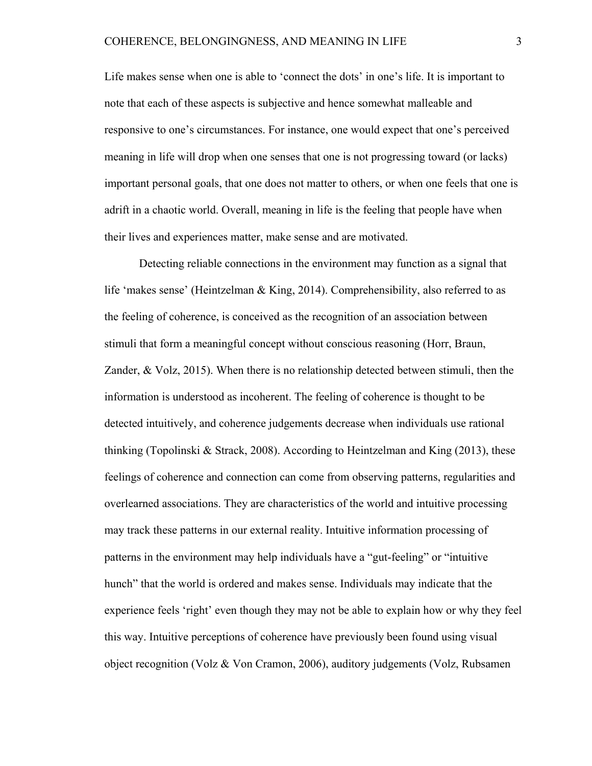Life makes sense when one is able to 'connect the dots' in one's life. It is important to note that each of these aspects is subjective and hence somewhat malleable and responsive to one's circumstances. For instance, one would expect that one's perceived meaning in life will drop when one senses that one is not progressing toward (or lacks) important personal goals, that one does not matter to others, or when one feels that one is adrift in a chaotic world. Overall, meaning in life is the feeling that people have when their lives and experiences matter, make sense and are motivated.

Detecting reliable connections in the environment may function as a signal that life 'makes sense' (Heintzelman & King, 2014). Comprehensibility, also referred to as the feeling of coherence, is conceived as the recognition of an association between stimuli that form a meaningful concept without conscious reasoning (Horr, Braun, Zander, & Volz, 2015). When there is no relationship detected between stimuli, then the information is understood as incoherent. The feeling of coherence is thought to be detected intuitively, and coherence judgements decrease when individuals use rational thinking (Topolinski & Strack, 2008). According to Heintzelman and King (2013), these feelings of coherence and connection can come from observing patterns, regularities and overlearned associations. They are characteristics of the world and intuitive processing may track these patterns in our external reality. Intuitive information processing of patterns in the environment may help individuals have a "gut-feeling" or "intuitive hunch" that the world is ordered and makes sense. Individuals may indicate that the experience feels 'right' even though they may not be able to explain how or why they feel this way. Intuitive perceptions of coherence have previously been found using visual object recognition (Volz & Von Cramon, 2006), auditory judgements (Volz, Rubsamen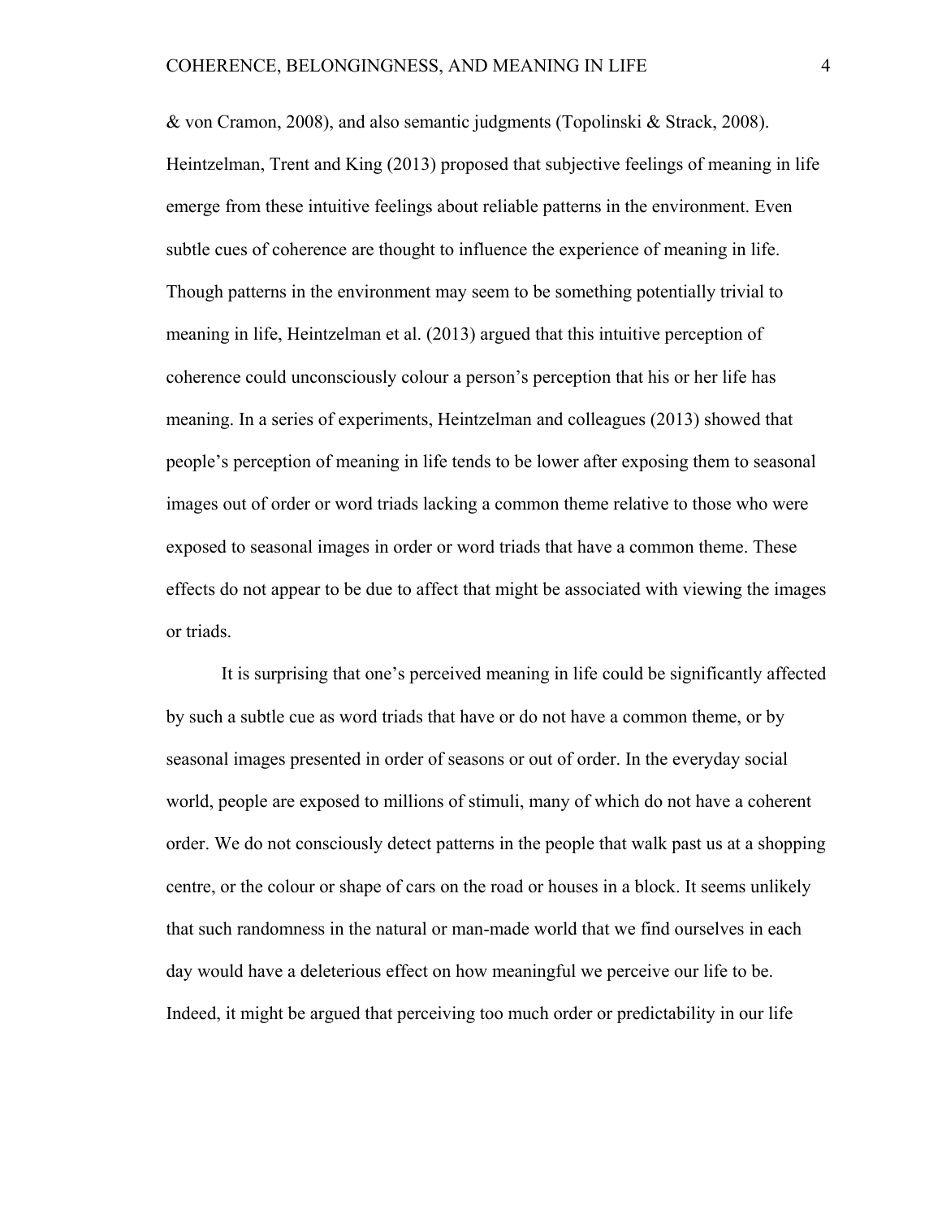& von Cramon, 2008), and also semantic judgments (Topolinski & Strack, 2008). Heintzelman, Trent and King (2013) proposed that subjective feelings of meaning in life emerge from these intuitive feelings about reliable patterns in the environment. Even subtle cues of coherence are thought to influence the experience of meaning in life. Though patterns in the environment may seem to be something potentially trivial to meaning in life, Heintzelman et al. (2013) argued that this intuitive perception of coherence could unconsciously colour a person's perception that his or her life has meaning. In a series of experiments, Heintzelman and colleagues (2013) showed that people's perception of meaning in life tends to be lower after exposing them to seasonal images out of order or word triads lacking a common theme relative to those who were exposed to seasonal images in order or word triads that have a common theme. These effects do not appear to be due to affect that might be associated with viewing the images or triads.

It is surprising that one's perceived meaning in life could be significantly affected by such a subtle cue as word triads that have or do not have a common theme, or by seasonal images presented in order of seasons or out of order. In the everyday social world, people are exposed to millions of stimuli, many of which do not have a coherent order. We do not consciously detect patterns in the people that walk past us at a shopping centre, or the colour or shape of cars on the road or houses in a block. It seems unlikely that such randomness in the natural or man-made world that we find ourselves in each day would have a deleterious effect on how meaningful we perceive our life to be. Indeed, it might be argued that perceiving too much order or predictability in our life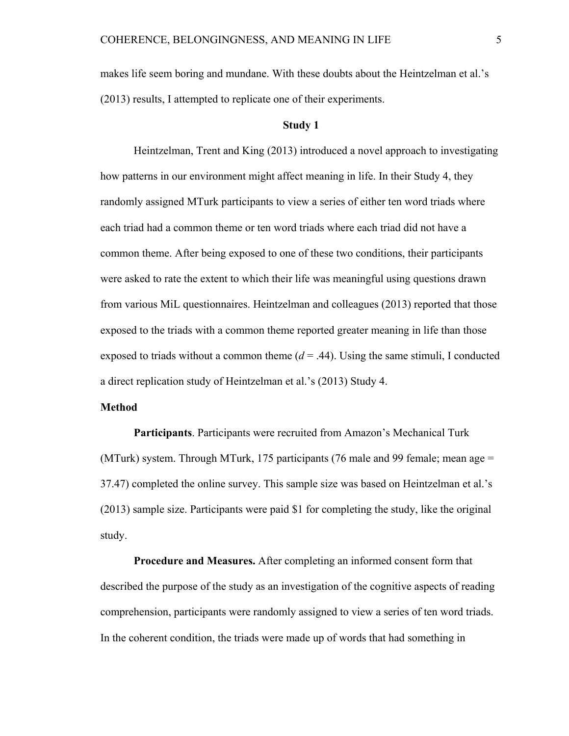makes life seem boring and mundane. With these doubts about the Heintzelman et al.'s (2013) results, I attempted to replicate one of their experiments.

## Study 1

Heintzelman, Trent and King (2013) introduced a novel approach to investigating how patterns in our environment might affect meaning in life. In their Study 4, they randomly assigned MTurk participants to view a series of either ten word triads where each triad had a common theme or ten word triads where each triad did not have a common theme. After being exposed to one of these two conditions, their participants were asked to rate the extent to which their life was meaningful using questions drawn from various MiL questionnaires. Heintzelman and colleagues (2013) reported that those exposed to the triads with a common theme reported greater meaning in life than those exposed to triads without a common theme ($d = .44$). Using the same stimuli, I conducted a direct replication study of Heintzelman et al.'s (2013) Study 4.

### Method

**Participants**. Participants were recruited from Amazon's Mechanical Turk (MTurk) system. Through MTurk, 175 participants (76 male and 99 female; mean age = 37.47) completed the online survey. This sample size was based on Heintzelman et al.'s (2013) sample size. Participants were paid $1 for completing the study, like the original study.

**Procedure and Measures.** After completing an informed consent form that described the purpose of the study as an investigation of the cognitive aspects of reading comprehension, participants were randomly assigned to view a series of ten word triads. In the coherent condition, the triads were made up of words that had something in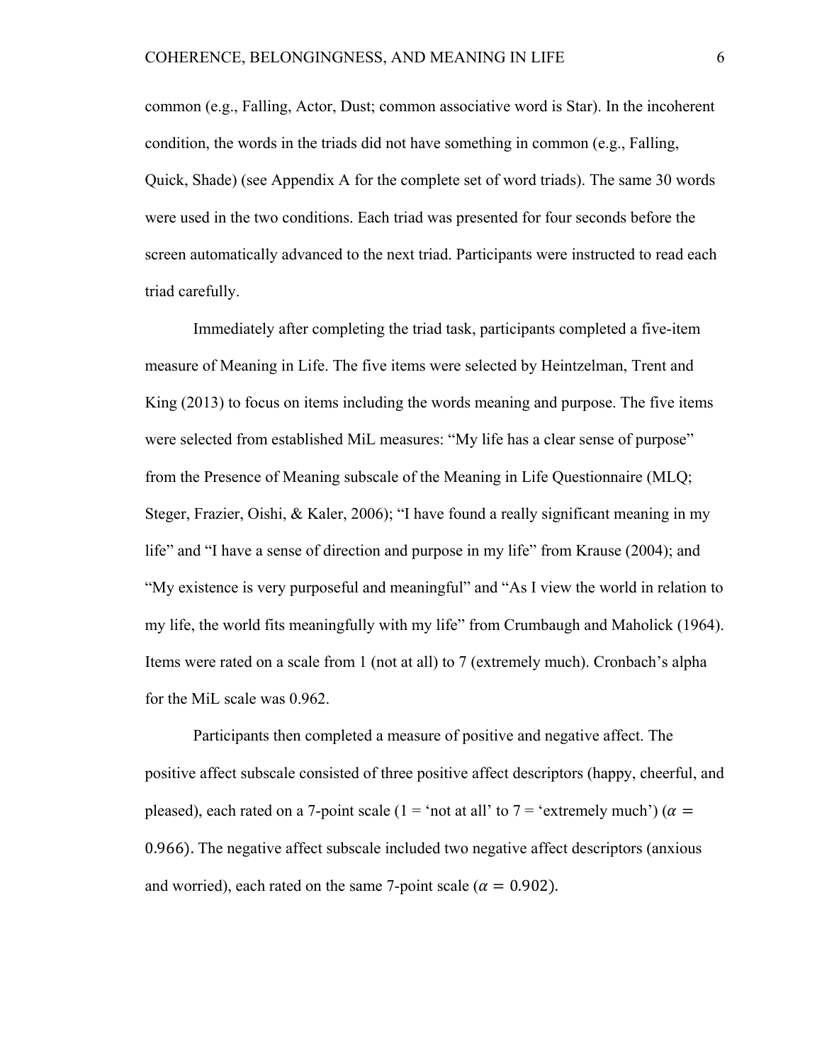common (e.g., Falling, Actor, Dust; common associative word is Star). In the incoherent condition, the words in the triads did not have something in common (e.g., Falling, Quick, Shade) (see Appendix A for the complete set of word triads). The same 30 words were used in the two conditions. Each triad was presented for four seconds before the screen automatically advanced to the next triad. Participants were instructed to read each triad carefully.

Immediately after completing the triad task, participants completed a five-item measure of Meaning in Life. The five items were selected by Heintzelman, Trent and King (2013) to focus on items including the words meaning and purpose. The five items were selected from established MiL measures: "My life has a clear sense of purpose" from the Presence of Meaning subscale of the Meaning in Life Questionnaire (MLQ; Steger, Frazier, Oishi, & Kaler, 2006); "I have found a really significant meaning in my life" and "I have a sense of direction and purpose in my life" from Krause (2004); and "My existence is very purposeful and meaningful" and "As I view the world in relation to my life, the world fits meaningfully with my life" from Crumbaugh and Maholick (1964). Items were rated on a scale from 1 (not at all) to 7 (extremely much). Cronbach's alpha for the MiL scale was 0.962.

Participants then completed a measure of positive and negative affect. The positive affect subscale consisted of three positive affect descriptors (happy, cheerful, and pleased), each rated on a 7-point scale (1 = 'not at all' to 7 = 'extremely much') ($\alpha = 0.966$). The negative affect subscale included two negative affect descriptors (anxious and worried), each rated on the same 7-point scale ($\alpha = 0.902$).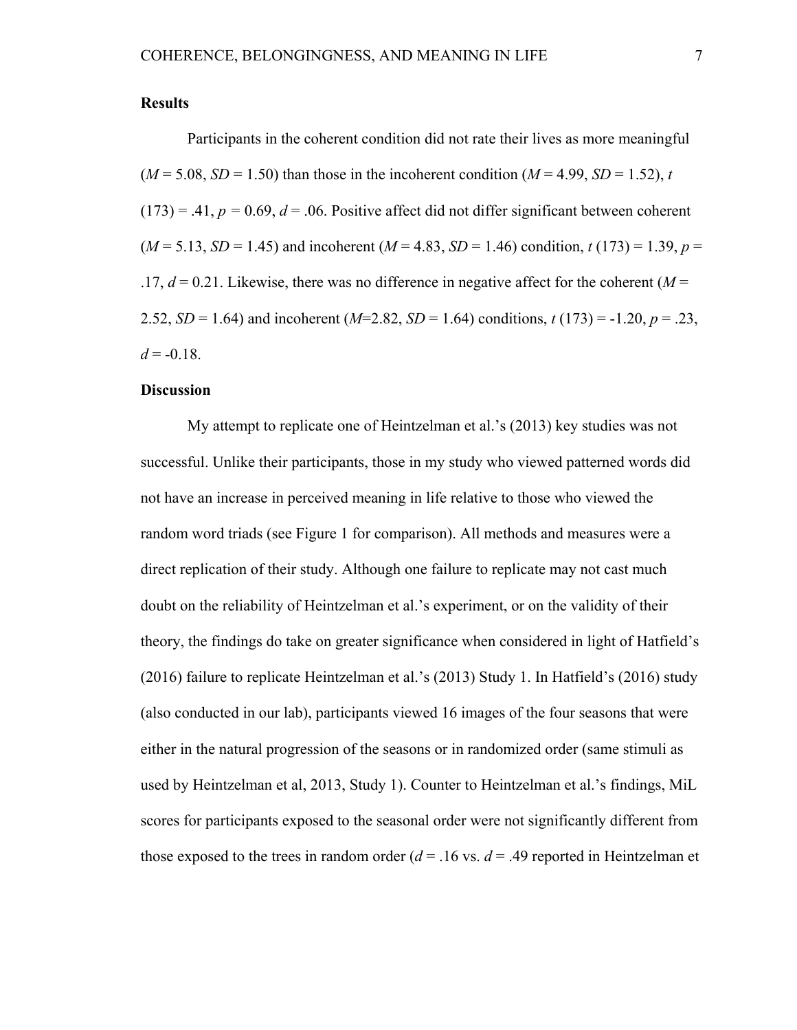## Results

Participants in the coherent condition did not rate their lives as more meaningful ($M$ = 5.08, $SD$ = 1.50) than those in the incoherent condition ($M$ = 4.99, $SD$ = 1.52), $t$ (173) = .41, $p$ = 0.69, $d$ = .06. Positive affect did not differ significant between coherent ($M$ = 5.13, $SD$ = 1.45) and incoherent ($M$ = 4.83, $SD$ = 1.46) condition, $t$ (173) = 1.39, $p$ = .17, $d$ = 0.21. Likewise, there was no difference in negative affect for the coherent ($M$ = 2.52, $SD$ = 1.64) and incoherent ($M$=2.82, $SD$ = 1.64) conditions, $t$ (173) = -1.20, $p$ = .23, $d$ = -0.18.

## Discussion

My attempt to replicate one of Heintzelman et al.'s (2013) key studies was not successful. Unlike their participants, those in my study who viewed patterned words did not have an increase in perceived meaning in life relative to those who viewed the random word triads (see Figure 1 for comparison). All methods and measures were a direct replication of their study. Although one failure to replicate may not cast much doubt on the reliability of Heintzelman et al.'s experiment, or on the validity of their theory, the findings do take on greater significance when considered in light of Hatfield's (2016) failure to replicate Heintzelman et al.'s (2013) Study 1. In Hatfield's (2016) study (also conducted in our lab), participants viewed 16 images of the four seasons that were either in the natural progression of the seasons or in randomized order (same stimuli as used by Heintzelman et al, 2013, Study 1). Counter to Heintzelman et al.'s findings, MiL scores for participants exposed to the seasonal order were not significantly different from those exposed to the trees in random order ($d$ = .16 vs. $d$ = .49 reported in Heintzelman et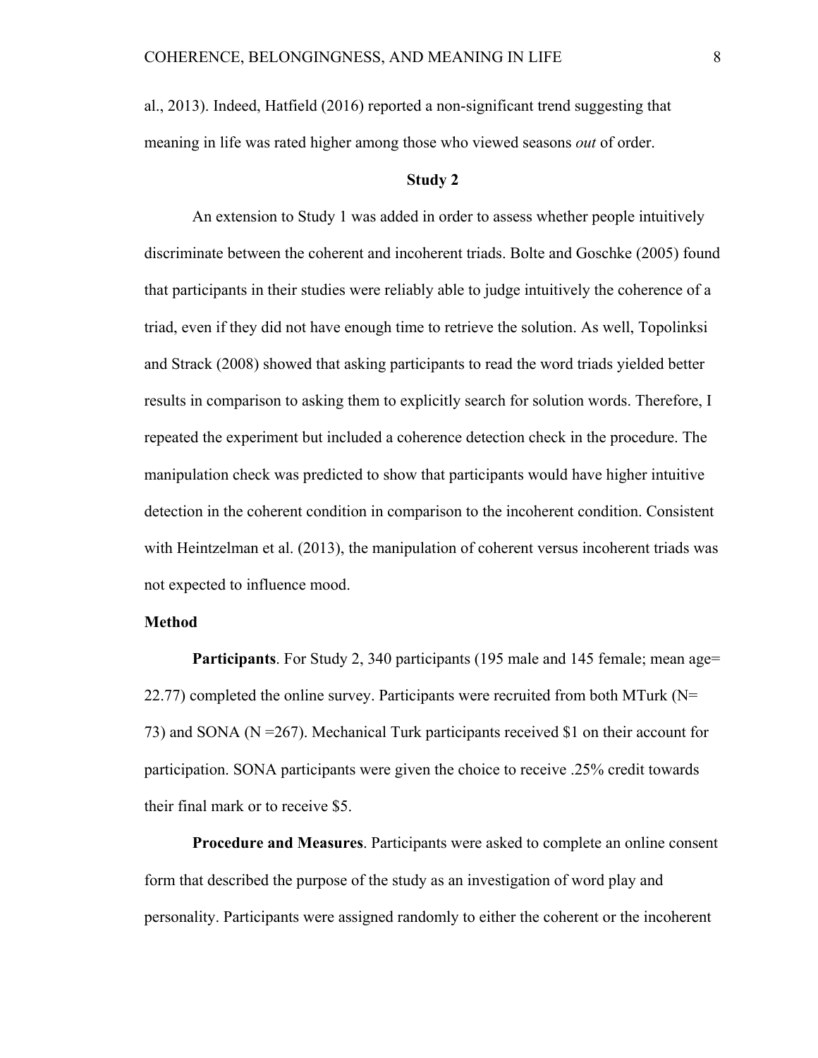al., 2013). Indeed, Hatfield (2016) reported a non-significant trend suggesting that meaning in life was rated higher among those who viewed seasons *out* of order.

## Study 2

An extension to Study 1 was added in order to assess whether people intuitively discriminate between the coherent and incoherent triads. Bolte and Goschke (2005) found that participants in their studies were reliably able to judge intuitively the coherence of a triad, even if they did not have enough time to retrieve the solution. As well, Topolinksi and Strack (2008) showed that asking participants to read the word triads yielded better results in comparison to asking them to explicitly search for solution words. Therefore, I repeated the experiment but included a coherence detection check in the procedure. The manipulation check was predicted to show that participants would have higher intuitive detection in the coherent condition in comparison to the incoherent condition. Consistent with Heintzelman et al. (2013), the manipulation of coherent versus incoherent triads was not expected to influence mood.

### Method

**Participants**. For Study 2, 340 participants (195 male and 145 female; mean age= 22.77) completed the online survey. Participants were recruited from both MTurk (N= 73) and SONA (N =267). Mechanical Turk participants received $1 on their account for participation. SONA participants were given the choice to receive .25% credit towards their final mark or to receive $5.

**Procedure and Measures**. Participants were asked to complete an online consent form that described the purpose of the study as an investigation of word play and personality. Participants were assigned randomly to either the coherent or the incoherent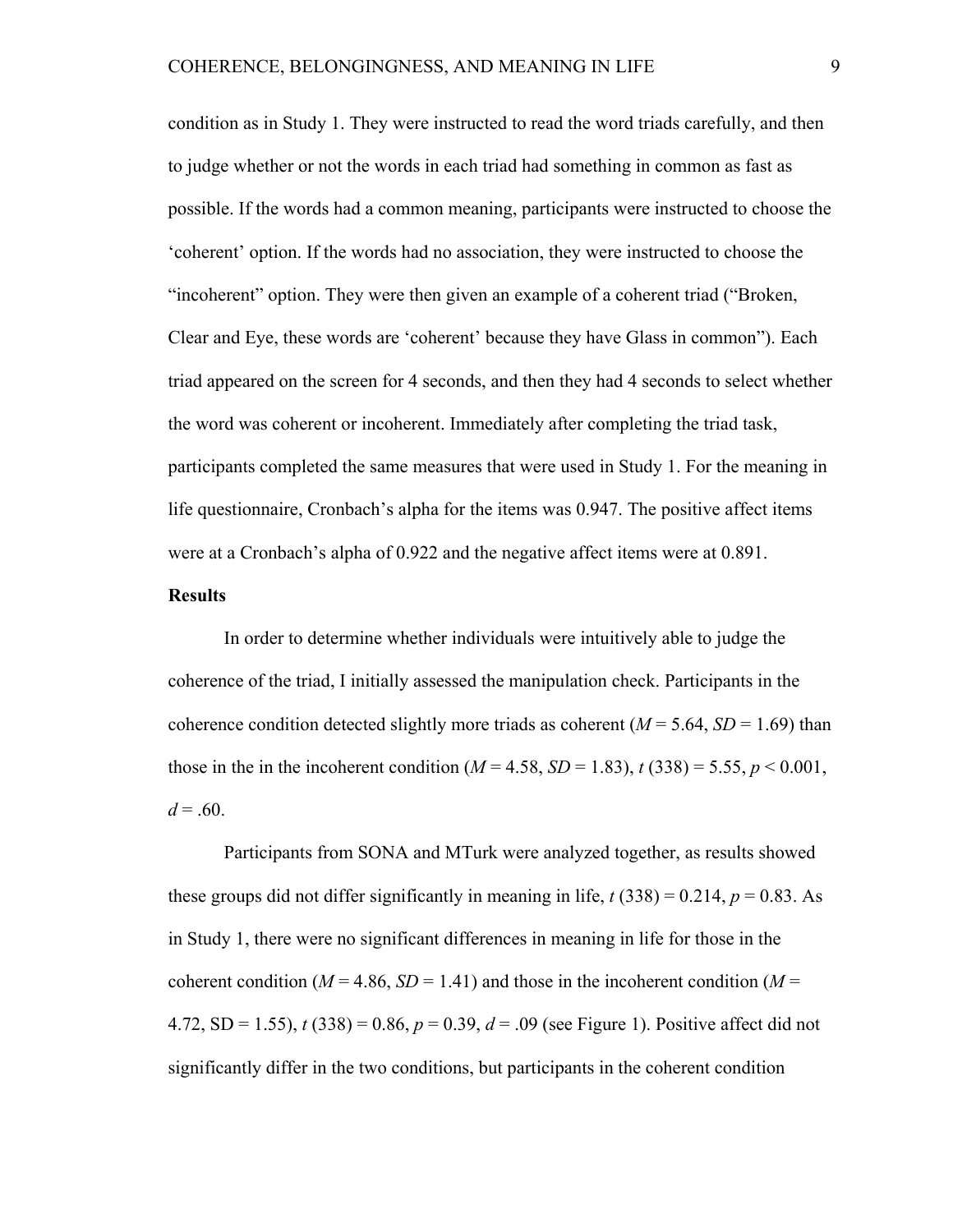condition as in Study 1. They were instructed to read the word triads carefully, and then to judge whether or not the words in each triad had something in common as fast as possible. If the words had a common meaning, participants were instructed to choose the 'coherent' option. If the words had no association, they were instructed to choose the "incoherent" option. They were then given an example of a coherent triad ("Broken, Clear and Eye, these words are 'coherent' because they have Glass in common"). Each triad appeared on the screen for 4 seconds, and then they had 4 seconds to select whether the word was coherent or incoherent. Immediately after completing the triad task, participants completed the same measures that were used in Study 1. For the meaning in life questionnaire, Cronbach's alpha for the items was 0.947. The positive affect items were at a Cronbach's alpha of 0.922 and the negative affect items were at 0.891.

**Results**

In order to determine whether individuals were intuitively able to judge the coherence of the triad, I initially assessed the manipulation check. Participants in the coherence condition detected slightly more triads as coherent ($M = 5.64$, $SD = 1.69$) than those in the in the incoherent condition ($M = 4.58$, $SD = 1.83$), $t\,(338) = 5.55$, $p < 0.001$, $d = .60$.

Participants from SONA and MTurk were analyzed together, as results showed these groups did not differ significantly in meaning in life, $t\,(338) = 0.214$, $p = 0.83$. As in Study 1, there were no significant differences in meaning in life for those in the coherent condition ($M = 4.86$, $SD = 1.41$) and those in the incoherent condition ($M = 4.72$, SD = 1.55), $t\,(338) = 0.86$, $p = 0.39$, $d = .09$ (see Figure 1). Positive affect did not significantly differ in the two conditions, but participants in the coherent condition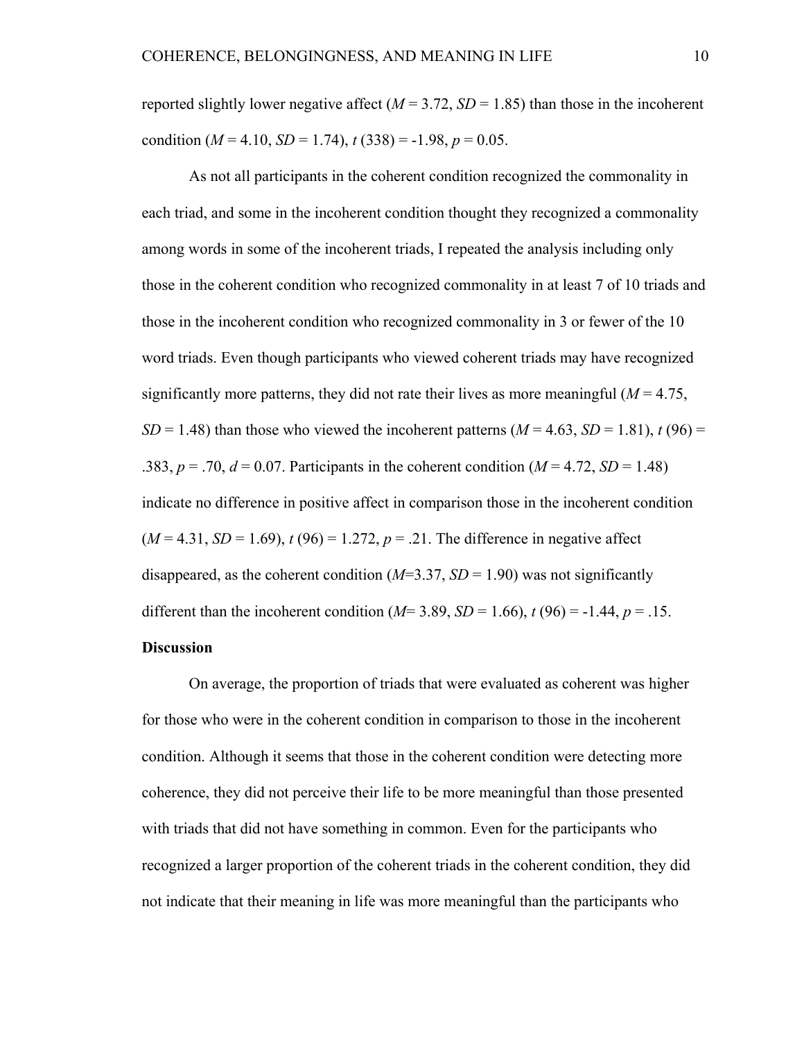reported slightly lower negative affect ($M = 3.72$, $SD = 1.85$) than those in the incoherent condition ($M = 4.10$, $SD = 1.74$), $t\,(338) = -1.98$, $p = 0.05$.

As not all participants in the coherent condition recognized the commonality in each triad, and some in the incoherent condition thought they recognized a commonality among words in some of the incoherent triads, I repeated the analysis including only those in the coherent condition who recognized commonality in at least 7 of 10 triads and those in the incoherent condition who recognized commonality in 3 or fewer of the 10 word triads. Even though participants who viewed coherent triads may have recognized significantly more patterns, they did not rate their lives as more meaningful ($M = 4.75$, $SD = 1.48$) than those who viewed the incoherent patterns ($M = 4.63$, $SD = 1.81$), $t\,(96) = .383$, $p = .70$, $d = 0.07$. Participants in the coherent condition ($M = 4.72$, $SD = 1.48$) indicate no difference in positive affect in comparison those in the incoherent condition ($M = 4.31$, $SD = 1.69$), $t\,(96) = 1.272$, $p = .21$. The difference in negative affect disappeared, as the coherent condition ($M$=3.37, $SD = 1.90$) was not significantly different than the incoherent condition ($M$= 3.89, $SD = 1.66$), $t\,(96) = -1.44$, $p = .15$.

**Discussion**

On average, the proportion of triads that were evaluated as coherent was higher for those who were in the coherent condition in comparison to those in the incoherent condition. Although it seems that those in the coherent condition were detecting more coherence, they did not perceive their life to be more meaningful than those presented with triads that did not have something in common. Even for the participants who recognized a larger proportion of the coherent triads in the coherent condition, they did not indicate that their meaning in life was more meaningful than the participants who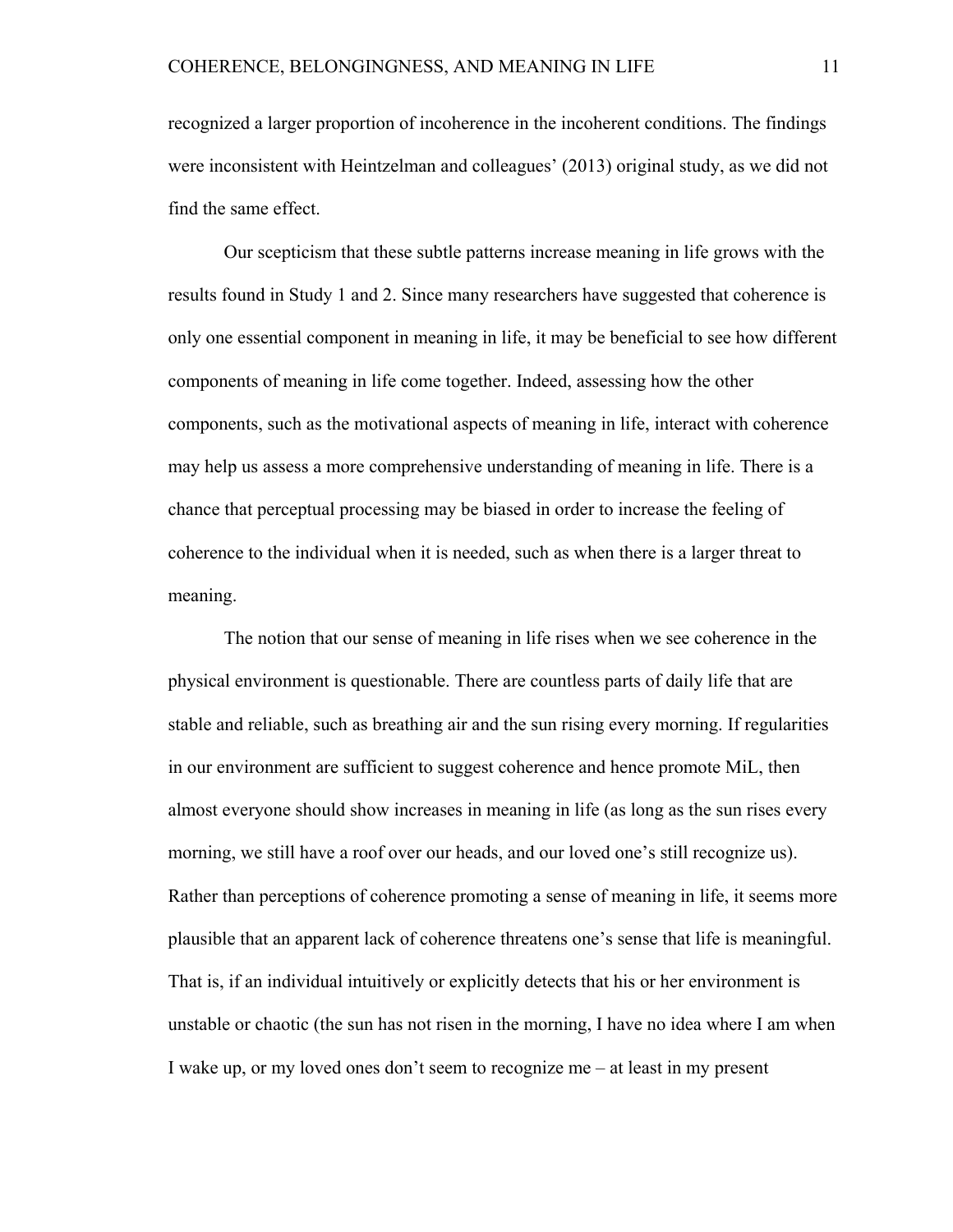recognized a larger proportion of incoherence in the incoherent conditions. The findings were inconsistent with Heintzelman and colleagues' (2013) original study, as we did not find the same effect.

Our scepticism that these subtle patterns increase meaning in life grows with the results found in Study 1 and 2. Since many researchers have suggested that coherence is only one essential component in meaning in life, it may be beneficial to see how different components of meaning in life come together. Indeed, assessing how the other components, such as the motivational aspects of meaning in life, interact with coherence may help us assess a more comprehensive understanding of meaning in life. There is a chance that perceptual processing may be biased in order to increase the feeling of coherence to the individual when it is needed, such as when there is a larger threat to meaning.

The notion that our sense of meaning in life rises when we see coherence in the physical environment is questionable. There are countless parts of daily life that are stable and reliable, such as breathing air and the sun rising every morning. If regularities in our environment are sufficient to suggest coherence and hence promote MiL, then almost everyone should show increases in meaning in life (as long as the sun rises every morning, we still have a roof over our heads, and our loved one's still recognize us). Rather than perceptions of coherence promoting a sense of meaning in life, it seems more plausible that an apparent lack of coherence threatens one's sense that life is meaningful. That is, if an individual intuitively or explicitly detects that his or her environment is unstable or chaotic (the sun has not risen in the morning, I have no idea where I am when I wake up, or my loved ones don't seem to recognize me – at least in my present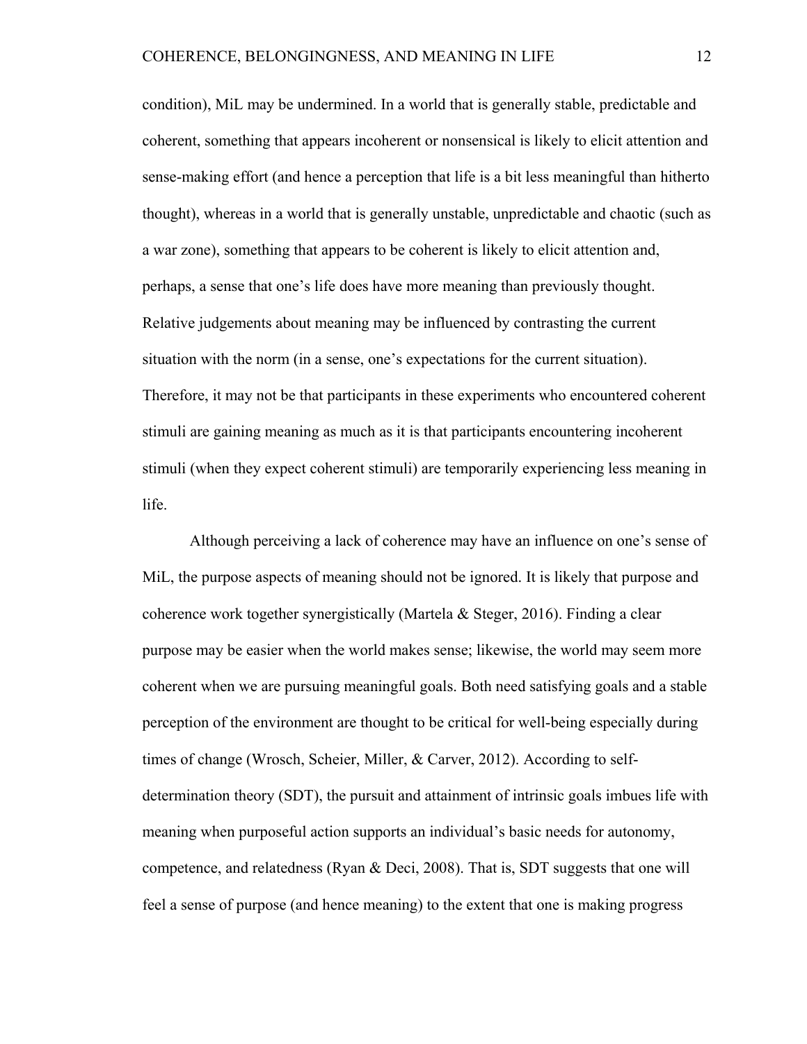condition), MiL may be undermined. In a world that is generally stable, predictable and coherent, something that appears incoherent or nonsensical is likely to elicit attention and sense-making effort (and hence a perception that life is a bit less meaningful than hitherto thought), whereas in a world that is generally unstable, unpredictable and chaotic (such as a war zone), something that appears to be coherent is likely to elicit attention and, perhaps, a sense that one's life does have more meaning than previously thought. Relative judgements about meaning may be influenced by contrasting the current situation with the norm (in a sense, one's expectations for the current situation). Therefore, it may not be that participants in these experiments who encountered coherent stimuli are gaining meaning as much as it is that participants encountering incoherent stimuli (when they expect coherent stimuli) are temporarily experiencing less meaning in life.

Although perceiving a lack of coherence may have an influence on one's sense of MiL, the purpose aspects of meaning should not be ignored. It is likely that purpose and coherence work together synergistically (Martela & Steger, 2016). Finding a clear purpose may be easier when the world makes sense; likewise, the world may seem more coherent when we are pursuing meaningful goals. Both need satisfying goals and a stable perception of the environment are thought to be critical for well-being especially during times of change (Wrosch, Scheier, Miller, & Carver, 2012). According to self-determination theory (SDT), the pursuit and attainment of intrinsic goals imbues life with meaning when purposeful action supports an individual's basic needs for autonomy, competence, and relatedness (Ryan & Deci, 2008). That is, SDT suggests that one will feel a sense of purpose (and hence meaning) to the extent that one is making progress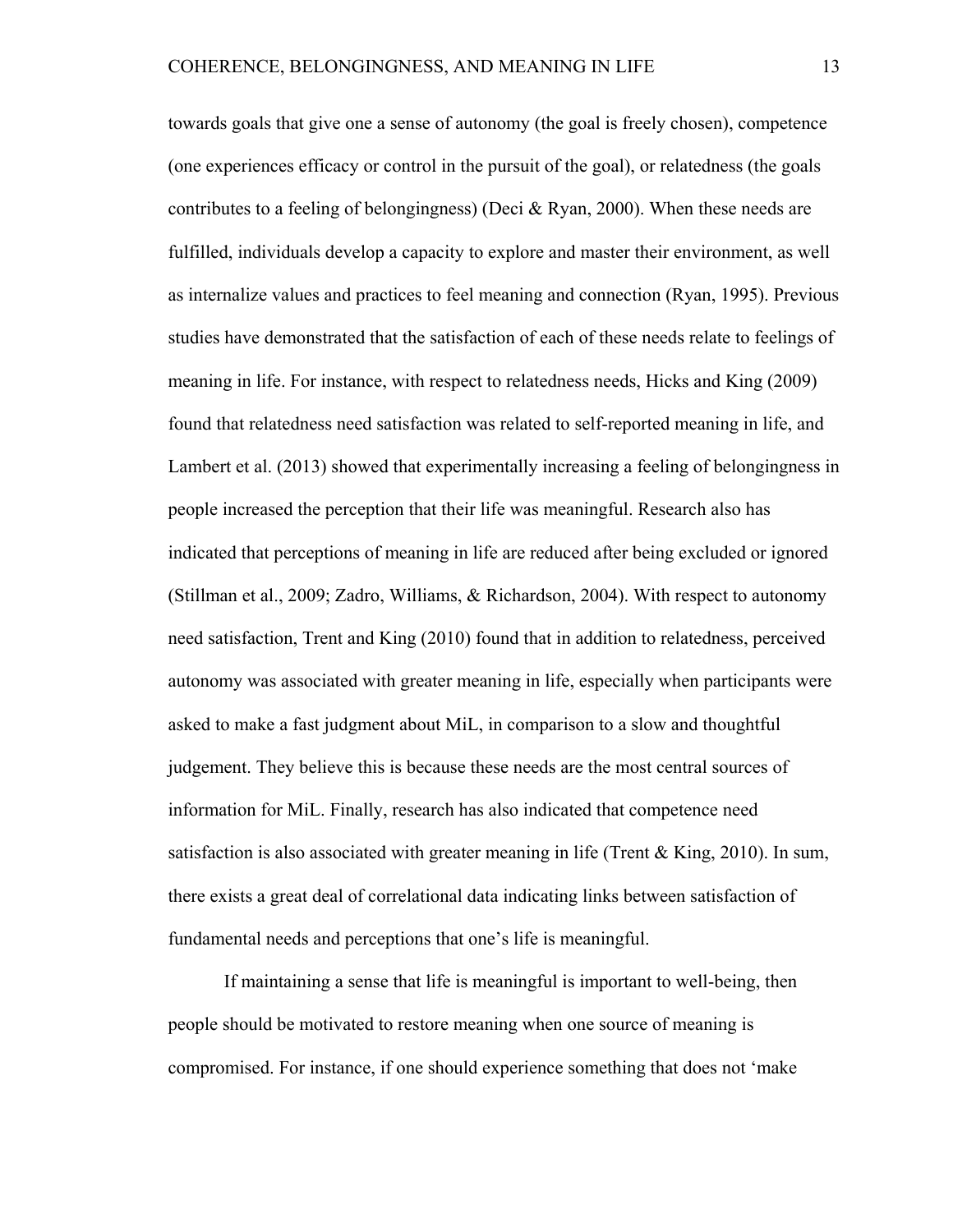towards goals that give one a sense of autonomy (the goal is freely chosen), competence (one experiences efficacy or control in the pursuit of the goal), or relatedness (the goals contributes to a feeling of belongingness) (Deci & Ryan, 2000). When these needs are fulfilled, individuals develop a capacity to explore and master their environment, as well as internalize values and practices to feel meaning and connection (Ryan, 1995). Previous studies have demonstrated that the satisfaction of each of these needs relate to feelings of meaning in life. For instance, with respect to relatedness needs, Hicks and King (2009) found that relatedness need satisfaction was related to self-reported meaning in life, and Lambert et al. (2013) showed that experimentally increasing a feeling of belongingness in people increased the perception that their life was meaningful. Research also has indicated that perceptions of meaning in life are reduced after being excluded or ignored (Stillman et al., 2009; Zadro, Williams, & Richardson, 2004). With respect to autonomy need satisfaction, Trent and King (2010) found that in addition to relatedness, perceived autonomy was associated with greater meaning in life, especially when participants were asked to make a fast judgment about MiL, in comparison to a slow and thoughtful judgement. They believe this is because these needs are the most central sources of information for MiL. Finally, research has also indicated that competence need satisfaction is also associated with greater meaning in life (Trent & King, 2010). In sum, there exists a great deal of correlational data indicating links between satisfaction of fundamental needs and perceptions that one's life is meaningful.

If maintaining a sense that life is meaningful is important to well-being, then people should be motivated to restore meaning when one source of meaning is compromised. For instance, if one should experience something that does not 'make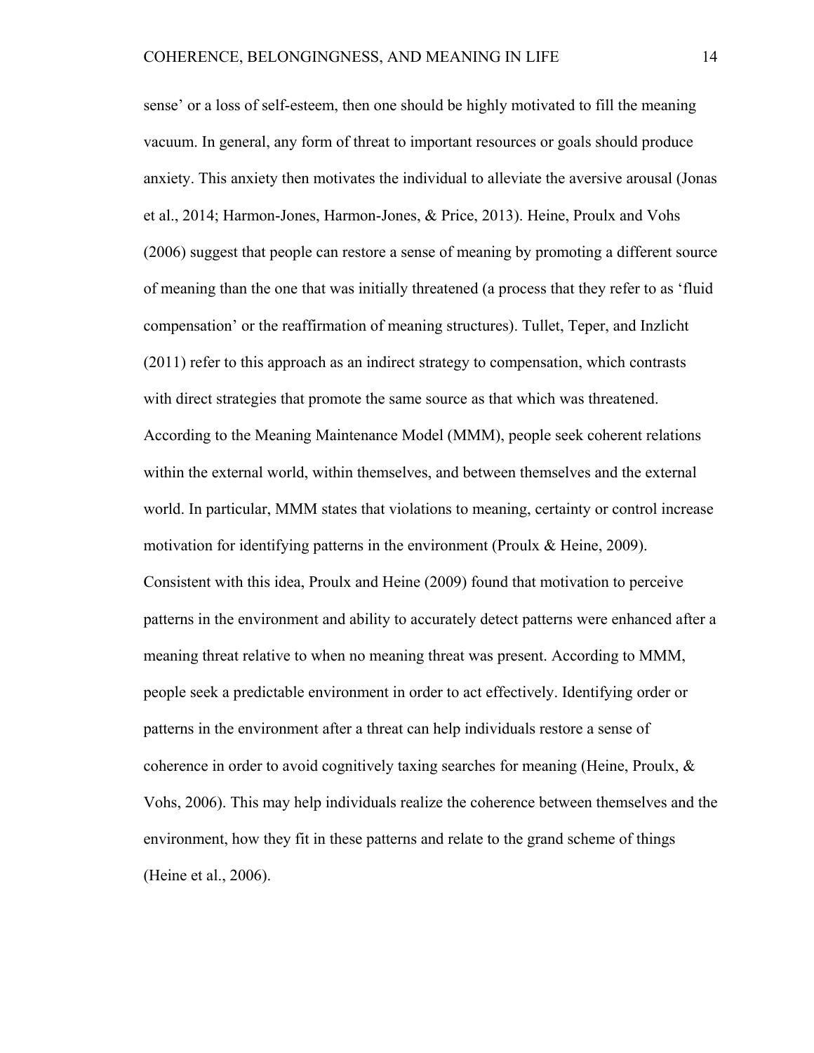sense' or a loss of self-esteem, then one should be highly motivated to fill the meaning vacuum. In general, any form of threat to important resources or goals should produce anxiety. This anxiety then motivates the individual to alleviate the aversive arousal (Jonas et al., 2014; Harmon-Jones, Harmon-Jones, & Price, 2013). Heine, Proulx and Vohs (2006) suggest that people can restore a sense of meaning by promoting a different source of meaning than the one that was initially threatened (a process that they refer to as 'fluid compensation' or the reaffirmation of meaning structures). Tullet, Teper, and Inzlicht (2011) refer to this approach as an indirect strategy to compensation, which contrasts with direct strategies that promote the same source as that which was threatened. According to the Meaning Maintenance Model (MMM), people seek coherent relations within the external world, within themselves, and between themselves and the external world. In particular, MMM states that violations to meaning, certainty or control increase motivation for identifying patterns in the environment (Proulx & Heine, 2009). Consistent with this idea, Proulx and Heine (2009) found that motivation to perceive patterns in the environment and ability to accurately detect patterns were enhanced after a meaning threat relative to when no meaning threat was present. According to MMM, people seek a predictable environment in order to act effectively. Identifying order or patterns in the environment after a threat can help individuals restore a sense of coherence in order to avoid cognitively taxing searches for meaning (Heine, Proulx, & Vohs, 2006). This may help individuals realize the coherence between themselves and the environment, how they fit in these patterns and relate to the grand scheme of things (Heine et al., 2006).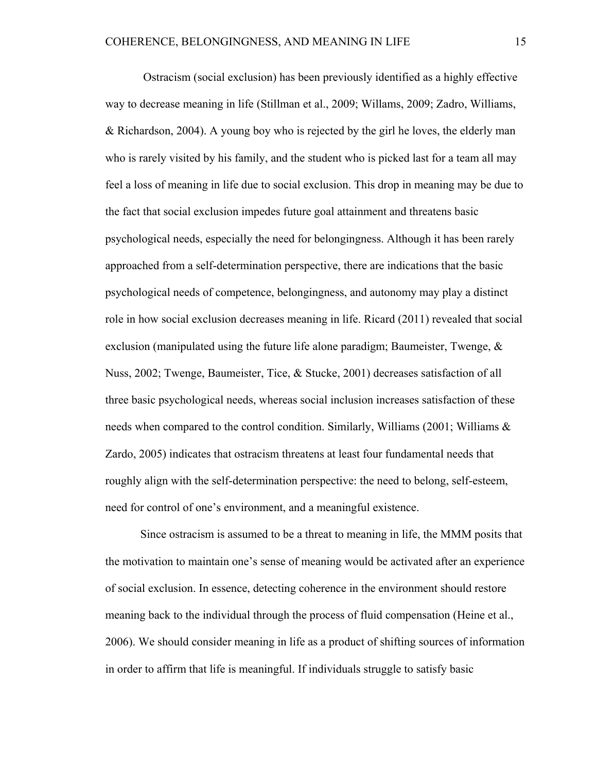Ostracism (social exclusion) has been previously identified as a highly effective way to decrease meaning in life (Stillman et al., 2009; Willams, 2009; Zadro, Williams, & Richardson, 2004). A young boy who is rejected by the girl he loves, the elderly man who is rarely visited by his family, and the student who is picked last for a team all may feel a loss of meaning in life due to social exclusion. This drop in meaning may be due to the fact that social exclusion impedes future goal attainment and threatens basic psychological needs, especially the need for belongingness. Although it has been rarely approached from a self-determination perspective, there are indications that the basic psychological needs of competence, belongingness, and autonomy may play a distinct role in how social exclusion decreases meaning in life. Ricard (2011) revealed that social exclusion (manipulated using the future life alone paradigm; Baumeister, Twenge, & Nuss, 2002; Twenge, Baumeister, Tice, & Stucke, 2001) decreases satisfaction of all three basic psychological needs, whereas social inclusion increases satisfaction of these needs when compared to the control condition. Similarly, Williams (2001; Williams & Zardo, 2005) indicates that ostracism threatens at least four fundamental needs that roughly align with the self-determination perspective: the need to belong, self-esteem, need for control of one's environment, and a meaningful existence.

Since ostracism is assumed to be a threat to meaning in life, the MMM posits that the motivation to maintain one's sense of meaning would be activated after an experience of social exclusion. In essence, detecting coherence in the environment should restore meaning back to the individual through the process of fluid compensation (Heine et al., 2006). We should consider meaning in life as a product of shifting sources of information in order to affirm that life is meaningful. If individuals struggle to satisfy basic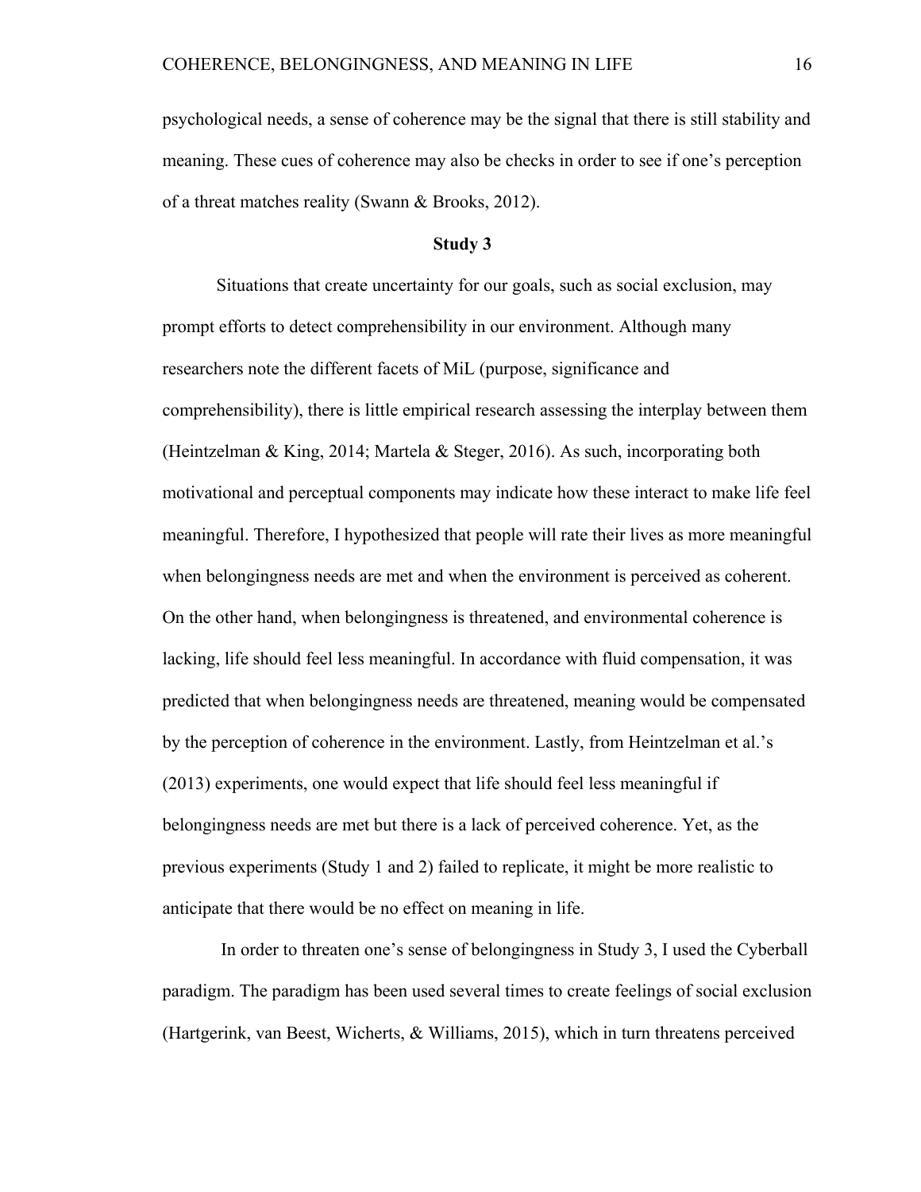psychological needs, a sense of coherence may be the signal that there is still stability and meaning. These cues of coherence may also be checks in order to see if one's perception of a threat matches reality (Swann & Brooks, 2012).

## Study 3

Situations that create uncertainty for our goals, such as social exclusion, may prompt efforts to detect comprehensibility in our environment. Although many researchers note the different facets of MiL (purpose, significance and comprehensibility), there is little empirical research assessing the interplay between them (Heintzelman & King, 2014; Martela & Steger, 2016). As such, incorporating both motivational and perceptual components may indicate how these interact to make life feel meaningful. Therefore, I hypothesized that people will rate their lives as more meaningful when belongingness needs are met and when the environment is perceived as coherent. On the other hand, when belongingness is threatened, and environmental coherence is lacking, life should feel less meaningful. In accordance with fluid compensation, it was predicted that when belongingness needs are threatened, meaning would be compensated by the perception of coherence in the environment. Lastly, from Heintzelman et al.'s (2013) experiments, one would expect that life should feel less meaningful if belongingness needs are met but there is a lack of perceived coherence. Yet, as the previous experiments (Study 1 and 2) failed to replicate, it might be more realistic to anticipate that there would be no effect on meaning in life.

In order to threaten one's sense of belongingness in Study 3, I used the Cyberball paradigm. The paradigm has been used several times to create feelings of social exclusion (Hartgerink, van Beest, Wicherts, & Williams, 2015), which in turn threatens perceived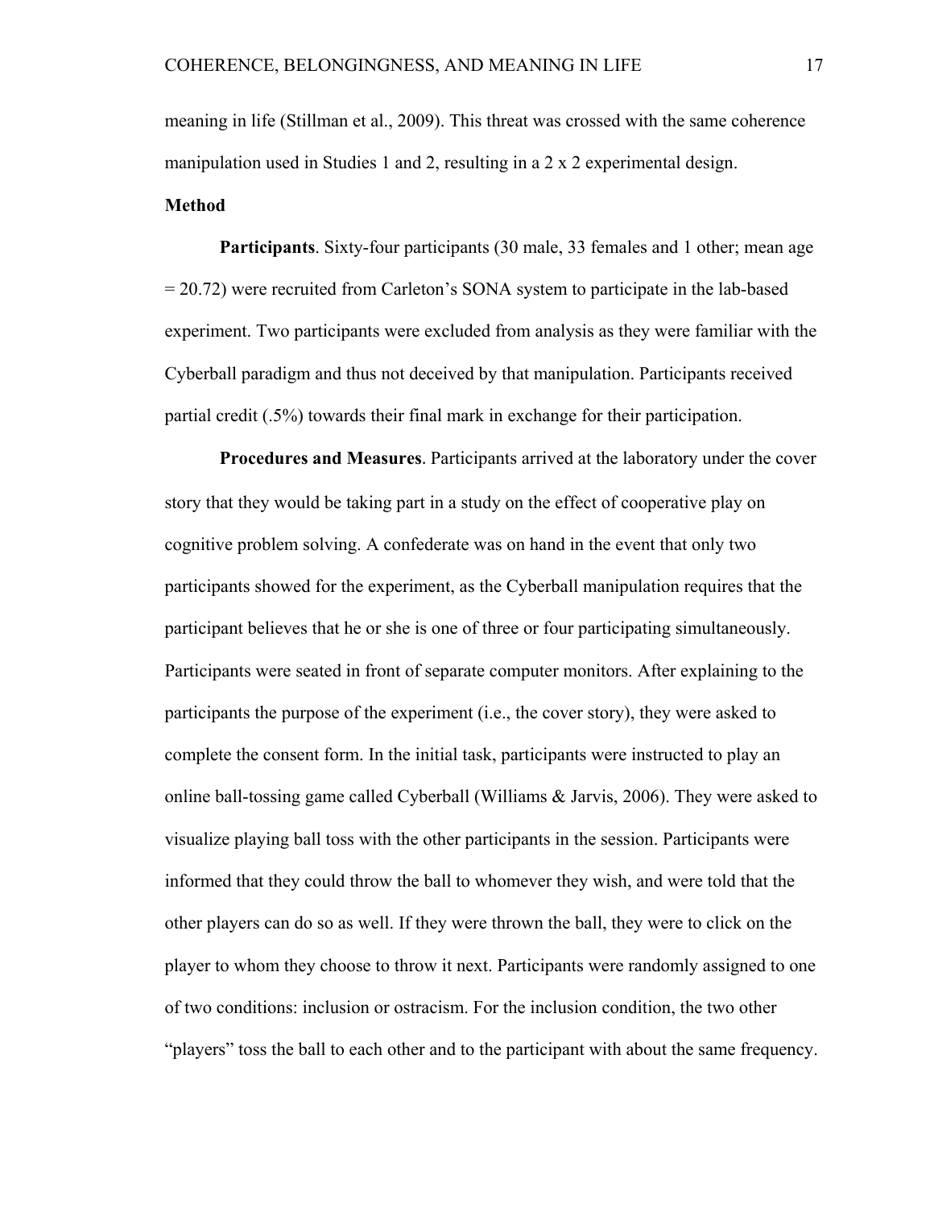meaning in life (Stillman et al., 2009). This threat was crossed with the same coherence manipulation used in Studies 1 and 2, resulting in a 2 x 2 experimental design.

**Method**

**Participants**. Sixty-four participants (30 male, 33 females and 1 other; mean age = 20.72) were recruited from Carleton's SONA system to participate in the lab-based experiment. Two participants were excluded from analysis as they were familiar with the Cyberball paradigm and thus not deceived by that manipulation. Participants received partial credit (.5%) towards their final mark in exchange for their participation.

**Procedures and Measures**. Participants arrived at the laboratory under the cover story that they would be taking part in a study on the effect of cooperative play on cognitive problem solving. A confederate was on hand in the event that only two participants showed for the experiment, as the Cyberball manipulation requires that the participant believes that he or she is one of three or four participating simultaneously. Participants were seated in front of separate computer monitors. After explaining to the participants the purpose of the experiment (i.e., the cover story), they were asked to complete the consent form. In the initial task, participants were instructed to play an online ball-tossing game called Cyberball (Williams & Jarvis, 2006). They were asked to visualize playing ball toss with the other participants in the session. Participants were informed that they could throw the ball to whomever they wish, and were told that the other players can do so as well. If they were thrown the ball, they were to click on the player to whom they choose to throw it next. Participants were randomly assigned to one of two conditions: inclusion or ostracism. For the inclusion condition, the two other "players" toss the ball to each other and to the participant with about the same frequency.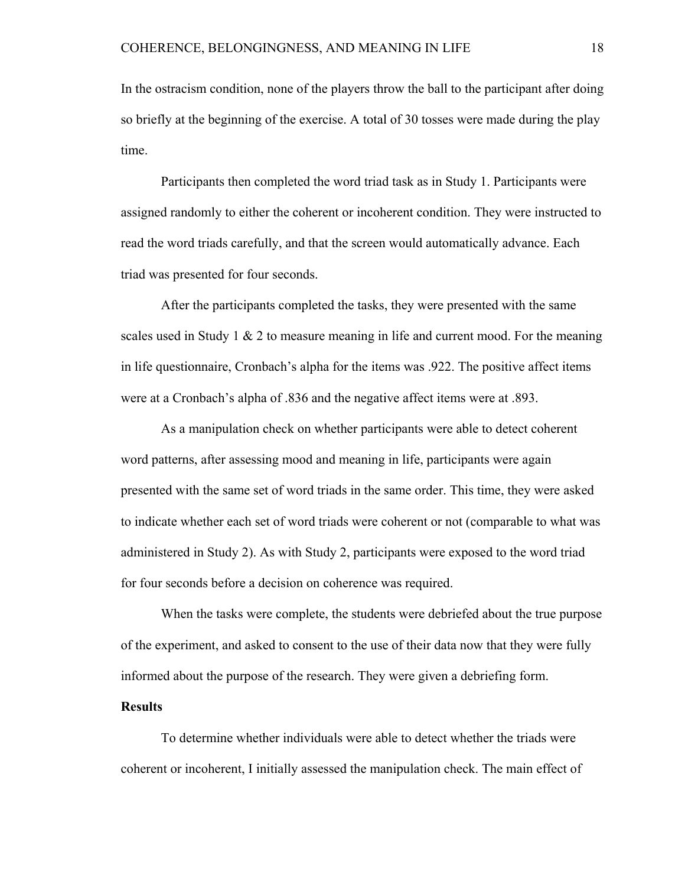In the ostracism condition, none of the players throw the ball to the participant after doing so briefly at the beginning of the exercise. A total of 30 tosses were made during the play time.

Participants then completed the word triad task as in Study 1. Participants were assigned randomly to either the coherent or incoherent condition. They were instructed to read the word triads carefully, and that the screen would automatically advance. Each triad was presented for four seconds.

After the participants completed the tasks, they were presented with the same scales used in Study 1 & 2 to measure meaning in life and current mood. For the meaning in life questionnaire, Cronbach's alpha for the items was .922. The positive affect items were at a Cronbach's alpha of .836 and the negative affect items were at .893.

As a manipulation check on whether participants were able to detect coherent word patterns, after assessing mood and meaning in life, participants were again presented with the same set of word triads in the same order. This time, they were asked to indicate whether each set of word triads were coherent or not (comparable to what was administered in Study 2). As with Study 2, participants were exposed to the word triad for four seconds before a decision on coherence was required.

When the tasks were complete, the students were debriefed about the true purpose of the experiment, and asked to consent to the use of their data now that they were fully informed about the purpose of the research. They were given a debriefing form.

**Results**

To determine whether individuals were able to detect whether the triads were coherent or incoherent, I initially assessed the manipulation check. The main effect of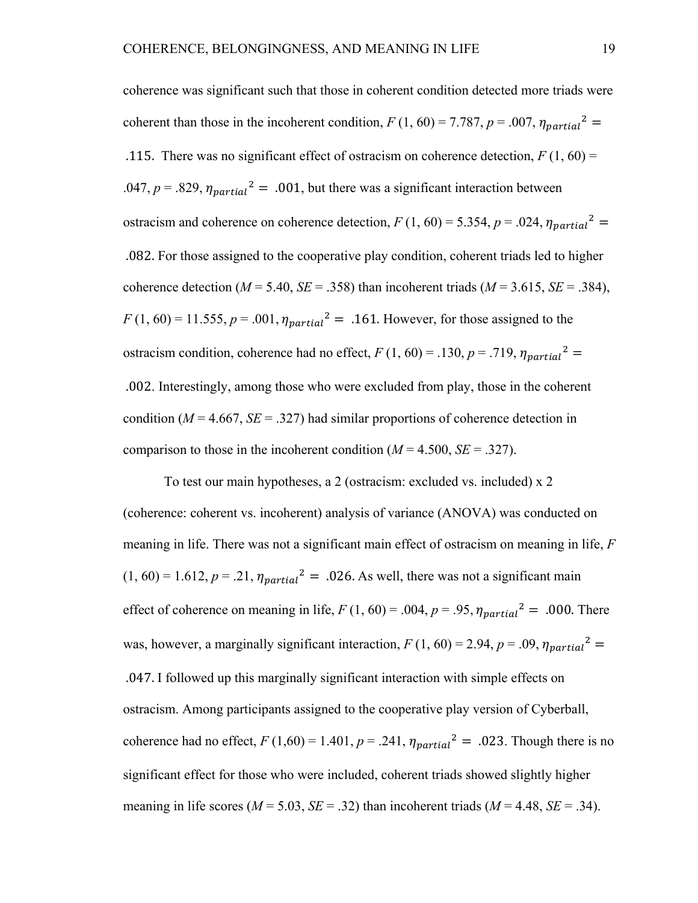coherence was significant such that those in coherent condition detected more triads were coherent than those in the incoherent condition, $F$ (1, 60) = 7.787, $p$ = .007, $\eta_{partial}{}^2 = .115$. There was no significant effect of ostracism on coherence detection, $F$ (1, 60) = .047, $p$ = .829, $\eta_{partial}{}^2 = .001$, but there was a significant interaction between ostracism and coherence on coherence detection, $F$ (1, 60) = 5.354, $p$ = .024, $\eta_{partial}{}^2 = .082$. For those assigned to the cooperative play condition, coherent triads led to higher coherence detection ($M$ = 5.40, $SE$ = .358) than incoherent triads ($M$ = 3.615, $SE$ = .384), $F$ (1, 60) = 11.555, $p$ = .001, $\eta_{partial}{}^2 = .161$. However, for those assigned to the ostracism condition, coherence had no effect, $F$ (1, 60) = .130, $p$ = .719, $\eta_{partial}{}^2 = .002$. Interestingly, among those who were excluded from play, those in the coherent condition ($M$ = 4.667, $SE$ = .327) had similar proportions of coherence detection in comparison to those in the incoherent condition ($M$ = 4.500, $SE$ = .327).

To test our main hypotheses, a 2 (ostracism: excluded vs. included) x 2 (coherence: coherent vs. incoherent) analysis of variance (ANOVA) was conducted on meaning in life. There was not a significant main effect of ostracism on meaning in life, $F$ (1, 60) = 1.612, $p$ = .21, $\eta_{partial}{}^2 = .026$. As well, there was not a significant main effect of coherence on meaning in life, $F$ (1, 60) = .004, $p$ = .95, $\eta_{partial}{}^2 = .000$. There was, however, a marginally significant interaction, $F$ (1, 60) = 2.94, $p$ = .09, $\eta_{partial}{}^2 = .047$. I followed up this marginally significant interaction with simple effects on ostracism. Among participants assigned to the cooperative play version of Cyberball, coherence had no effect, $F$ (1,60) = 1.401, $p$ = .241, $\eta_{partial}{}^2 = .023$. Though there is no significant effect for those who were included, coherent triads showed slightly higher meaning in life scores ($M$ = 5.03, $SE$ = .32) than incoherent triads ($M$ = 4.48, $SE$ = .34).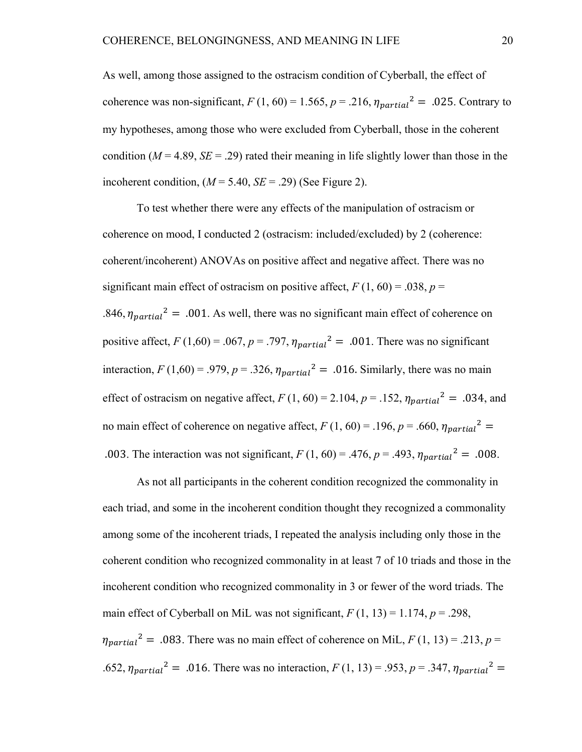As well, among those assigned to the ostracism condition of Cyberball, the effect of coherence was non-significant, *F* (1, 60) = 1.565, *p* = .216, $\eta_{partial}{}^{2} = .025$. Contrary to my hypotheses, among those who were excluded from Cyberball, those in the coherent condition (*M* = 4.89, *SE* = .29) rated their meaning in life slightly lower than those in the incoherent condition, (*M* = 5.40, *SE* = .29) (See Figure 2).

To test whether there were any effects of the manipulation of ostracism or coherence on mood, I conducted 2 (ostracism: included/excluded) by 2 (coherence: coherent/incoherent) ANOVAs on positive affect and negative affect. There was no significant main effect of ostracism on positive affect, *F* (1, 60) = .038, *p* = .846, $\eta_{partial}{}^{2} = .001$. As well, there was no significant main effect of coherence on positive affect, *F* (1,60) = .067, *p* = .797, $\eta_{partial}{}^{2} = .001$. There was no significant interaction, *F* (1,60) = .979, *p* = .326, $\eta_{partial}{}^{2} = .016$. Similarly, there was no main effect of ostracism on negative affect, *F* (1, 60) = 2.104, *p* = .152, $\eta_{partial}{}^{2} = .034$, and no main effect of coherence on negative affect, *F* (1, 60) = .196, *p* = .660, $\eta_{partial}{}^{2} = .003$. The interaction was not significant, *F* (1, 60) = .476, *p* = .493, $\eta_{partial}{}^{2} = .008$.

As not all participants in the coherent condition recognized the commonality in each triad, and some in the incoherent condition thought they recognized a commonality among some of the incoherent triads, I repeated the analysis including only those in the coherent condition who recognized commonality in at least 7 of 10 triads and those in the incoherent condition who recognized commonality in 3 or fewer of the word triads. The main effect of Cyberball on MiL was not significant, *F* (1, 13) = 1.174, *p* = .298, $\eta_{partial}{}^{2} = .083$. There was no main effect of coherence on MiL, *F* (1, 13) = .213, *p* = .652, $\eta_{partial}{}^{2} = .016$. There was no interaction, *F* (1, 13) = .953, *p* = .347, $\eta_{partial}{}^{2} =$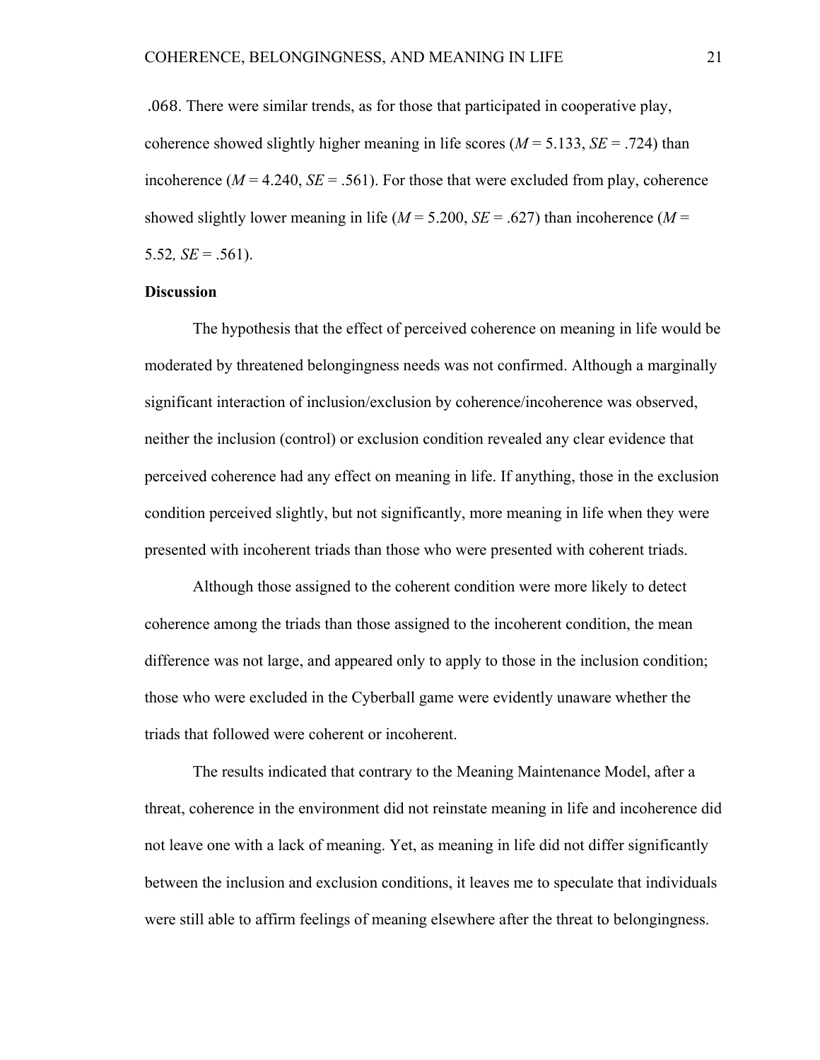.068. There were similar trends, as for those that participated in cooperative play, coherence showed slightly higher meaning in life scores (*M* = 5.133, *SE* = .724) than incoherence (*M* = 4.240, *SE* = .561). For those that were excluded from play, coherence showed slightly lower meaning in life (*M* = 5.200, *SE* = .627) than incoherence (*M* = 5.52, *SE* = .561).

**Discussion**

The hypothesis that the effect of perceived coherence on meaning in life would be moderated by threatened belongingness needs was not confirmed. Although a marginally significant interaction of inclusion/exclusion by coherence/incoherence was observed, neither the inclusion (control) or exclusion condition revealed any clear evidence that perceived coherence had any effect on meaning in life. If anything, those in the exclusion condition perceived slightly, but not significantly, more meaning in life when they were presented with incoherent triads than those who were presented with coherent triads.

Although those assigned to the coherent condition were more likely to detect coherence among the triads than those assigned to the incoherent condition, the mean difference was not large, and appeared only to apply to those in the inclusion condition; those who were excluded in the Cyberball game were evidently unaware whether the triads that followed were coherent or incoherent.

The results indicated that contrary to the Meaning Maintenance Model, after a threat, coherence in the environment did not reinstate meaning in life and incoherence did not leave one with a lack of meaning. Yet, as meaning in life did not differ significantly between the inclusion and exclusion conditions, it leaves me to speculate that individuals were still able to affirm feelings of meaning elsewhere after the threat to belongingness.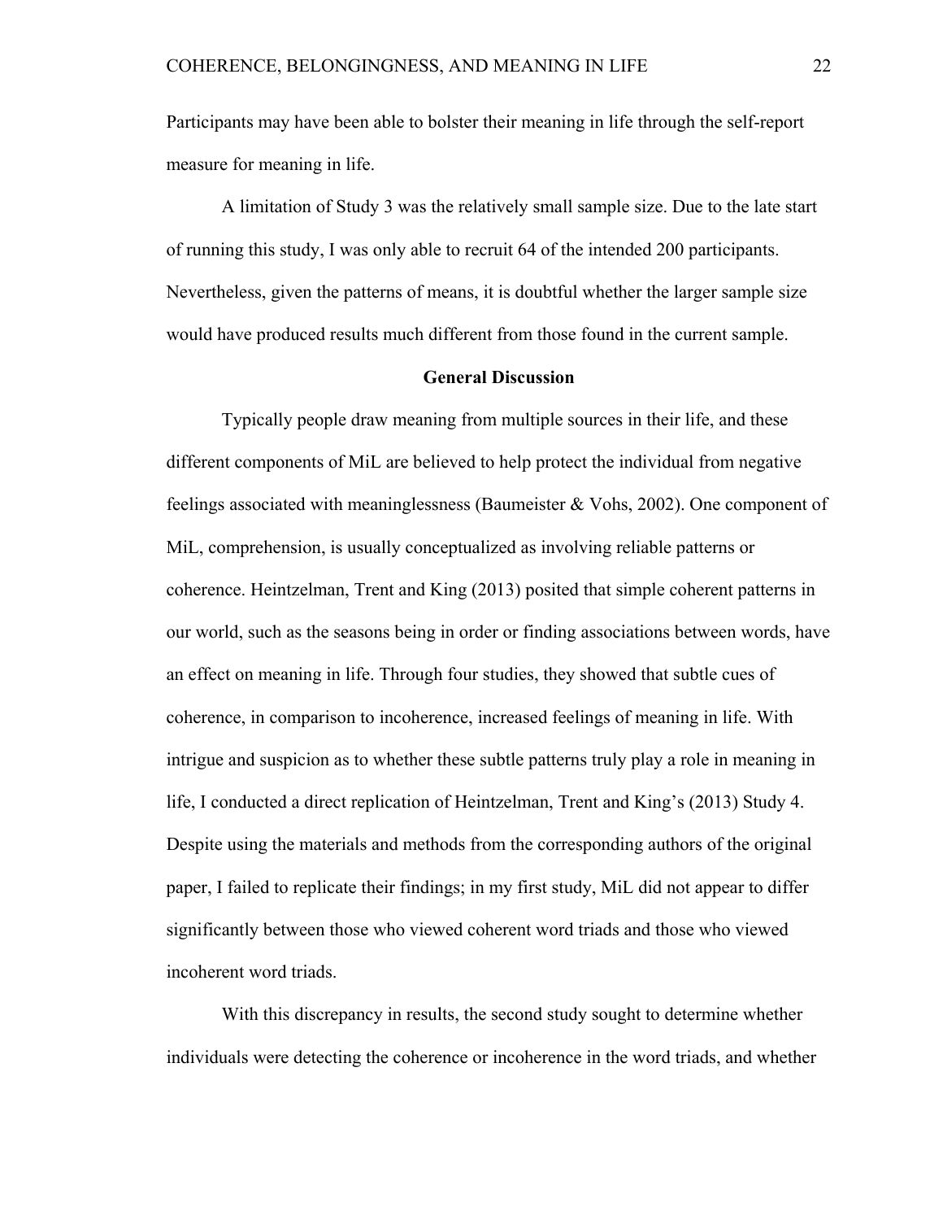Participants may have been able to bolster their meaning in life through the self-report measure for meaning in life.

A limitation of Study 3 was the relatively small sample size. Due to the late start of running this study, I was only able to recruit 64 of the intended 200 participants. Nevertheless, given the patterns of means, it is doubtful whether the larger sample size would have produced results much different from those found in the current sample.

## General Discussion

Typically people draw meaning from multiple sources in their life, and these different components of MiL are believed to help protect the individual from negative feelings associated with meaninglessness (Baumeister & Vohs, 2002). One component of MiL, comprehension, is usually conceptualized as involving reliable patterns or coherence. Heintzelman, Trent and King (2013) posited that simple coherent patterns in our world, such as the seasons being in order or finding associations between words, have an effect on meaning in life. Through four studies, they showed that subtle cues of coherence, in comparison to incoherence, increased feelings of meaning in life. With intrigue and suspicion as to whether these subtle patterns truly play a role in meaning in life, I conducted a direct replication of Heintzelman, Trent and King's (2013) Study 4. Despite using the materials and methods from the corresponding authors of the original paper, I failed to replicate their findings; in my first study, MiL did not appear to differ significantly between those who viewed coherent word triads and those who viewed incoherent word triads.

With this discrepancy in results, the second study sought to determine whether individuals were detecting the coherence or incoherence in the word triads, and whether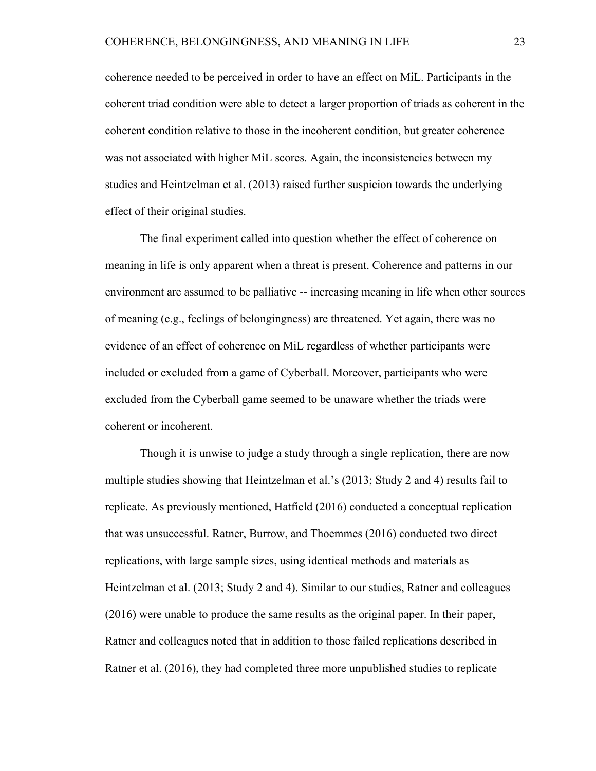coherence needed to be perceived in order to have an effect on MiL. Participants in the coherent triad condition were able to detect a larger proportion of triads as coherent in the coherent condition relative to those in the incoherent condition, but greater coherence was not associated with higher MiL scores. Again, the inconsistencies between my studies and Heintzelman et al. (2013) raised further suspicion towards the underlying effect of their original studies.

The final experiment called into question whether the effect of coherence on meaning in life is only apparent when a threat is present. Coherence and patterns in our environment are assumed to be palliative -- increasing meaning in life when other sources of meaning (e.g., feelings of belongingness) are threatened. Yet again, there was no evidence of an effect of coherence on MiL regardless of whether participants were included or excluded from a game of Cyberball. Moreover, participants who were excluded from the Cyberball game seemed to be unaware whether the triads were coherent or incoherent.

Though it is unwise to judge a study through a single replication, there are now multiple studies showing that Heintzelman et al.'s (2013; Study 2 and 4) results fail to replicate. As previously mentioned, Hatfield (2016) conducted a conceptual replication that was unsuccessful. Ratner, Burrow, and Thoemmes (2016) conducted two direct replications, with large sample sizes, using identical methods and materials as Heintzelman et al. (2013; Study 2 and 4). Similar to our studies, Ratner and colleagues (2016) were unable to produce the same results as the original paper. In their paper, Ratner and colleagues noted that in addition to those failed replications described in Ratner et al. (2016), they had completed three more unpublished studies to replicate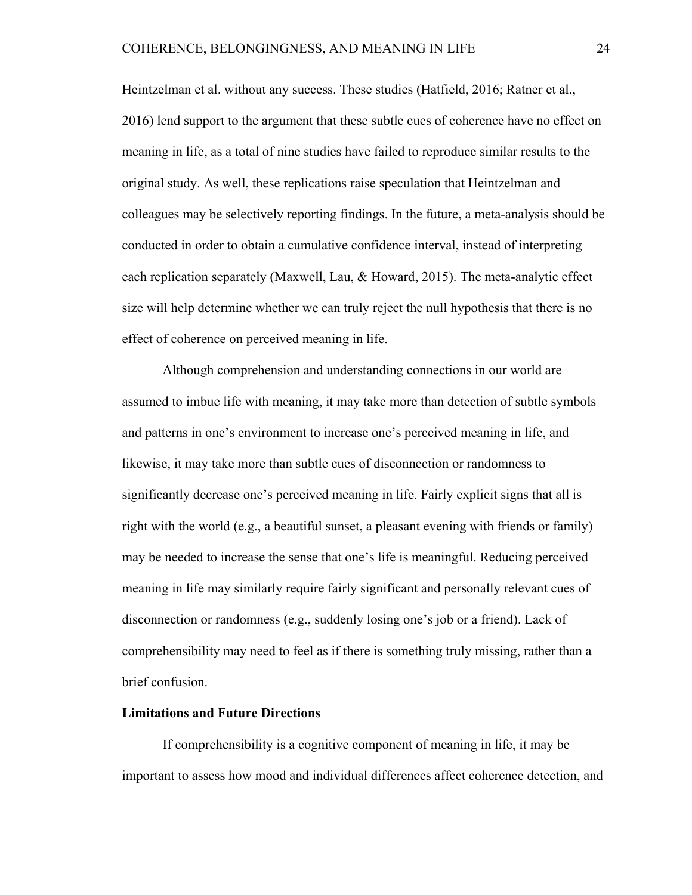Heintzelman et al. without any success. These studies (Hatfield, 2016; Ratner et al., 2016) lend support to the argument that these subtle cues of coherence have no effect on meaning in life, as a total of nine studies have failed to reproduce similar results to the original study. As well, these replications raise speculation that Heintzelman and colleagues may be selectively reporting findings. In the future, a meta-analysis should be conducted in order to obtain a cumulative confidence interval, instead of interpreting each replication separately (Maxwell, Lau, & Howard, 2015). The meta-analytic effect size will help determine whether we can truly reject the null hypothesis that there is no effect of coherence on perceived meaning in life.

Although comprehension and understanding connections in our world are assumed to imbue life with meaning, it may take more than detection of subtle symbols and patterns in one's environment to increase one's perceived meaning in life, and likewise, it may take more than subtle cues of disconnection or randomness to significantly decrease one's perceived meaning in life. Fairly explicit signs that all is right with the world (e.g., a beautiful sunset, a pleasant evening with friends or family) may be needed to increase the sense that one's life is meaningful. Reducing perceived meaning in life may similarly require fairly significant and personally relevant cues of disconnection or randomness (e.g., suddenly losing one's job or a friend). Lack of comprehensibility may need to feel as if there is something truly missing, rather than a brief confusion.

## Limitations and Future Directions

If comprehensibility is a cognitive component of meaning in life, it may be important to assess how mood and individual differences affect coherence detection, and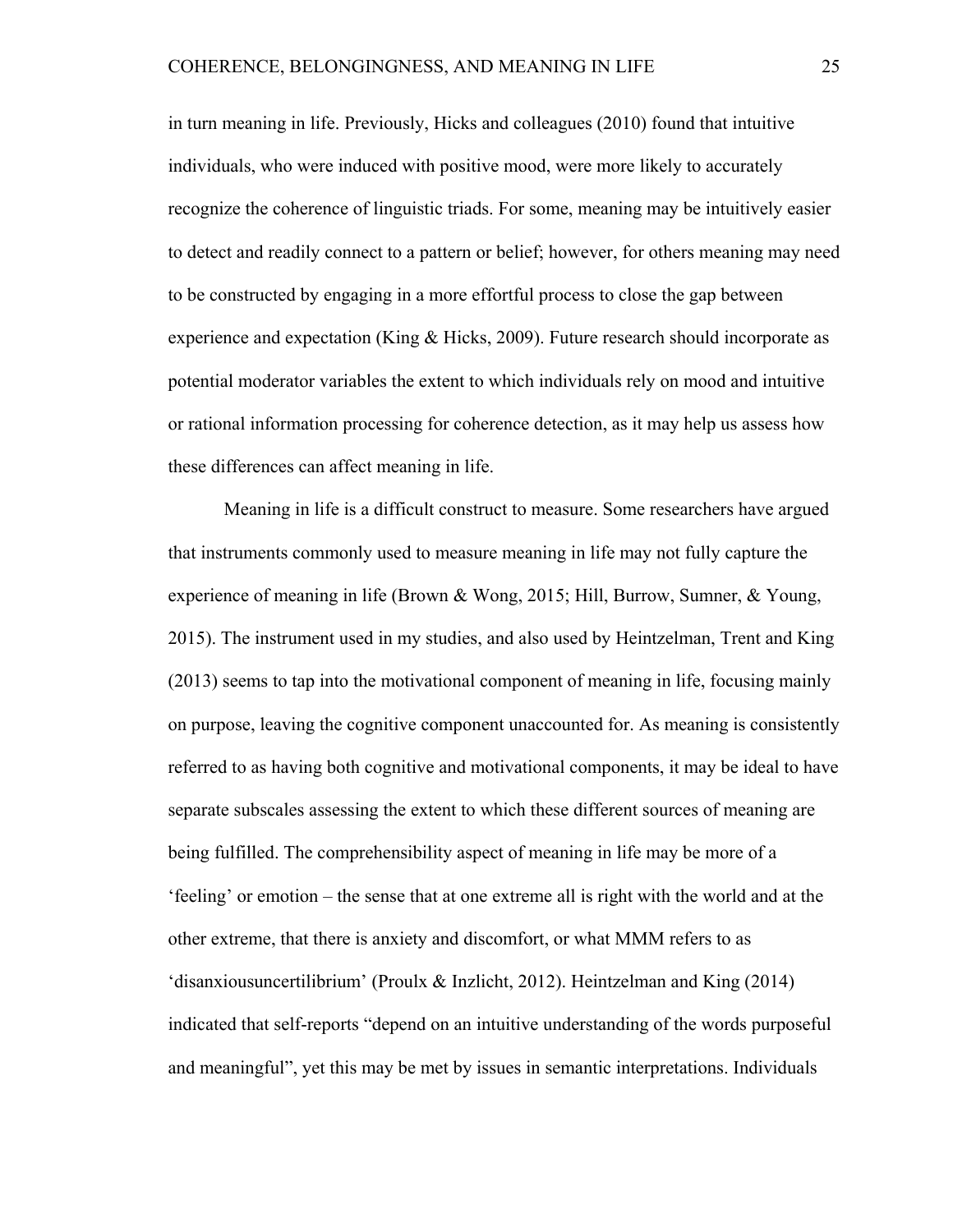in turn meaning in life. Previously, Hicks and colleagues (2010) found that intuitive individuals, who were induced with positive mood, were more likely to accurately recognize the coherence of linguistic triads. For some, meaning may be intuitively easier to detect and readily connect to a pattern or belief; however, for others meaning may need to be constructed by engaging in a more effortful process to close the gap between experience and expectation (King & Hicks, 2009). Future research should incorporate as potential moderator variables the extent to which individuals rely on mood and intuitive or rational information processing for coherence detection, as it may help us assess how these differences can affect meaning in life.

Meaning in life is a difficult construct to measure. Some researchers have argued that instruments commonly used to measure meaning in life may not fully capture the experience of meaning in life (Brown & Wong, 2015; Hill, Burrow, Sumner, & Young, 2015). The instrument used in my studies, and also used by Heintzelman, Trent and King (2013) seems to tap into the motivational component of meaning in life, focusing mainly on purpose, leaving the cognitive component unaccounted for. As meaning is consistently referred to as having both cognitive and motivational components, it may be ideal to have separate subscales assessing the extent to which these different sources of meaning are being fulfilled. The comprehensibility aspect of meaning in life may be more of a 'feeling' or emotion – the sense that at one extreme all is right with the world and at the other extreme, that there is anxiety and discomfort, or what MMM refers to as 'disanxiousuncertilibrium' (Proulx & Inzlicht, 2012). Heintzelman and King (2014) indicated that self-reports "depend on an intuitive understanding of the words purposeful and meaningful", yet this may be met by issues in semantic interpretations. Individuals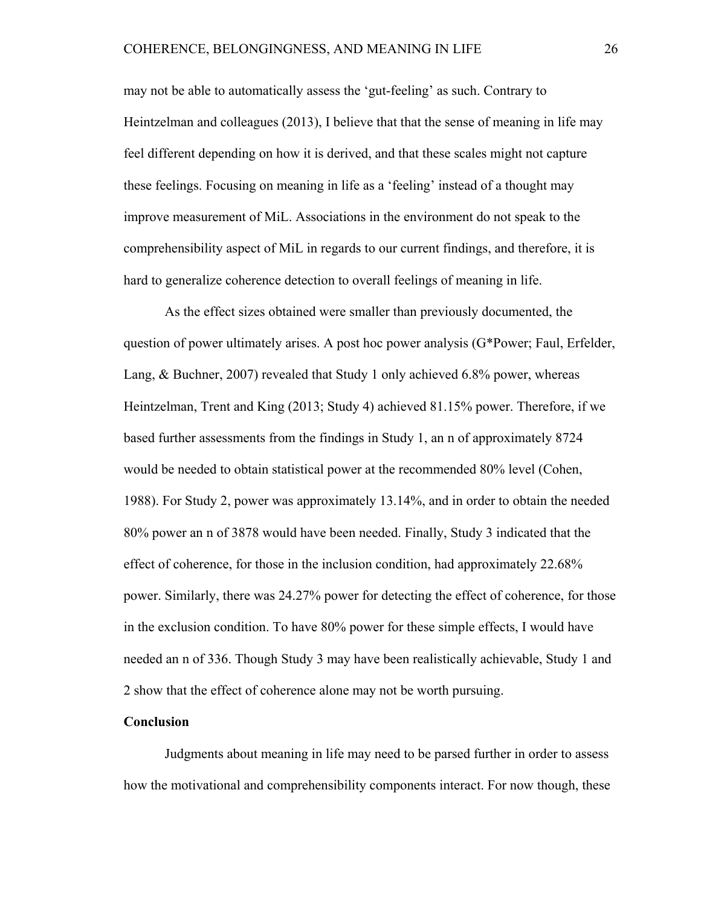may not be able to automatically assess the 'gut-feeling' as such. Contrary to Heintzelman and colleagues (2013), I believe that that the sense of meaning in life may feel different depending on how it is derived, and that these scales might not capture these feelings. Focusing on meaning in life as a 'feeling' instead of a thought may improve measurement of MiL. Associations in the environment do not speak to the comprehensibility aspect of MiL in regards to our current findings, and therefore, it is hard to generalize coherence detection to overall feelings of meaning in life.

As the effect sizes obtained were smaller than previously documented, the question of power ultimately arises. A post hoc power analysis (G*Power; Faul, Erfelder, Lang, & Buchner, 2007) revealed that Study 1 only achieved 6.8% power, whereas Heintzelman, Trent and King (2013; Study 4) achieved 81.15% power. Therefore, if we based further assessments from the findings in Study 1, an n of approximately 8724 would be needed to obtain statistical power at the recommended 80% level (Cohen, 1988). For Study 2, power was approximately 13.14%, and in order to obtain the needed 80% power an n of 3878 would have been needed. Finally, Study 3 indicated that the effect of coherence, for those in the inclusion condition, had approximately 22.68% power. Similarly, there was 24.27% power for detecting the effect of coherence, for those in the exclusion condition. To have 80% power for these simple effects, I would have needed an n of 336. Though Study 3 may have been realistically achievable, Study 1 and 2 show that the effect of coherence alone may not be worth pursuing.

## Conclusion

Judgments about meaning in life may need to be parsed further in order to assess how the motivational and comprehensibility components interact. For now though, these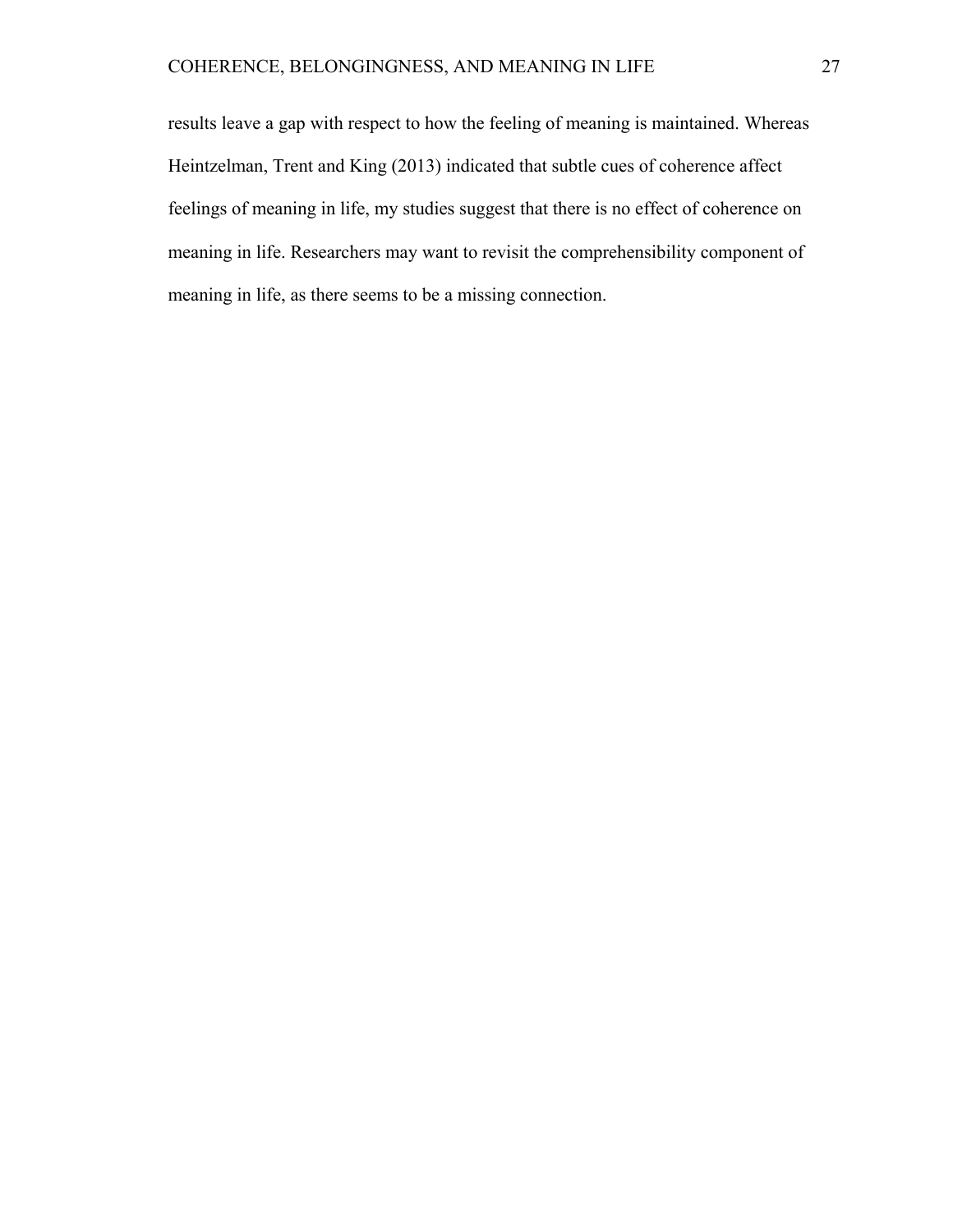results leave a gap with respect to how the feeling of meaning is maintained. Whereas Heintzelman, Trent and King (2013) indicated that subtle cues of coherence affect feelings of meaning in life, my studies suggest that there is no effect of coherence on meaning in life. Researchers may want to revisit the comprehensibility component of meaning in life, as there seems to be a missing connection.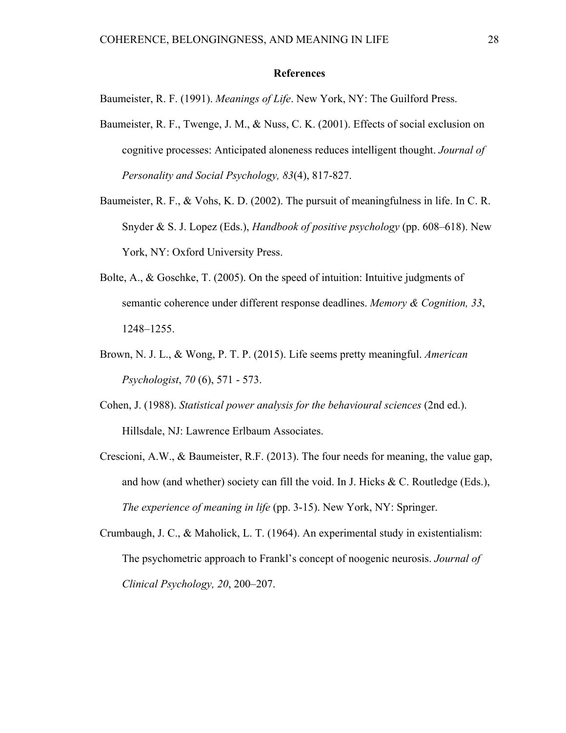## References

Baumeister, R. F. (1991). *Meanings of Life*. New York, NY: The Guilford Press.

Baumeister, R. F., Twenge, J. M., & Nuss, C. K. (2001). Effects of social exclusion on cognitive processes: Anticipated aloneness reduces intelligent thought. *Journal of Personality and Social Psychology, 83*(4), 817-827.

Baumeister, R. F., & Vohs, K. D. (2002). The pursuit of meaningfulness in life. In C. R. Snyder & S. J. Lopez (Eds.), *Handbook of positive psychology* (pp. 608–618). New York, NY: Oxford University Press.

Bolte, A., & Goschke, T. (2005). On the speed of intuition: Intuitive judgments of semantic coherence under different response deadlines. *Memory & Cognition, 33*, 1248–1255.

Brown, N. J. L., & Wong, P. T. P. (2015). Life seems pretty meaningful. *American Psychologist*, *70* (6), 571 - 573.

Cohen, J. (1988). *Statistical power analysis for the behavioural sciences* (2nd ed.). Hillsdale, NJ: Lawrence Erlbaum Associates.

Crescioni, A.W., & Baumeister, R.F. (2013). The four needs for meaning, the value gap, and how (and whether) society can fill the void. In J. Hicks & C. Routledge (Eds.), *The experience of meaning in life* (pp. 3-15). New York, NY: Springer.

Crumbaugh, J. C., & Maholick, L. T. (1964). An experimental study in existentialism: The psychometric approach to Frankl's concept of noogenic neurosis. *Journal of Clinical Psychology, 20*, 200–207.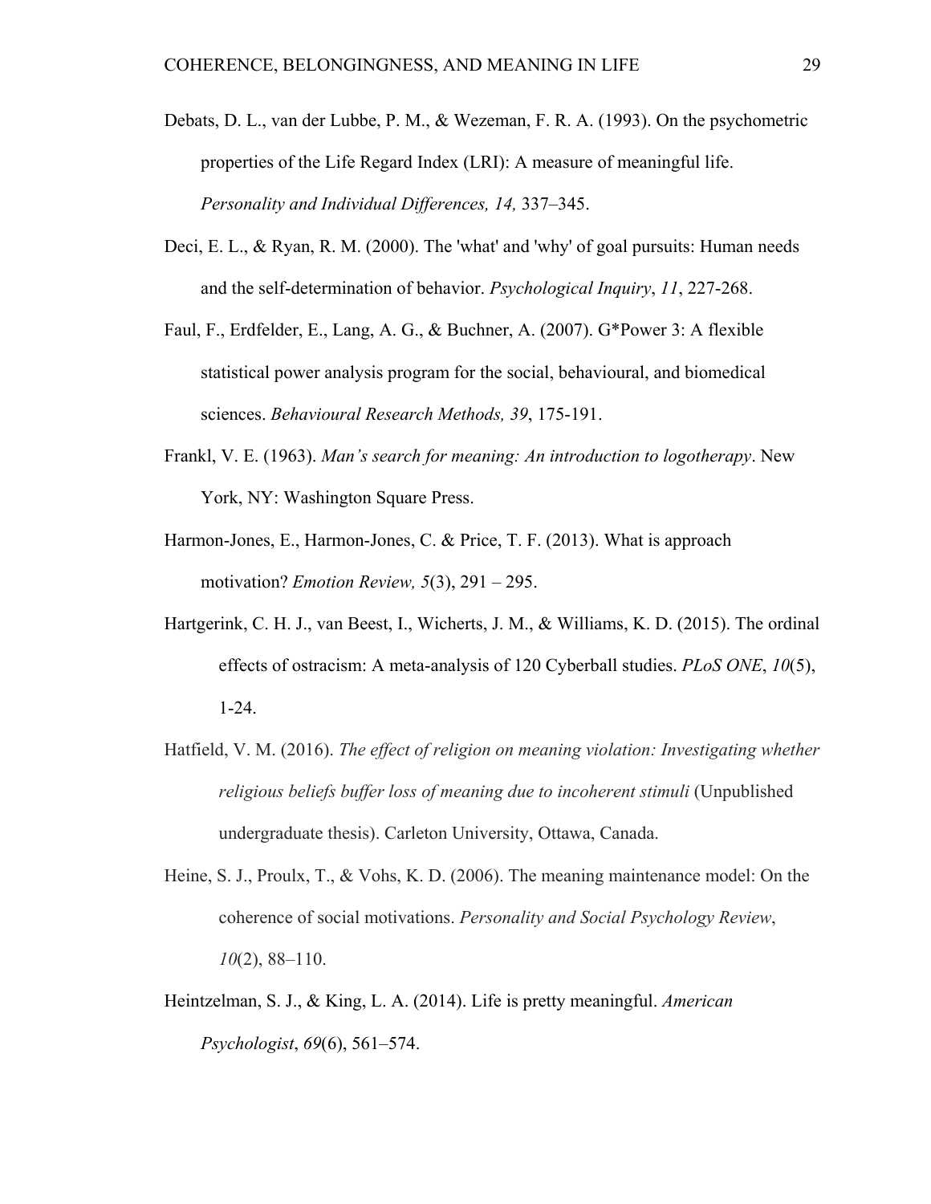Debats, D. L., van der Lubbe, P. M., & Wezeman, F. R. A. (1993). On the psychometric properties of the Life Regard Index (LRI): A measure of meaningful life. *Personality and Individual Differences, 14,* 337–345.

Deci, E. L., & Ryan, R. M. (2000). The 'what' and 'why' of goal pursuits: Human needs and the self-determination of behavior. *Psychological Inquiry*, *11*, 227-268.

Faul, F., Erdfelder, E., Lang, A. G., & Buchner, A. (2007). G*Power 3: A flexible statistical power analysis program for the social, behavioural, and biomedical sciences. *Behavioural Research Methods, 39*, 175-191.

Frankl, V. E. (1963). *Man's search for meaning: An introduction to logotherapy*. New York, NY: Washington Square Press.

Harmon-Jones, E., Harmon-Jones, C. & Price, T. F. (2013). What is approach motivation? *Emotion Review, 5*(3), 291 – 295.

Hartgerink, C. H. J., van Beest, I., Wicherts, J. M., & Williams, K. D. (2015). The ordinal effects of ostracism: A meta-analysis of 120 Cyberball studies. *PLoS ONE*, *10*(5), 1-24.

Hatfield, V. M. (2016). *The effect of religion on meaning violation: Investigating whether religious beliefs buffer loss of meaning due to incoherent stimuli* (Unpublished undergraduate thesis). Carleton University, Ottawa, Canada.

Heine, S. J., Proulx, T., & Vohs, K. D. (2006). The meaning maintenance model: On the coherence of social motivations. *Personality and Social Psychology Review*, *10*(2), 88–110.

Heintzelman, S. J., & King, L. A. (2014). Life is pretty meaningful. *American Psychologist*, *69*(6), 561–574.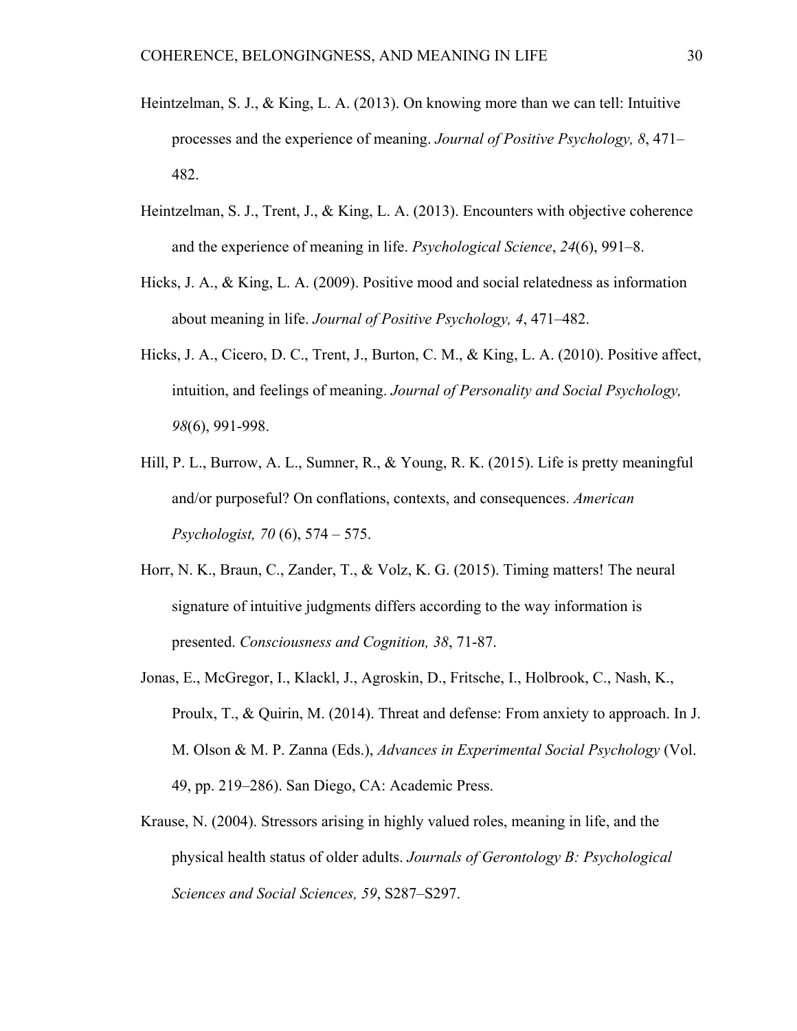Heintzelman, S. J., & King, L. A. (2013). On knowing more than we can tell: Intuitive processes and the experience of meaning. *Journal of Positive Psychology, 8*, 471–482.

Heintzelman, S. J., Trent, J., & King, L. A. (2013). Encounters with objective coherence and the experience of meaning in life. *Psychological Science*, *24*(6), 991–8.

Hicks, J. A., & King, L. A. (2009). Positive mood and social relatedness as information about meaning in life. *Journal of Positive Psychology, 4*, 471–482.

Hicks, J. A., Cicero, D. C., Trent, J., Burton, C. M., & King, L. A. (2010). Positive affect, intuition, and feelings of meaning. *Journal of Personality and Social Psychology, 98*(6), 991-998.

Hill, P. L., Burrow, A. L., Sumner, R., & Young, R. K. (2015). Life is pretty meaningful and/or purposeful? On conflations, contexts, and consequences. *American Psychologist, 70* (6), 574 – 575.

Horr, N. K., Braun, C., Zander, T., & Volz, K. G. (2015). Timing matters! The neural signature of intuitive judgments differs according to the way information is presented. *Consciousness and Cognition, 38*, 71-87.

Jonas, E., McGregor, I., Klackl, J., Agroskin, D., Fritsche, I., Holbrook, C., Nash, K., Proulx, T., & Quirin, M. (2014). Threat and defense: From anxiety to approach. In J. M. Olson & M. P. Zanna (Eds.), *Advances in Experimental Social Psychology* (Vol. 49, pp. 219–286). San Diego, CA: Academic Press.

Krause, N. (2004). Stressors arising in highly valued roles, meaning in life, and the physical health status of older adults. *Journals of Gerontology B: Psychological Sciences and Social Sciences, 59*, S287–S297.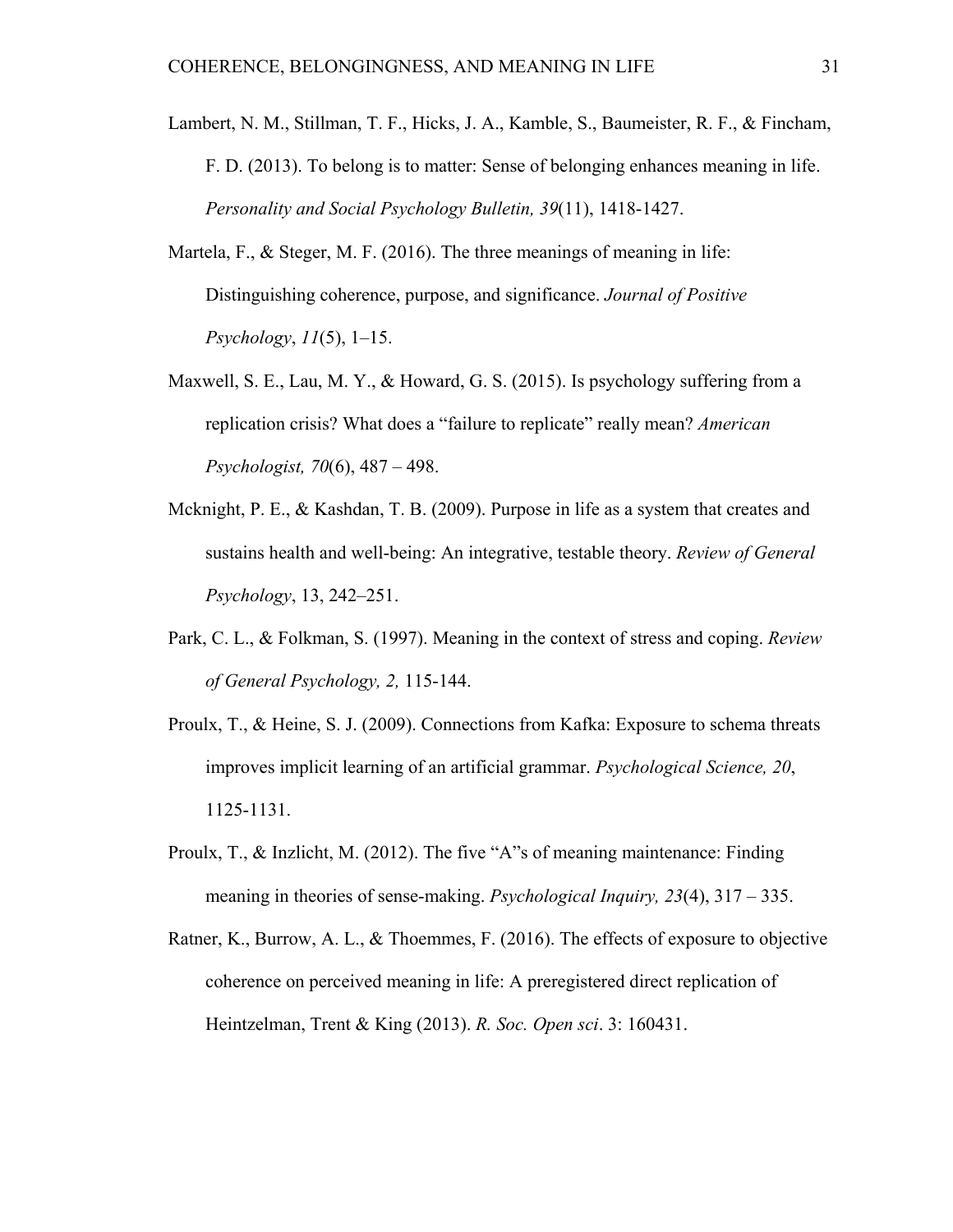Lambert, N. M., Stillman, T. F., Hicks, J. A., Kamble, S., Baumeister, R. F., & Fincham, F. D. (2013). To belong is to matter: Sense of belonging enhances meaning in life. *Personality and Social Psychology Bulletin, 39*(11), 1418-1427.

Martela, F., & Steger, M. F. (2016). The three meanings of meaning in life: Distinguishing coherence, purpose, and significance. *Journal of Positive Psychology*, *11*(5), 1–15.

Maxwell, S. E., Lau, M. Y., & Howard, G. S. (2015). Is psychology suffering from a replication crisis? What does a “failure to replicate” really mean? *American Psychologist, 70*(6), 487 – 498.

Mcknight, P. E., & Kashdan, T. B. (2009). Purpose in life as a system that creates and sustains health and well-being: An integrative, testable theory. *Review of General Psychology*, 13, 242–251.

Park, C. L., & Folkman, S. (1997). Meaning in the context of stress and coping. *Review of General Psychology, 2,* 115-144.

Proulx, T., & Heine, S. J. (2009). Connections from Kafka: Exposure to schema threats improves implicit learning of an artificial grammar. *Psychological Science, 20*, 1125-1131.

Proulx, T., & Inzlicht, M. (2012). The five “A”s of meaning maintenance: Finding meaning in theories of sense-making. *Psychological Inquiry, 23*(4), 317 – 335.

Ratner, K., Burrow, A. L., & Thoemmes, F. (2016). The effects of exposure to objective coherence on perceived meaning in life: A preregistered direct replication of Heintzelman, Trent & King (2013). *R. Soc. Open sci*. 3: 160431.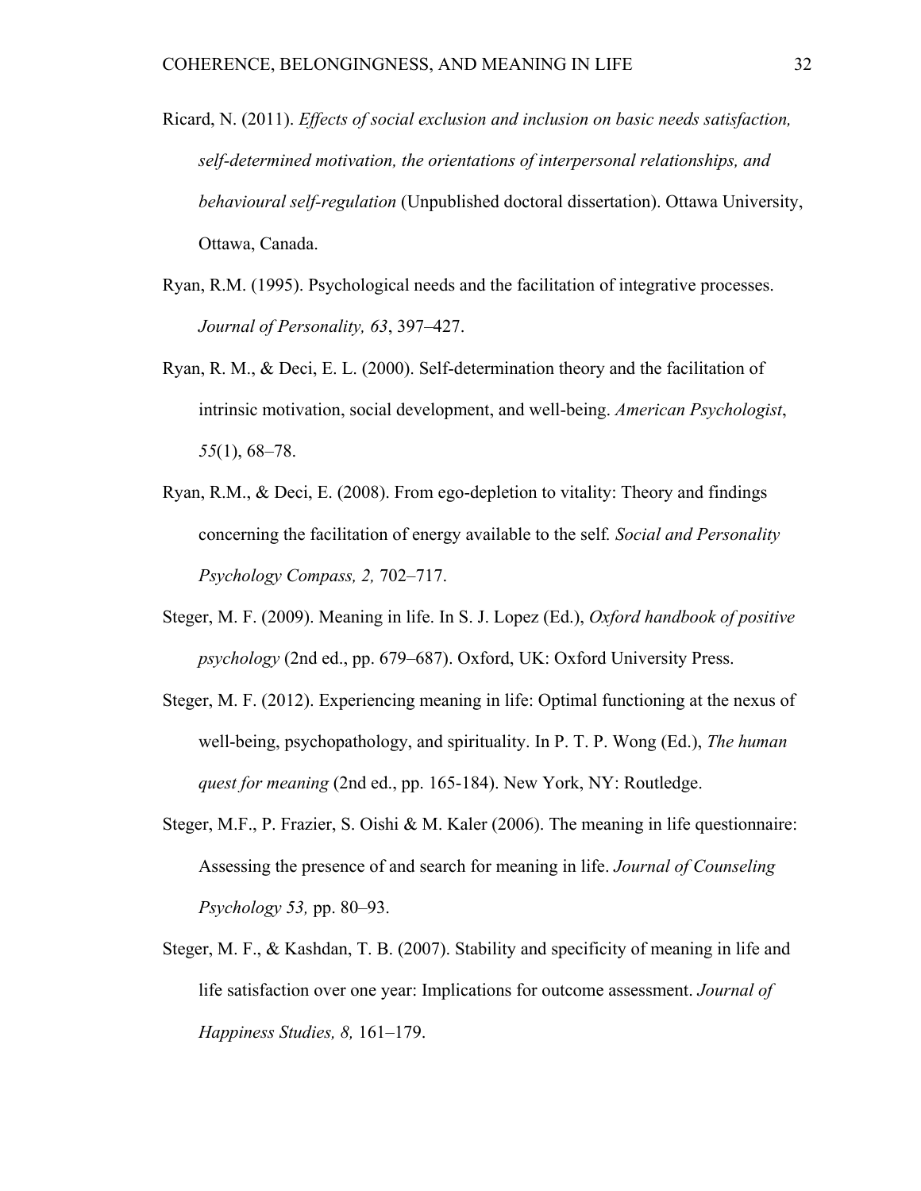Ricard, N. (2011). *Effects of social exclusion and inclusion on basic needs satisfaction, self-determined motivation, the orientations of interpersonal relationships, and behavioural self-regulation* (Unpublished doctoral dissertation). Ottawa University, Ottawa, Canada.

Ryan, R.M. (1995). Psychological needs and the facilitation of integrative processes. *Journal of Personality, 63*, 397–427.

Ryan, R. M., & Deci, E. L. (2000). Self-determination theory and the facilitation of intrinsic motivation, social development, and well-being. *American Psychologist*, *55*(1), 68–78.

Ryan, R.M., & Deci, E. (2008). From ego-depletion to vitality: Theory and findings concerning the facilitation of energy available to the self. *Social and Personality Psychology Compass, 2,* 702–717.

Steger, M. F. (2009). Meaning in life. In S. J. Lopez (Ed.), *Oxford handbook of positive psychology* (2nd ed., pp. 679–687). Oxford, UK: Oxford University Press.

Steger, M. F. (2012). Experiencing meaning in life: Optimal functioning at the nexus of well-being, psychopathology, and spirituality. In P. T. P. Wong (Ed.), *The human quest for meaning* (2nd ed., pp. 165-184). New York, NY: Routledge.

Steger, M.F., P. Frazier, S. Oishi & M. Kaler (2006). The meaning in life questionnaire: Assessing the presence of and search for meaning in life. *Journal of Counseling Psychology 53,* pp. 80–93.

Steger, M. F., & Kashdan, T. B. (2007). Stability and specificity of meaning in life and life satisfaction over one year: Implications for outcome assessment. *Journal of Happiness Studies, 8,* 161–179.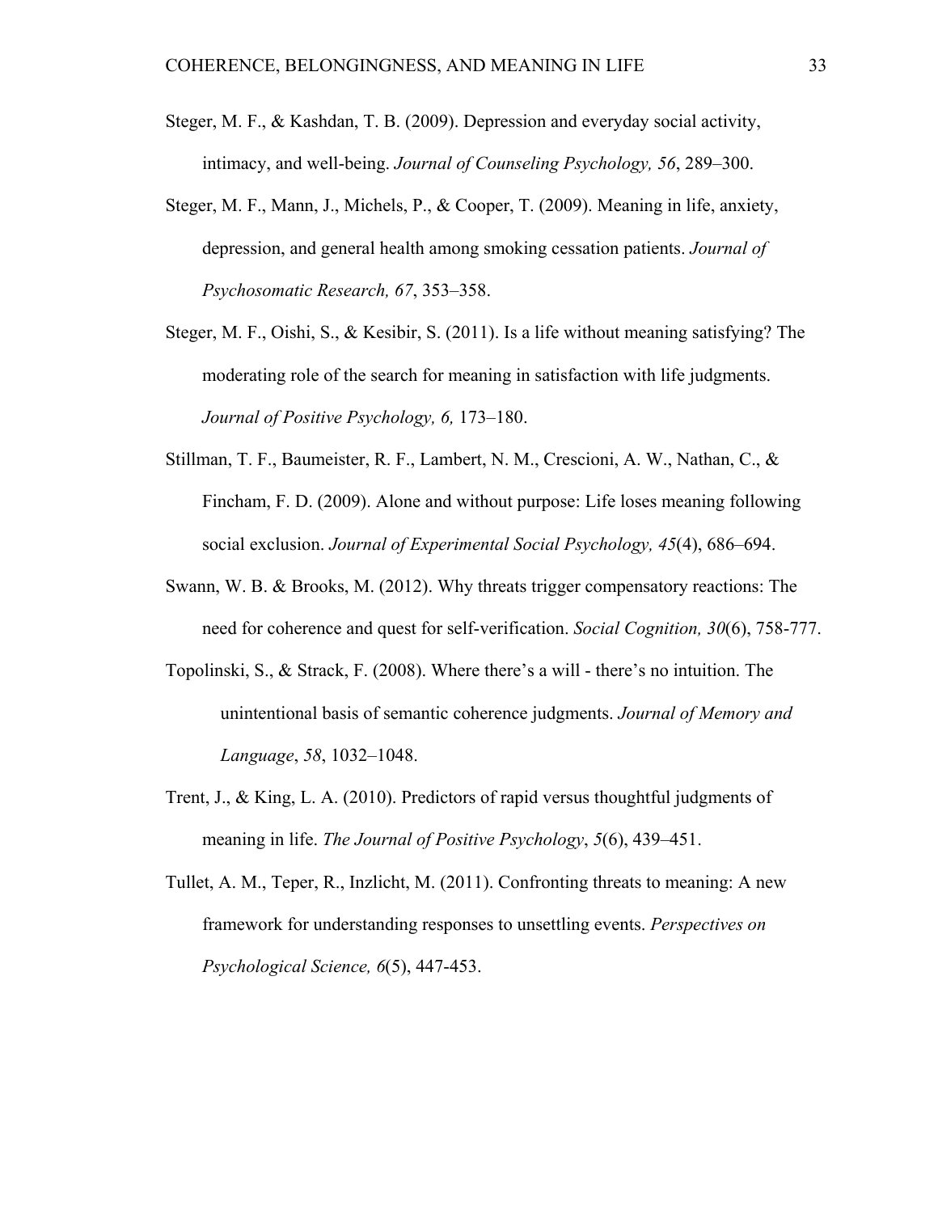Steger, M. F., & Kashdan, T. B. (2009). Depression and everyday social activity, intimacy, and well-being. *Journal of Counseling Psychology, 56*, 289–300.

Steger, M. F., Mann, J., Michels, P., & Cooper, T. (2009). Meaning in life, anxiety, depression, and general health among smoking cessation patients. *Journal of Psychosomatic Research, 67*, 353–358.

Steger, M. F., Oishi, S., & Kesibir, S. (2011). Is a life without meaning satisfying? The moderating role of the search for meaning in satisfaction with life judgments. *Journal of Positive Psychology, 6,* 173–180.

Stillman, T. F., Baumeister, R. F., Lambert, N. M., Crescioni, A. W., Nathan, C., & Fincham, F. D. (2009). Alone and without purpose: Life loses meaning following social exclusion. *Journal of Experimental Social Psychology, 45*(4), 686–694.

Swann, W. B. & Brooks, M. (2012). Why threats trigger compensatory reactions: The need for coherence and quest for self-verification. *Social Cognition, 30*(6), 758-777.

Topolinski, S., & Strack, F. (2008). Where there's a will - there's no intuition. The unintentional basis of semantic coherence judgments. *Journal of Memory and Language*, *58*, 1032–1048.

Trent, J., & King, L. A. (2010). Predictors of rapid versus thoughtful judgments of meaning in life. *The Journal of Positive Psychology*, *5*(6), 439–451.

Tullet, A. M., Teper, R., Inzlicht, M. (2011). Confronting threats to meaning: A new framework for understanding responses to unsettling events. *Perspectives on Psychological Science, 6*(5), 447-453.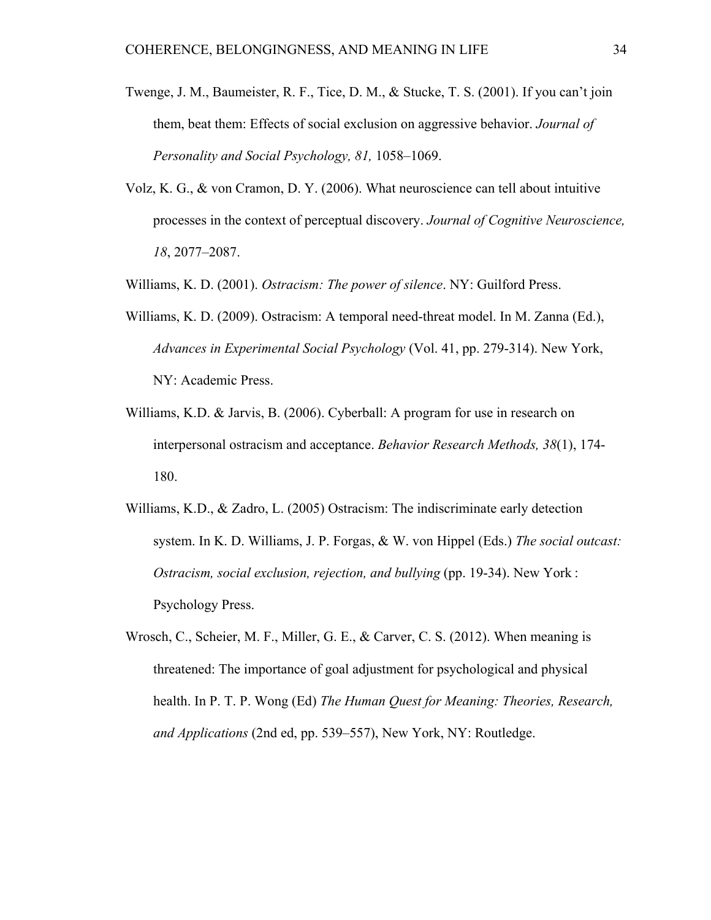Twenge, J. M., Baumeister, R. F., Tice, D. M., & Stucke, T. S. (2001). If you can't join them, beat them: Effects of social exclusion on aggressive behavior. *Journal of Personality and Social Psychology, 81,* 1058–1069.

Volz, K. G., & von Cramon, D. Y. (2006). What neuroscience can tell about intuitive processes in the context of perceptual discovery. *Journal of Cognitive Neuroscience, 18*, 2077–2087.

Williams, K. D. (2001). *Ostracism: The power of silence*. NY: Guilford Press.

Williams, K. D. (2009). Ostracism: A temporal need-threat model. In M. Zanna (Ed.), *Advances in Experimental Social Psychology* (Vol. 41, pp. 279-314). New York, NY: Academic Press.

Williams, K.D. & Jarvis, B. (2006). Cyberball: A program for use in research on interpersonal ostracism and acceptance. *Behavior Research Methods, 38*(1), 174-180.

Williams, K.D., & Zadro, L. (2005) Ostracism: The indiscriminate early detection system. In K. D. Williams, J. P. Forgas, & W. von Hippel (Eds.) *The social outcast: Ostracism, social exclusion, rejection, and bullying* (pp. 19-34). New York : Psychology Press.

Wrosch, C., Scheier, M. F., Miller, G. E., & Carver, C. S. (2012). When meaning is threatened: The importance of goal adjustment for psychological and physical health. In P. T. P. Wong (Ed) *The Human Quest for Meaning: Theories, Research, and Applications* (2nd ed, pp. 539–557), New York, NY: Routledge.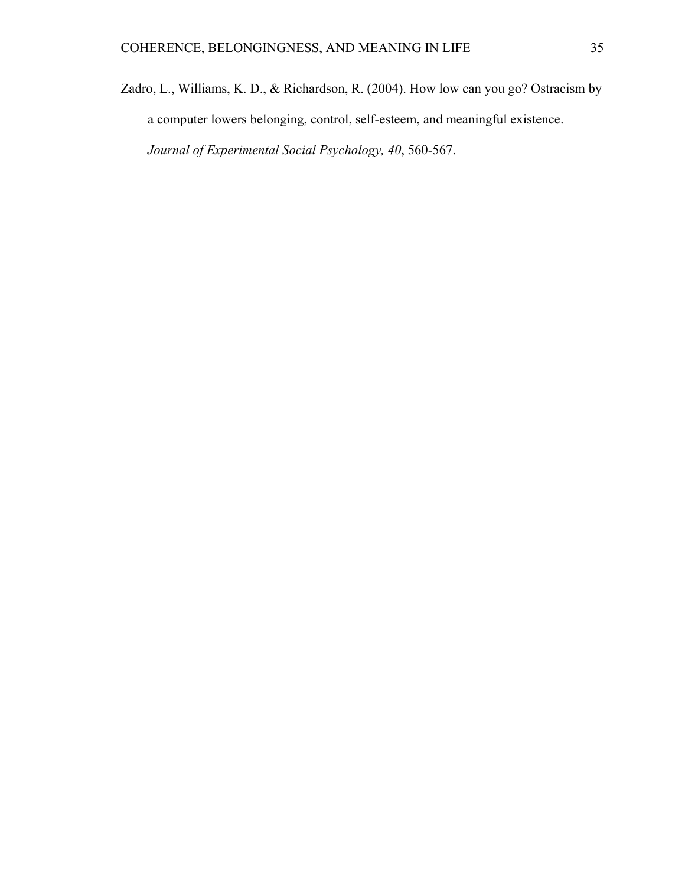Zadro, L., Williams, K. D., & Richardson, R. (2004). How low can you go? Ostracism by a computer lowers belonging, control, self-esteem, and meaningful existence. *Journal of Experimental Social Psychology, 40*, 560-567.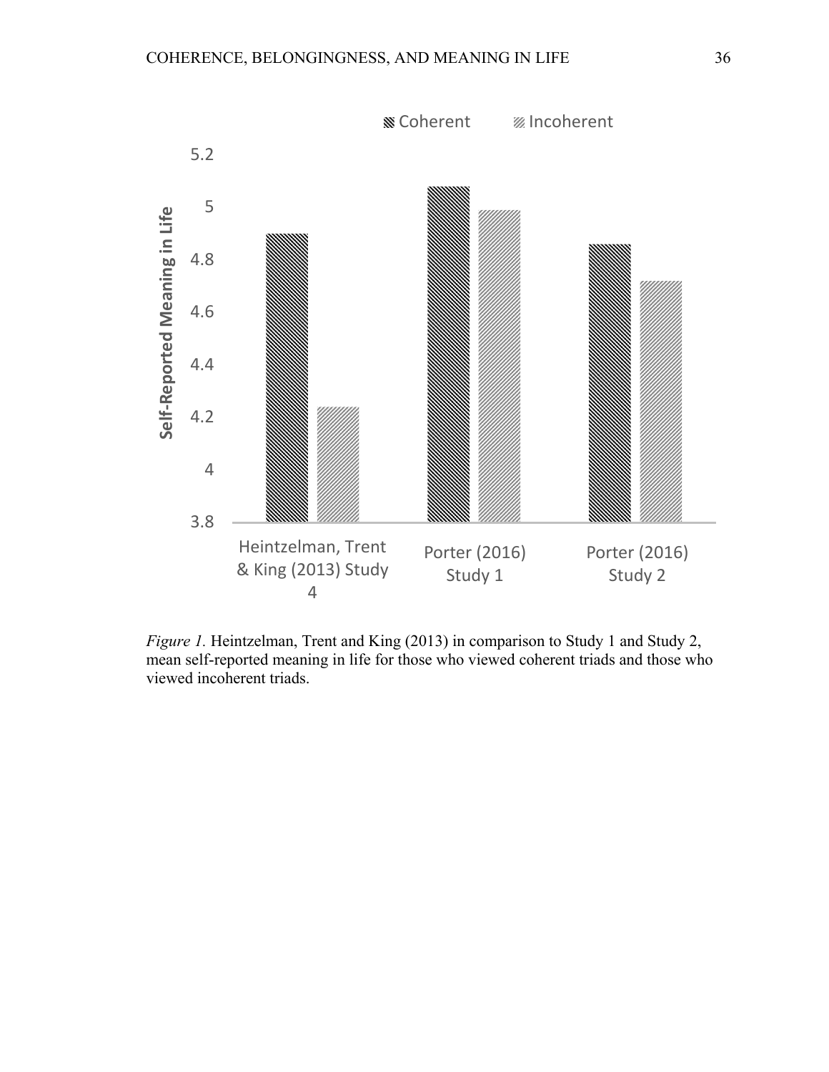*Figure 1.* Heintzelman, Trent and King (2013) in comparison to Study 1 and Study 2, mean self-reported meaning in life for those who viewed coherent triads and those who viewed incoherent triads.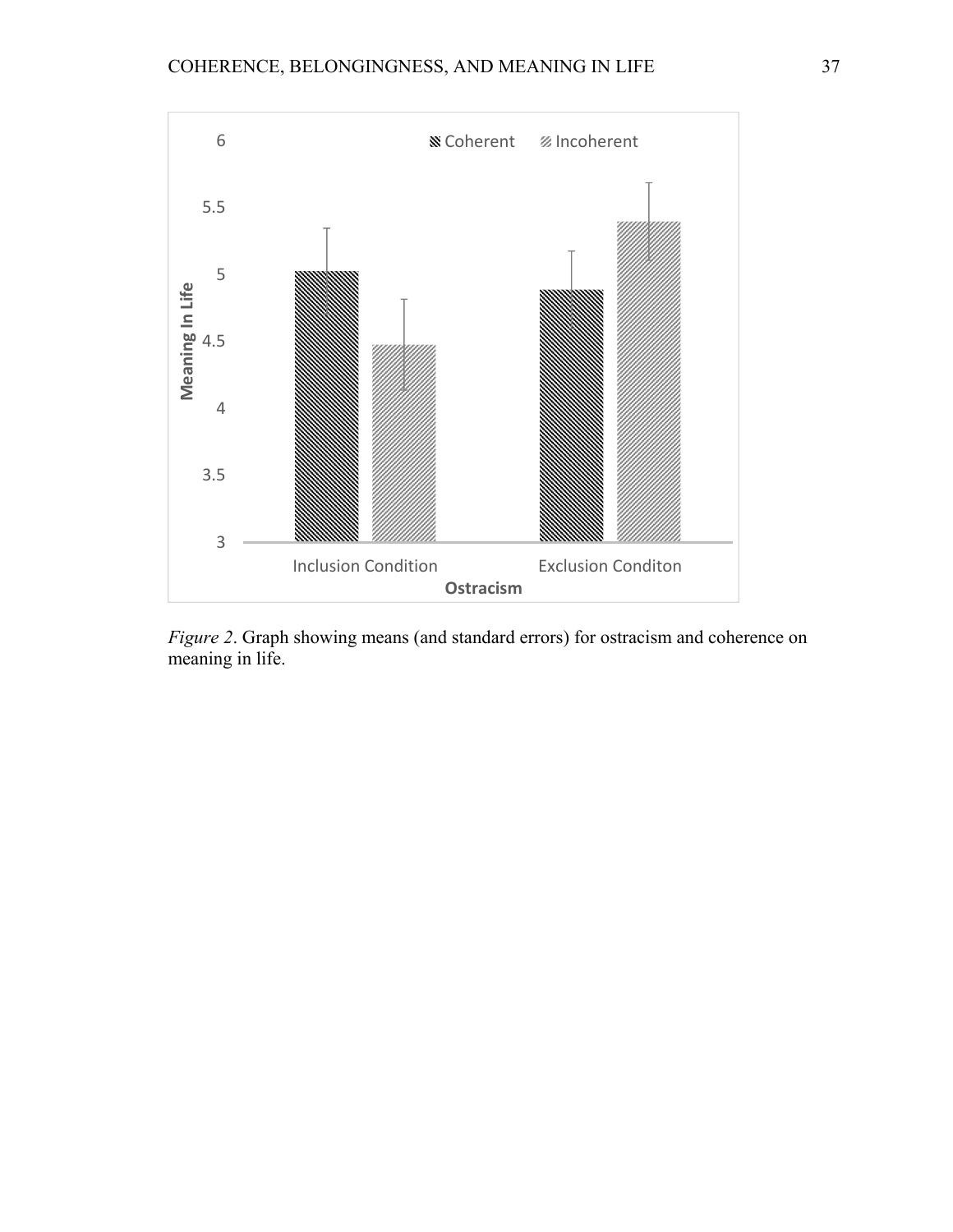*Figure 2*. Graph showing means (and standard errors) for ostracism and coherence on meaning in life.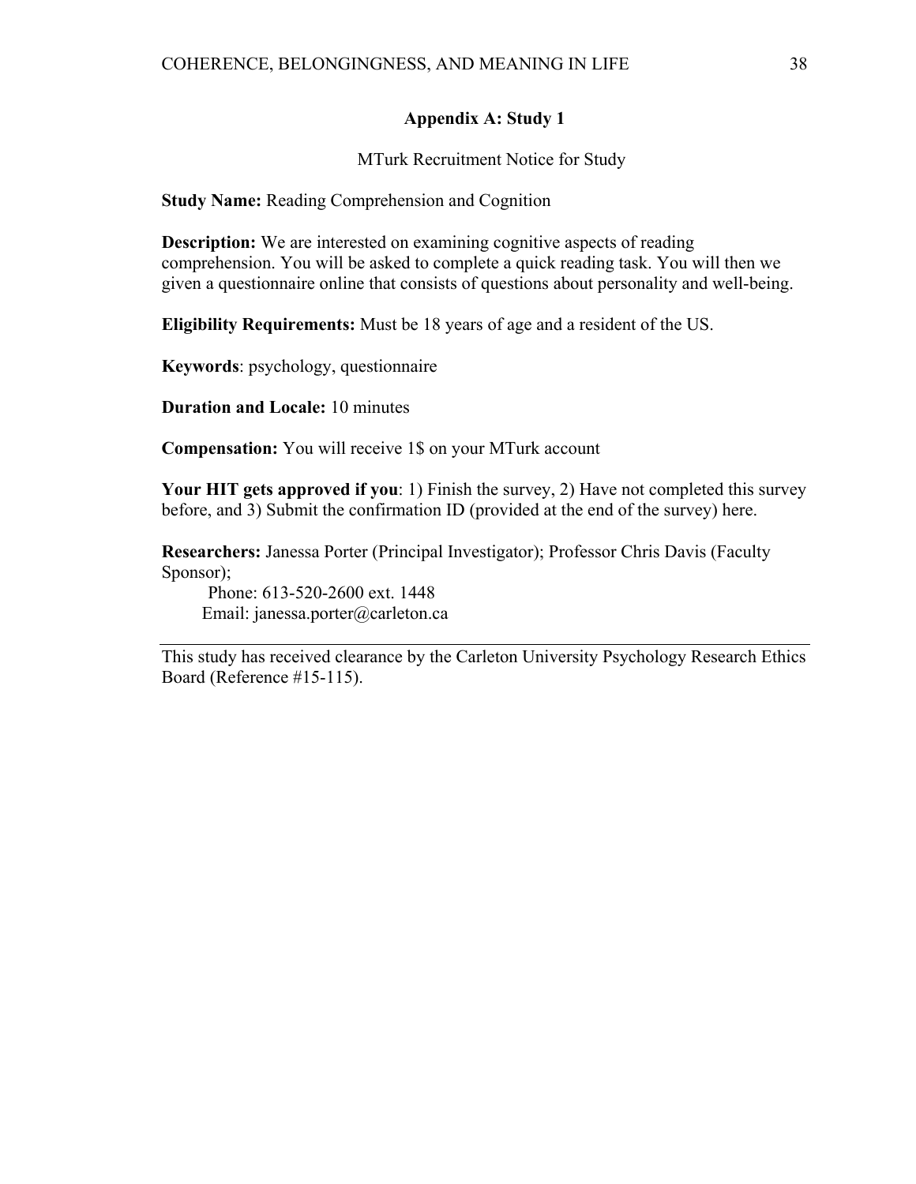## Appendix A: Study 1

MTurk Recruitment Notice for Study

**Study Name:** Reading Comprehension and Cognition

**Description:** We are interested on examining cognitive aspects of reading comprehension. You will be asked to complete a quick reading task. You will then we given a questionnaire online that consists of questions about personality and well-being.

**Eligibility Requirements:** Must be 18 years of age and a resident of the US.

**Keywords**: psychology, questionnaire

**Duration and Locale:** 10 minutes

**Compensation:** You will receive 1$ on your MTurk account

**Your HIT gets approved if you**: 1) Finish the survey, 2) Have not completed this survey before, and 3) Submit the confirmation ID (provided at the end of the survey) here.

**Researchers:** Janessa Porter (Principal Investigator); Professor Chris Davis (Faculty Sponsor);
Phone: 613-520-2600 ext. 1448
Email: janessa.porter@carleton.ca

---

This study has received clearance by the Carleton University Psychology Research Ethics Board (Reference #15-115).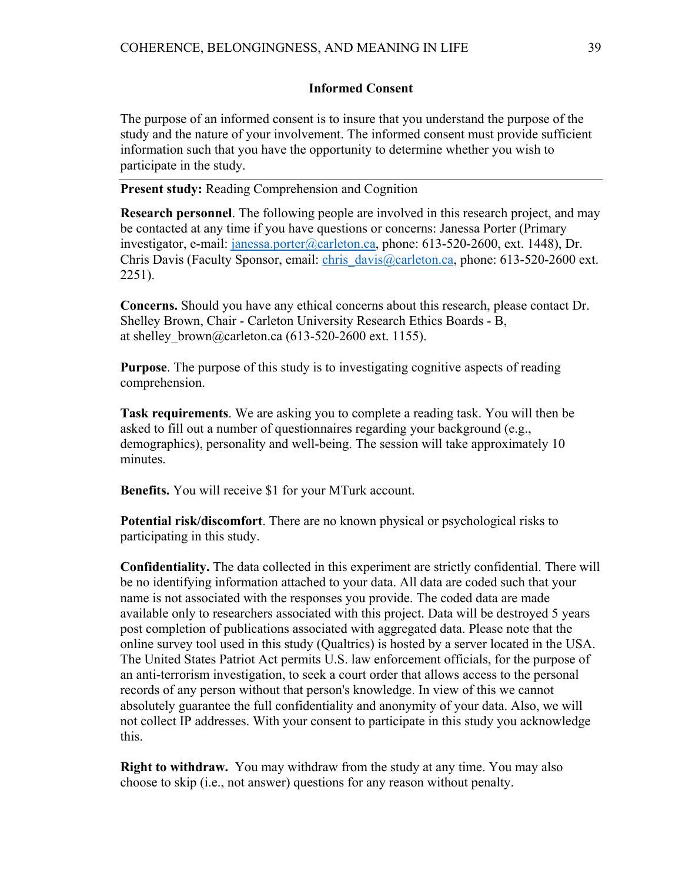## Informed Consent

The purpose of an informed consent is to insure that you understand the purpose of the study and the nature of your involvement. The informed consent must provide sufficient information such that you have the opportunity to determine whether you wish to participate in the study.

---

**Present study:** Reading Comprehension and Cognition

**Research personnel**. The following people are involved in this research project, and may be contacted at any time if you have questions or concerns: Janessa Porter (Primary investigator, e-mail: janessa.porter@carleton.ca, phone: 613-520-2600, ext. 1448), Dr. Chris Davis (Faculty Sponsor, email: chris_davis@carleton.ca, phone: 613-520-2600 ext. 2251).

**Concerns.** Should you have any ethical concerns about this research, please contact Dr. Shelley Brown, Chair - Carleton University Research Ethics Boards - B, at shelley_brown@carleton.ca (613-520-2600 ext. 1155).

**Purpose**. The purpose of this study is to investigating cognitive aspects of reading comprehension.

**Task requirements**. We are asking you to complete a reading task. You will then be asked to fill out a number of questionnaires regarding your background (e.g., demographics), personality and well-being. The session will take approximately 10 minutes.

**Benefits.** You will receive $1 for your MTurk account.

**Potential risk/discomfort**. There are no known physical or psychological risks to participating in this study.

**Confidentiality.** The data collected in this experiment are strictly confidential. There will be no identifying information attached to your data. All data are coded such that your name is not associated with the responses you provide. The coded data are made available only to researchers associated with this project. Data will be destroyed 5 years post completion of publications associated with aggregated data. Please note that the online survey tool used in this study (Qualtrics) is hosted by a server located in the USA. The United States Patriot Act permits U.S. law enforcement officials, for the purpose of an anti-terrorism investigation, to seek a court order that allows access to the personal records of any person without that person's knowledge. In view of this we cannot absolutely guarantee the full confidentiality and anonymity of your data. Also, we will not collect IP addresses. With your consent to participate in this study you acknowledge this.

**Right to withdraw.** You may withdraw from the study at any time. You may also choose to skip (i.e., not answer) questions for any reason without penalty.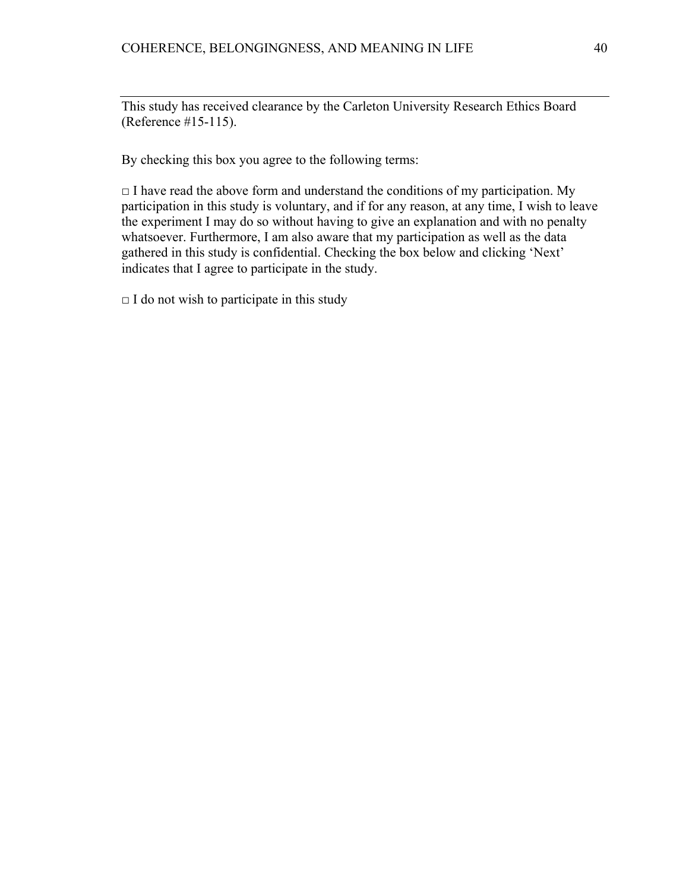---

This study has received clearance by the Carleton University Research Ethics Board (Reference #15-115).

By checking this box you agree to the following terms:

□ I have read the above form and understand the conditions of my participation. My participation in this study is voluntary, and if for any reason, at any time, I wish to leave the experiment I may do so without having to give an explanation and with no penalty whatsoever. Furthermore, I am also aware that my participation as well as the data gathered in this study is confidential. Checking the box below and clicking 'Next' indicates that I agree to participate in the study.

□ I do not wish to participate in this study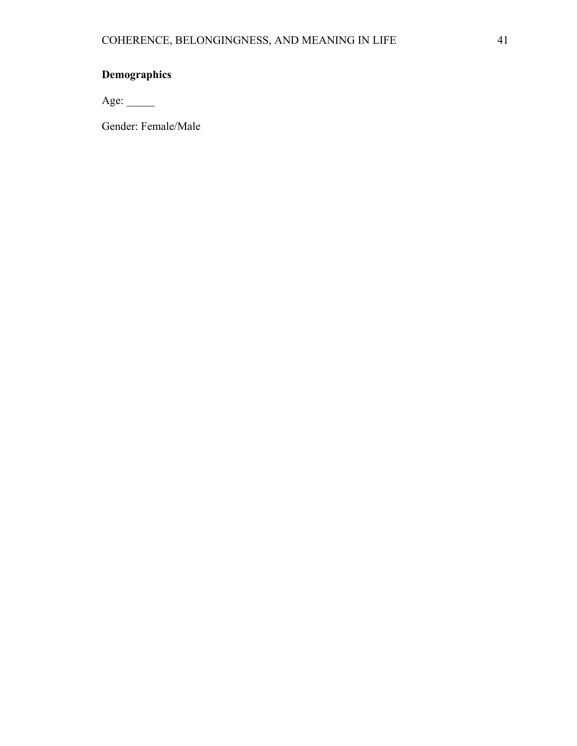**Demographics**

Age: _____

Gender: Female/Male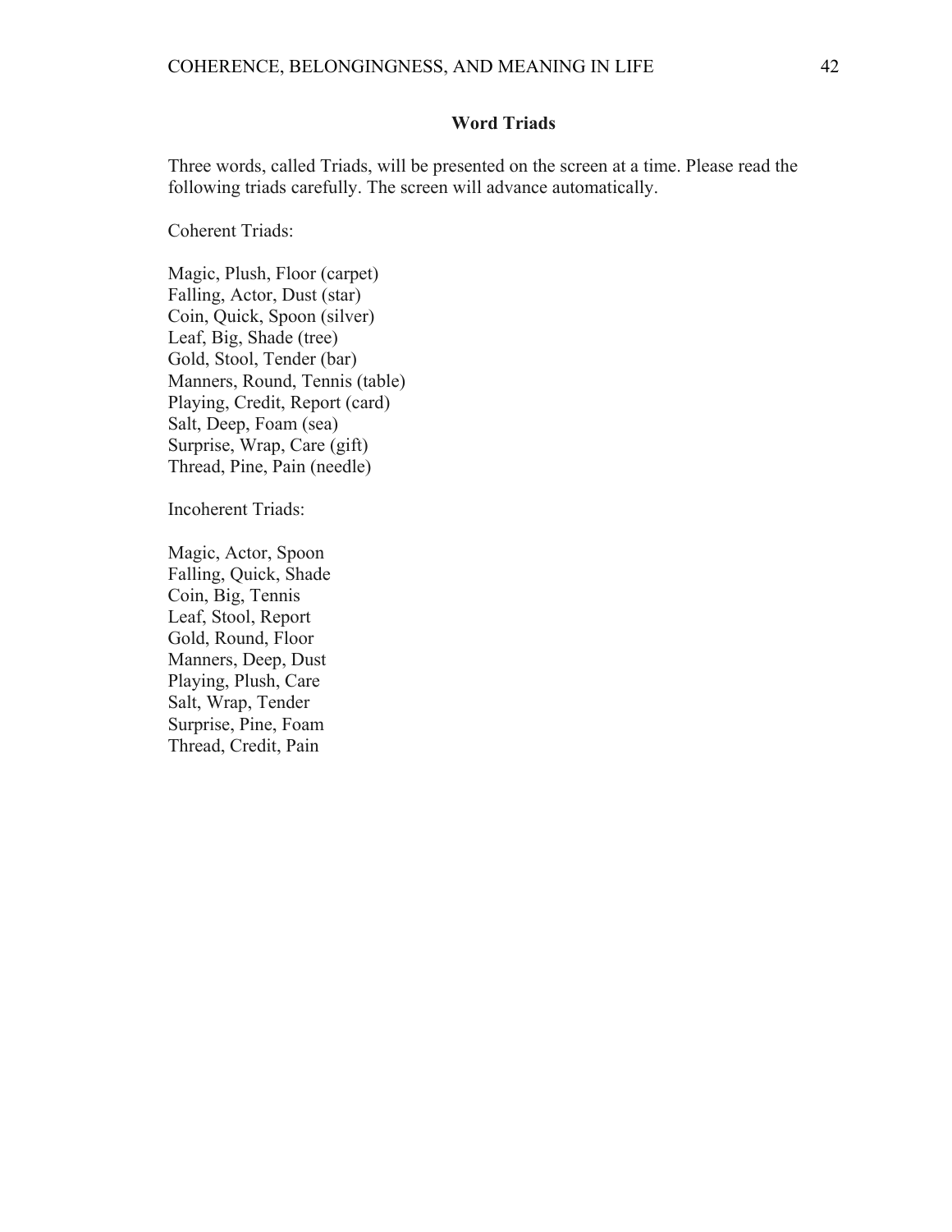## Word Triads

Three words, called Triads, will be presented on the screen at a time. Please read the following triads carefully. The screen will advance automatically.

Coherent Triads:

Magic, Plush, Floor (carpet)
Falling, Actor, Dust (star)
Coin, Quick, Spoon (silver)
Leaf, Big, Shade (tree)
Gold, Stool, Tender (bar)
Manners, Round, Tennis (table)
Playing, Credit, Report (card)
Salt, Deep, Foam (sea)
Surprise, Wrap, Care (gift)
Thread, Pine, Pain (needle)

Incoherent Triads:

Magic, Actor, Spoon
Falling, Quick, Shade
Coin, Big, Tennis
Leaf, Stool, Report
Gold, Round, Floor
Manners, Deep, Dust
Playing, Plush, Care
Salt, Wrap, Tender
Surprise, Pine, Foam
Thread, Credit, Pain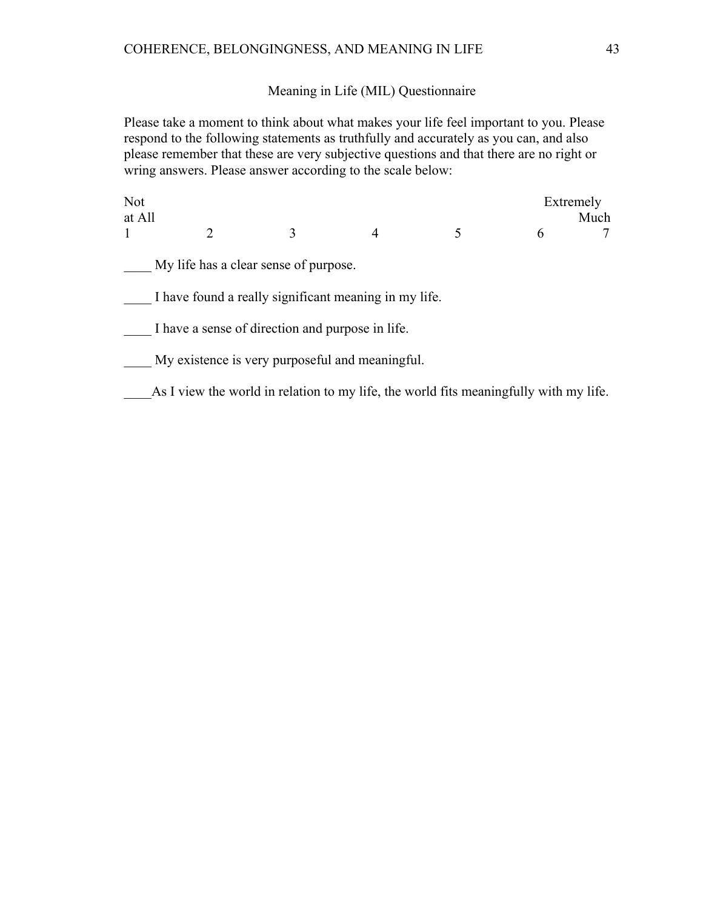## Meaning in Life (MIL) Questionnaire

Please take a moment to think about what makes your life feel important to you. Please respond to the following statements as truthfully and accurately as you can, and also please remember that these are very subjective questions and that there are no right or wring answers. Please answer according to the scale below:

| Not at All | | | | | | Extremely Much |
|---|---|---|---|---|---|---|
| 1 | 2 | 3 | 4 | 5 | 6 | 7 |

____ My life has a clear sense of purpose.

____ I have found a really significant meaning in my life.

____ I have a sense of direction and purpose in life.

____ My existence is very purposeful and meaningful.

____As I view the world in relation to my life, the world fits meaningfully with my life.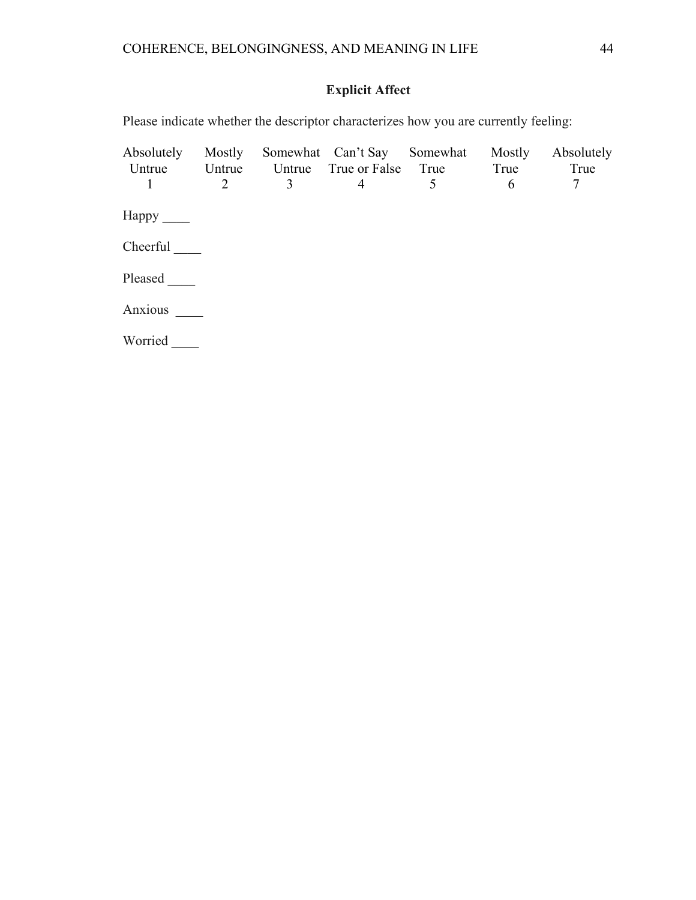## Explicit Affect

Please indicate whether the descriptor characterizes how you are currently feeling:

| Absolutely Untrue | Mostly Untrue | Somewhat Untrue | Can't Say True or False | Somewhat True | Mostly True | Absolutely True |
|---|---|---|---|---|---|---|
| 1 | 2 | 3 | 4 | 5 | 6 | 7 |

Happy ____

Cheerful ____

Pleased ____

Anxious ____

Worried ____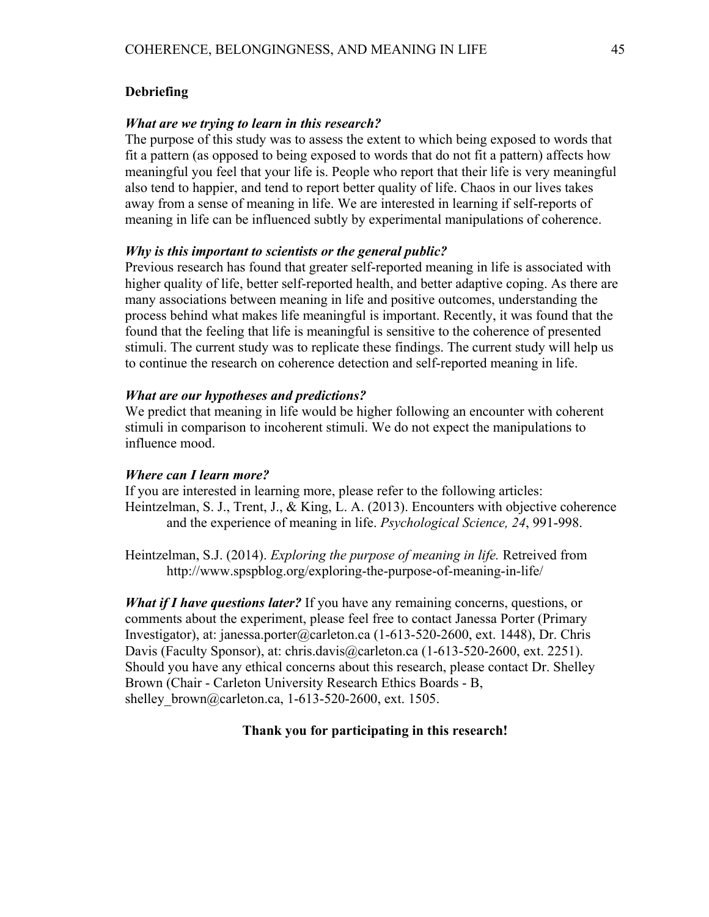**Debriefing**

***What are we trying to learn in this research?***

The purpose of this study was to assess the extent to which being exposed to words that fit a pattern (as opposed to being exposed to words that do not fit a pattern) affects how meaningful you feel that your life is. People who report that their life is very meaningful also tend to happier, and tend to report better quality of life. Chaos in our lives takes away from a sense of meaning in life. We are interested in learning if self-reports of meaning in life can be influenced subtly by experimental manipulations of coherence.

***Why is this important to scientists or the general public?***

Previous research has found that greater self-reported meaning in life is associated with higher quality of life, better self-reported health, and better adaptive coping. As there are many associations between meaning in life and positive outcomes, understanding the process behind what makes life meaningful is important. Recently, it was found that the found that the feeling that life is meaningful is sensitive to the coherence of presented stimuli. The current study was to replicate these findings. The current study will help us to continue the research on coherence detection and self-reported meaning in life.

***What are our hypotheses and predictions?***

We predict that meaning in life would be higher following an encounter with coherent stimuli in comparison to incoherent stimuli. We do not expect the manipulations to influence mood.

***Where can I learn more?***

If you are interested in learning more, please refer to the following articles:

Heintzelman, S. J., Trent, J., & King, L. A. (2013). Encounters with objective coherence and the experience of meaning in life. *Psychological Science, 24*, 991-998.

Heintzelman, S.J. (2014). *Exploring the purpose of meaning in life.* Retreived from http://www.spspblog.org/exploring-the-purpose-of-meaning-in-life/

***What if I have questions later?*** If you have any remaining concerns, questions, or comments about the experiment, please feel free to contact Janessa Porter (Primary Investigator), at: janessa.porter@carleton.ca (1-613-520-2600, ext. 1448), Dr. Chris Davis (Faculty Sponsor), at: chris.davis@carleton.ca (1-613-520-2600, ext. 2251). Should you have any ethical concerns about this research, please contact Dr. Shelley Brown (Chair - Carleton University Research Ethics Boards - B, shelley_brown@carleton.ca, 1-613-520-2600, ext. 1505.

**Thank you for participating in this research!**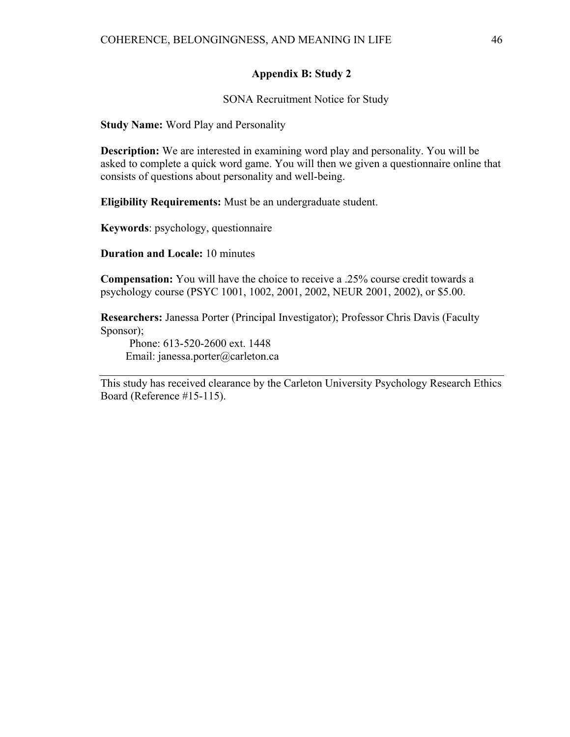## Appendix B: Study 2

SONA Recruitment Notice for Study

**Study Name:** Word Play and Personality

**Description:** We are interested in examining word play and personality. You will be asked to complete a quick word game. You will then we given a questionnaire online that consists of questions about personality and well-being.

**Eligibility Requirements:** Must be an undergraduate student.

**Keywords**: psychology, questionnaire

**Duration and Locale:** 10 minutes

**Compensation:** You will have the choice to receive a .25% course credit towards a psychology course (PSYC 1001, 1002, 2001, 2002, NEUR 2001, 2002), or $5.00.

**Researchers:** Janessa Porter (Principal Investigator); Professor Chris Davis (Faculty Sponsor);
Phone: 613-520-2600 ext. 1448
Email: janessa.porter@carleton.ca

---

This study has received clearance by the Carleton University Psychology Research Ethics Board (Reference #15-115).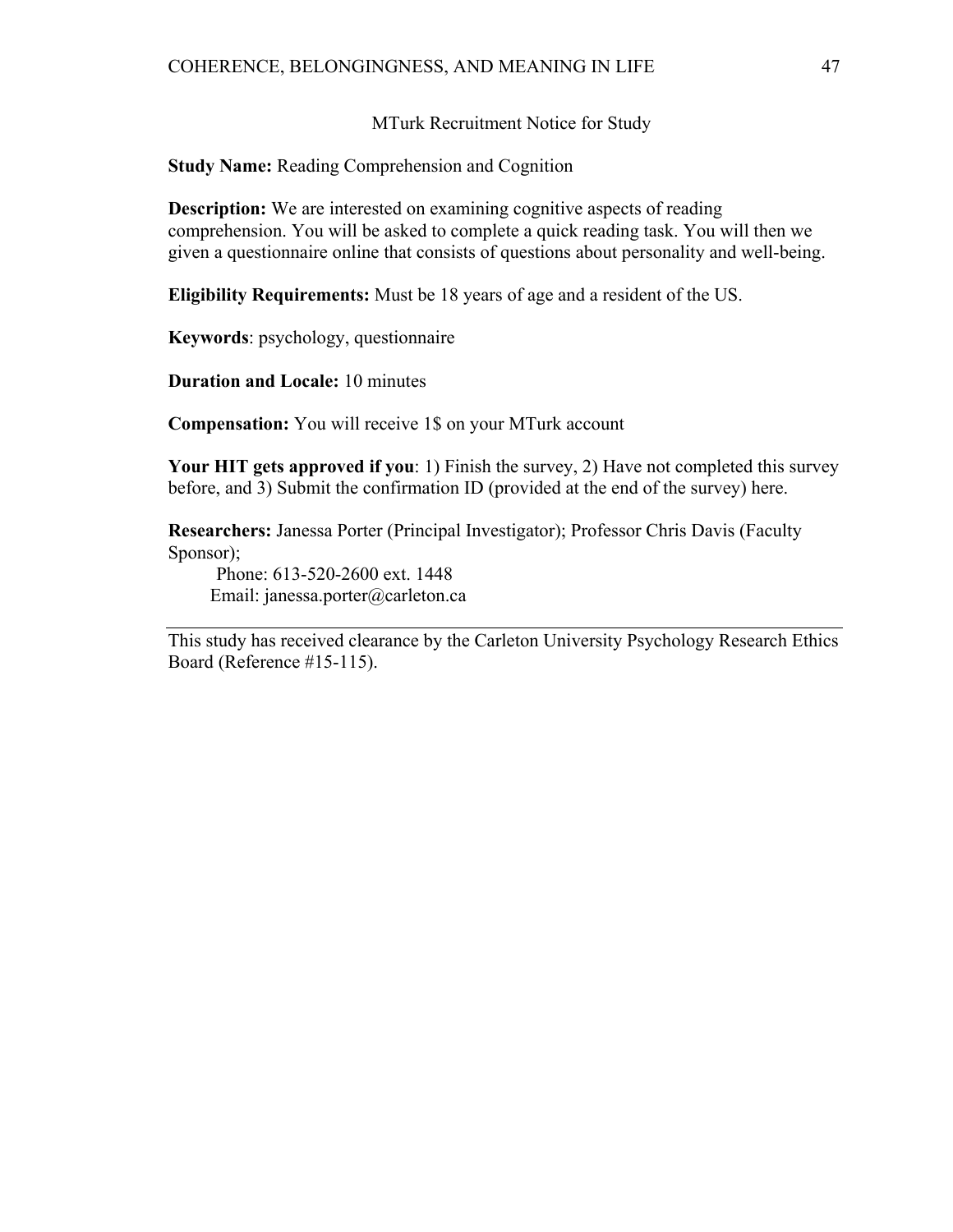MTurk Recruitment Notice for Study

**Study Name:** Reading Comprehension and Cognition

**Description:** We are interested on examining cognitive aspects of reading comprehension. You will be asked to complete a quick reading task. You will then we given a questionnaire online that consists of questions about personality and well-being.

**Eligibility Requirements:** Must be 18 years of age and a resident of the US.

**Keywords**: psychology, questionnaire

**Duration and Locale:** 10 minutes

**Compensation:** You will receive 1$ on your MTurk account

**Your HIT gets approved if you**: 1) Finish the survey, 2) Have not completed this survey before, and 3) Submit the confirmation ID (provided at the end of the survey) here.

**Researchers:** Janessa Porter (Principal Investigator); Professor Chris Davis (Faculty Sponsor);
 Phone: 613-520-2600 ext. 1448
 Email: janessa.porter@carleton.ca

---

This study has received clearance by the Carleton University Psychology Research Ethics Board (Reference #15-115).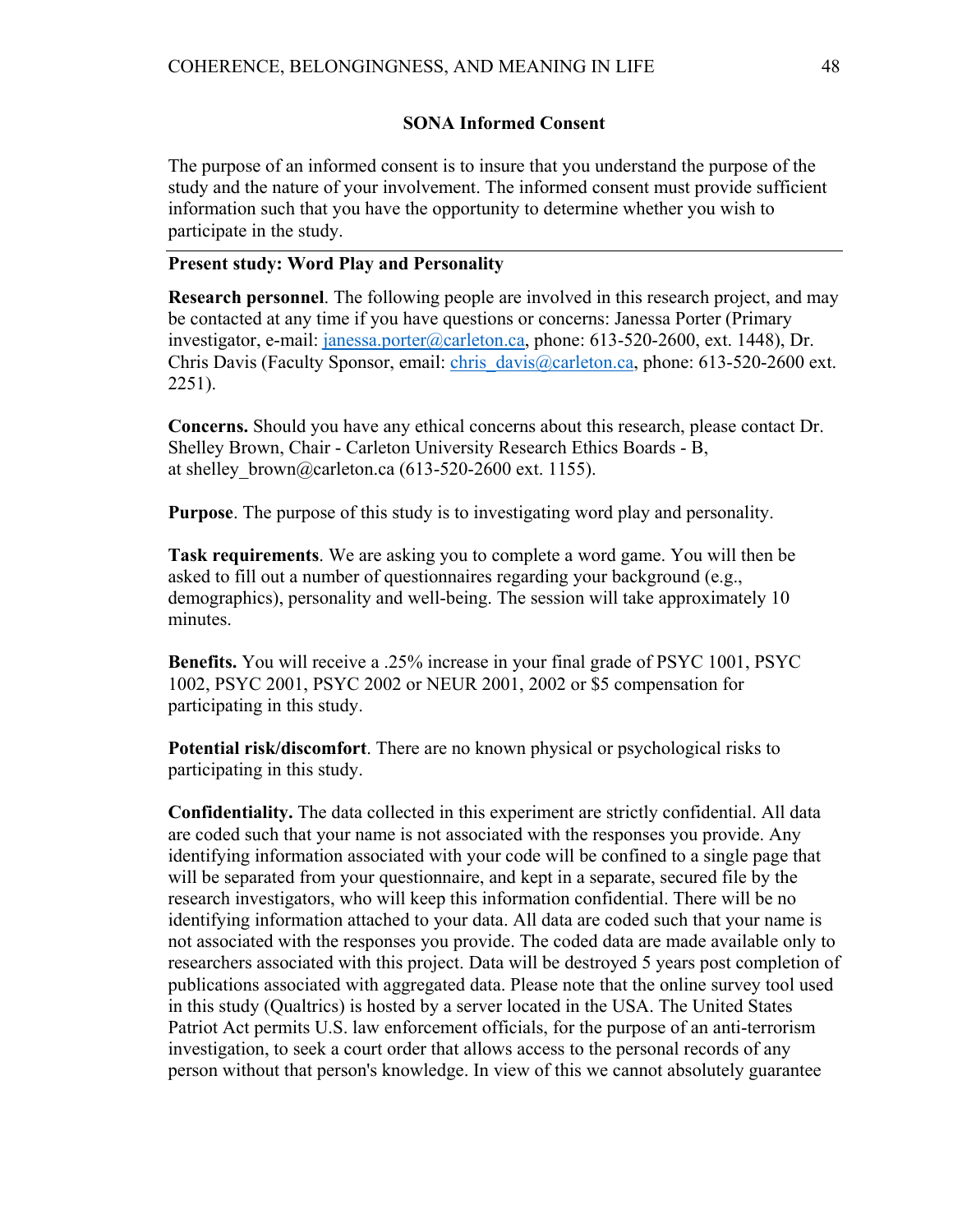## SONA Informed Consent

The purpose of an informed consent is to insure that you understand the purpose of the study and the nature of your involvement. The informed consent must provide sufficient information such that you have the opportunity to determine whether you wish to participate in the study.

---

**Present study: Word Play and Personality**

**Research personnel**. The following people are involved in this research project, and may be contacted at any time if you have questions or concerns: Janessa Porter (Primary investigator, e-mail: janessa.porter@carleton.ca, phone: 613-520-2600, ext. 1448), Dr. Chris Davis (Faculty Sponsor, email: chris_davis@carleton.ca, phone: 613-520-2600 ext. 2251).

**Concerns.** Should you have any ethical concerns about this research, please contact Dr. Shelley Brown, Chair - Carleton University Research Ethics Boards - B, at shelley_brown@carleton.ca (613-520-2600 ext. 1155).

**Purpose**. The purpose of this study is to investigating word play and personality.

**Task requirements**. We are asking you to complete a word game. You will then be asked to fill out a number of questionnaires regarding your background (e.g., demographics), personality and well-being. The session will take approximately 10 minutes.

**Benefits.** You will receive a .25% increase in your final grade of PSYC 1001, PSYC 1002, PSYC 2001, PSYC 2002 or NEUR 2001, 2002 or $5 compensation for participating in this study.

**Potential risk/discomfort**. There are no known physical or psychological risks to participating in this study.

**Confidentiality.** The data collected in this experiment are strictly confidential. All data are coded such that your name is not associated with the responses you provide. Any identifying information associated with your code will be confined to a single page that will be separated from your questionnaire, and kept in a separate, secured file by the research investigators, who will keep this information confidential. There will be no identifying information attached to your data. All data are coded such that your name is not associated with the responses you provide. The coded data are made available only to researchers associated with this project. Data will be destroyed 5 years post completion of publications associated with aggregated data. Please note that the online survey tool used in this study (Qualtrics) is hosted by a server located in the USA. The United States Patriot Act permits U.S. law enforcement officials, for the purpose of an anti-terrorism investigation, to seek a court order that allows access to the personal records of any person without that person's knowledge. In view of this we cannot absolutely guarantee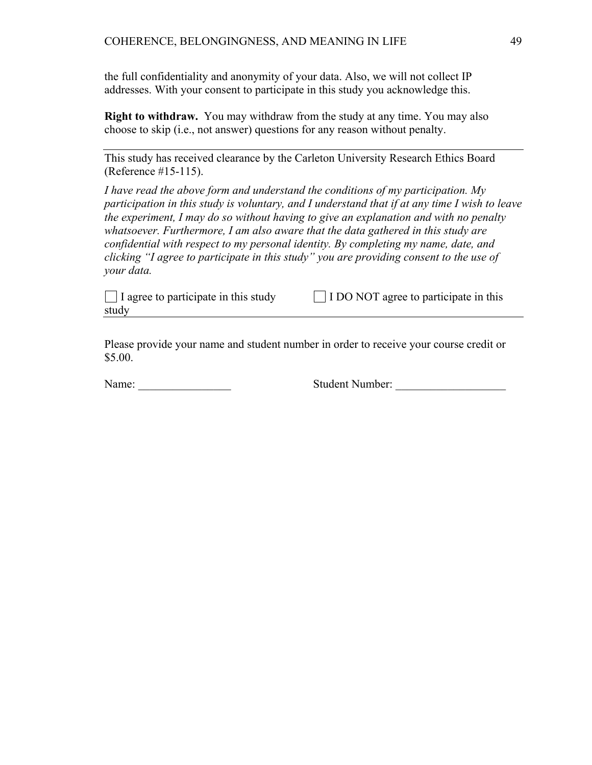the full confidentiality and anonymity of your data. Also, we will not collect IP addresses. With your consent to participate in this study you acknowledge this.

**Right to withdraw.** You may withdraw from the study at any time. You may also choose to skip (i.e., not answer) questions for any reason without penalty.

---

This study has received clearance by the Carleton University Research Ethics Board (Reference #15-115).

*I have read the above form and understand the conditions of my participation. My participation in this study is voluntary, and I understand that if at any time I wish to leave the experiment, I may do so without having to give an explanation and with no penalty whatsoever. Furthermore, I am also aware that the data gathered in this study are confidential with respect to my personal identity. By completing my name, date, and clicking "I agree to participate in this study" you are providing consent to the use of your data.*

☐ I agree to participate in this study ☐ I DO NOT agree to participate in this study

---

Please provide your name and student number in order to receive your course credit or $5.00.

Name: ________________ Student Number: ___________________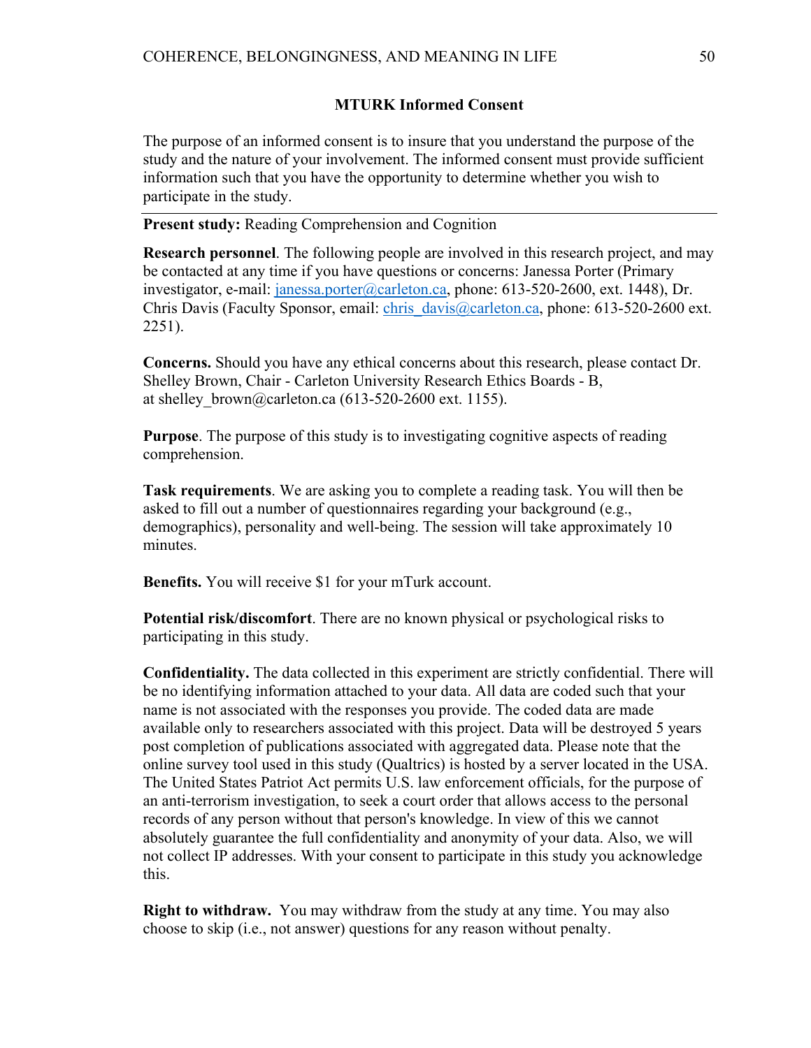## MTURK Informed Consent

The purpose of an informed consent is to insure that you understand the purpose of the study and the nature of your involvement. The informed consent must provide sufficient information such that you have the opportunity to determine whether you wish to participate in the study.

---

**Present study:** Reading Comprehension and Cognition

**Research personnel**. The following people are involved in this research project, and may be contacted at any time if you have questions or concerns: Janessa Porter (Primary investigator, e-mail: janessa.porter@carleton.ca, phone: 613-520-2600, ext. 1448), Dr. Chris Davis (Faculty Sponsor, email: chris_davis@carleton.ca, phone: 613-520-2600 ext. 2251).

**Concerns.** Should you have any ethical concerns about this research, please contact Dr. Shelley Brown, Chair - Carleton University Research Ethics Boards - B, at shelley_brown@carleton.ca (613-520-2600 ext. 1155).

**Purpose**. The purpose of this study is to investigating cognitive aspects of reading comprehension.

**Task requirements**. We are asking you to complete a reading task. You will then be asked to fill out a number of questionnaires regarding your background (e.g., demographics), personality and well-being. The session will take approximately 10 minutes.

**Benefits.** You will receive $1 for your mTurk account.

**Potential risk/discomfort**. There are no known physical or psychological risks to participating in this study.

**Confidentiality.** The data collected in this experiment are strictly confidential. There will be no identifying information attached to your data. All data are coded such that your name is not associated with the responses you provide. The coded data are made available only to researchers associated with this project. Data will be destroyed 5 years post completion of publications associated with aggregated data. Please note that the online survey tool used in this study (Qualtrics) is hosted by a server located in the USA. The United States Patriot Act permits U.S. law enforcement officials, for the purpose of an anti-terrorism investigation, to seek a court order that allows access to the personal records of any person without that person's knowledge. In view of this we cannot absolutely guarantee the full confidentiality and anonymity of your data. Also, we will not collect IP addresses. With your consent to participate in this study you acknowledge this.

**Right to withdraw.** You may withdraw from the study at any time. You may also choose to skip (i.e., not answer) questions for any reason without penalty.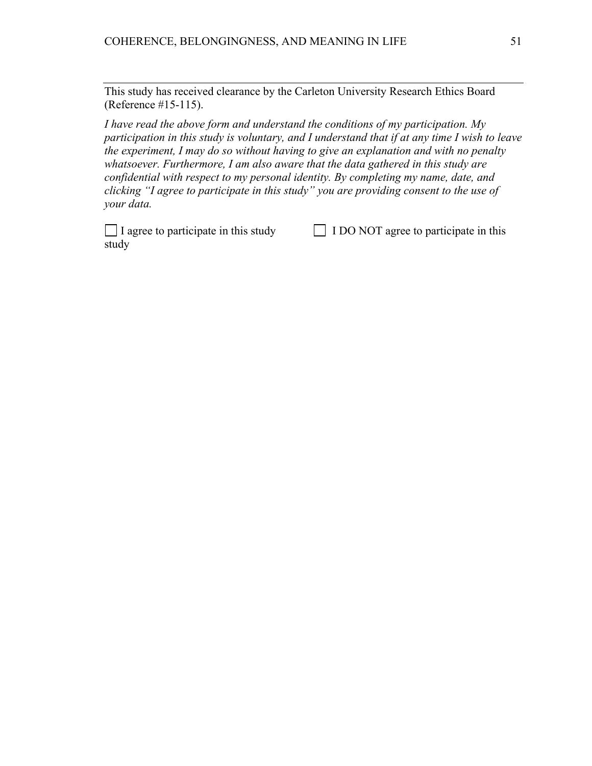---

This study has received clearance by the Carleton University Research Ethics Board (Reference #15-115).

*I have read the above form and understand the conditions of my participation. My participation in this study is voluntary, and I understand that if at any time I wish to leave the experiment, I may do so without having to give an explanation and with no penalty whatsoever. Furthermore, I am also aware that the data gathered in this study are confidential with respect to my personal identity. By completing my name, date, and clicking "I agree to participate in this study" you are providing consent to the use of your data.*

☐ I agree to participate in this study ☐ I DO NOT agree to participate in this study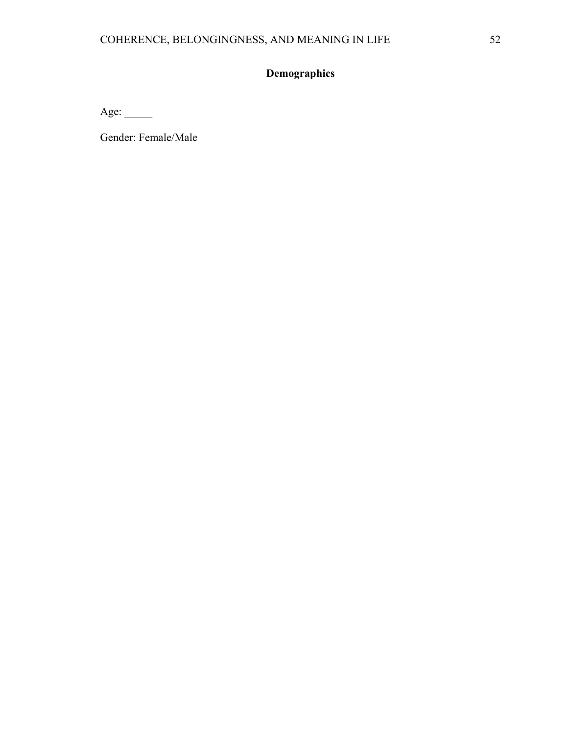## Demographics

Age: _____

Gender: Female/Male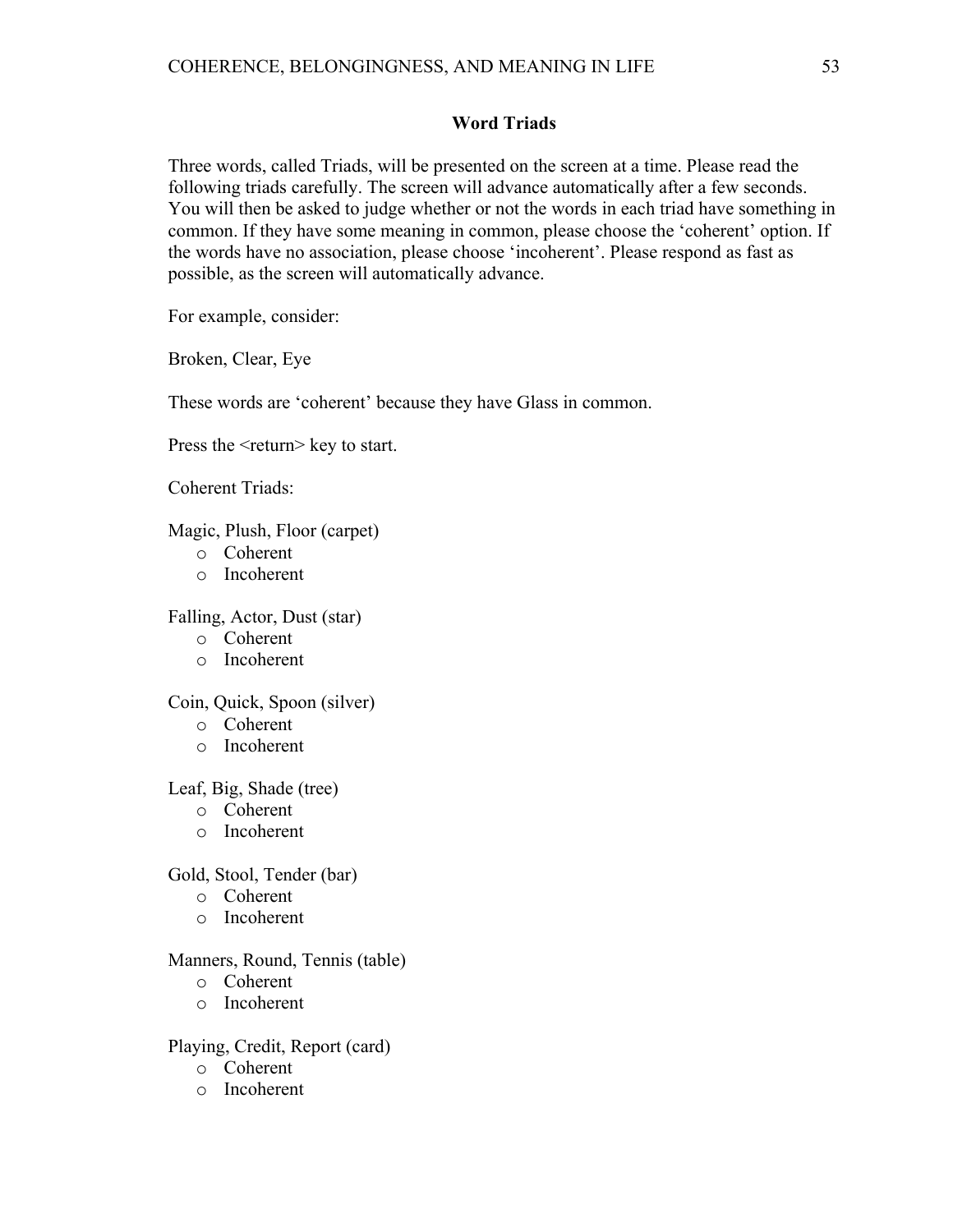## Word Triads

Three words, called Triads, will be presented on the screen at a time. Please read the following triads carefully. The screen will advance automatically after a few seconds. You will then be asked to judge whether or not the words in each triad have something in common. If they have some meaning in common, please choose the 'coherent' option. If the words have no association, please choose 'incoherent'. Please respond as fast as possible, as the screen will automatically advance.

For example, consider:

Broken, Clear, Eye

These words are 'coherent' because they have Glass in common.

Press the <return> key to start.

Coherent Triads:

Magic, Plush, Floor (carpet)

- Coherent
- Incoherent

Falling, Actor, Dust (star)

- Coherent
- Incoherent

Coin, Quick, Spoon (silver)

- Coherent
- Incoherent

Leaf, Big, Shade (tree)

- Coherent
- Incoherent

Gold, Stool, Tender (bar)

- Coherent
- Incoherent

Manners, Round, Tennis (table)

- Coherent
- Incoherent

Playing, Credit, Report (card)

- Coherent
- Incoherent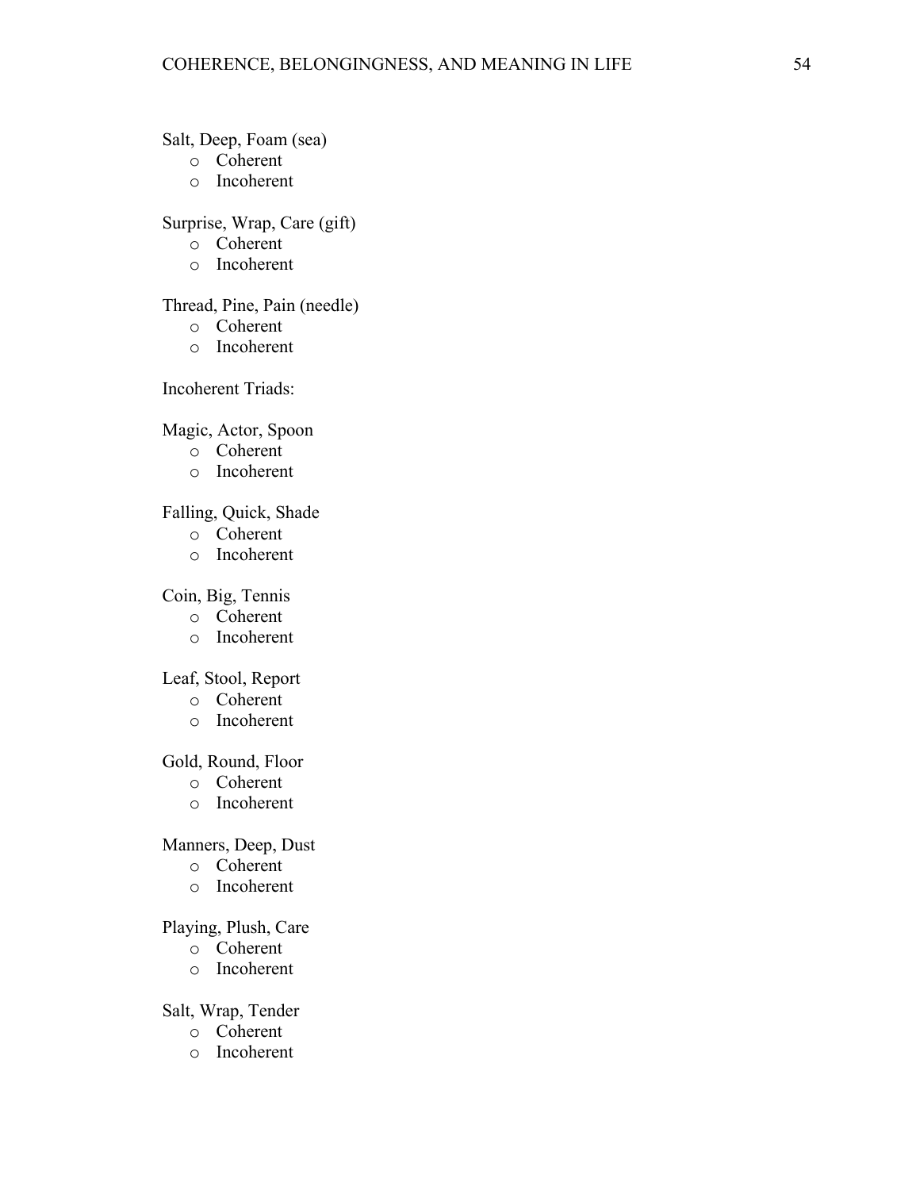Salt, Deep, Foam (sea)

- o Coherent
- o Incoherent

Surprise, Wrap, Care (gift)

- o Coherent
- o Incoherent

Thread, Pine, Pain (needle)

- o Coherent
- o Incoherent

Incoherent Triads:

Magic, Actor, Spoon

- o Coherent
- o Incoherent

Falling, Quick, Shade

- o Coherent
- o Incoherent

Coin, Big, Tennis

- o Coherent
- o Incoherent

Leaf, Stool, Report

- o Coherent
- o Incoherent

Gold, Round, Floor

- o Coherent
- o Incoherent

Manners, Deep, Dust

- o Coherent
- o Incoherent

Playing, Plush, Care

- o Coherent
- o Incoherent

Salt, Wrap, Tender

- o Coherent
- o Incoherent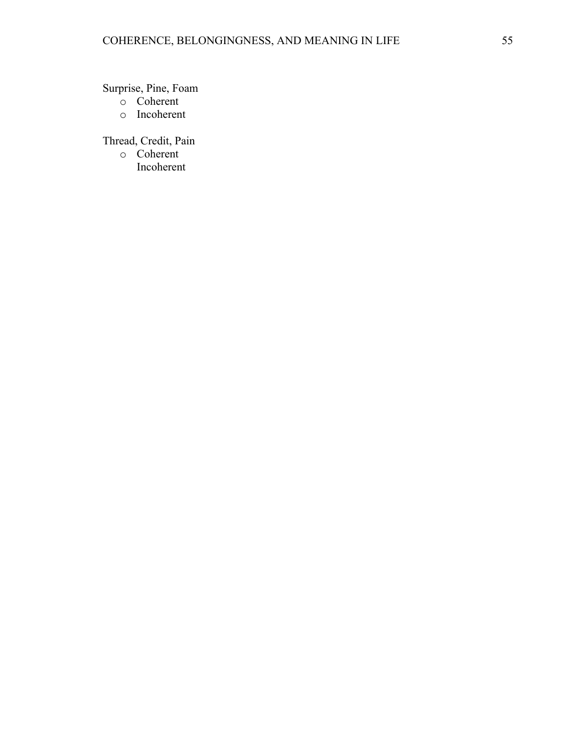Surprise, Pine, Foam

- Coherent
- Incoherent

Thread, Credit, Pain

- Coherent
- Incoherent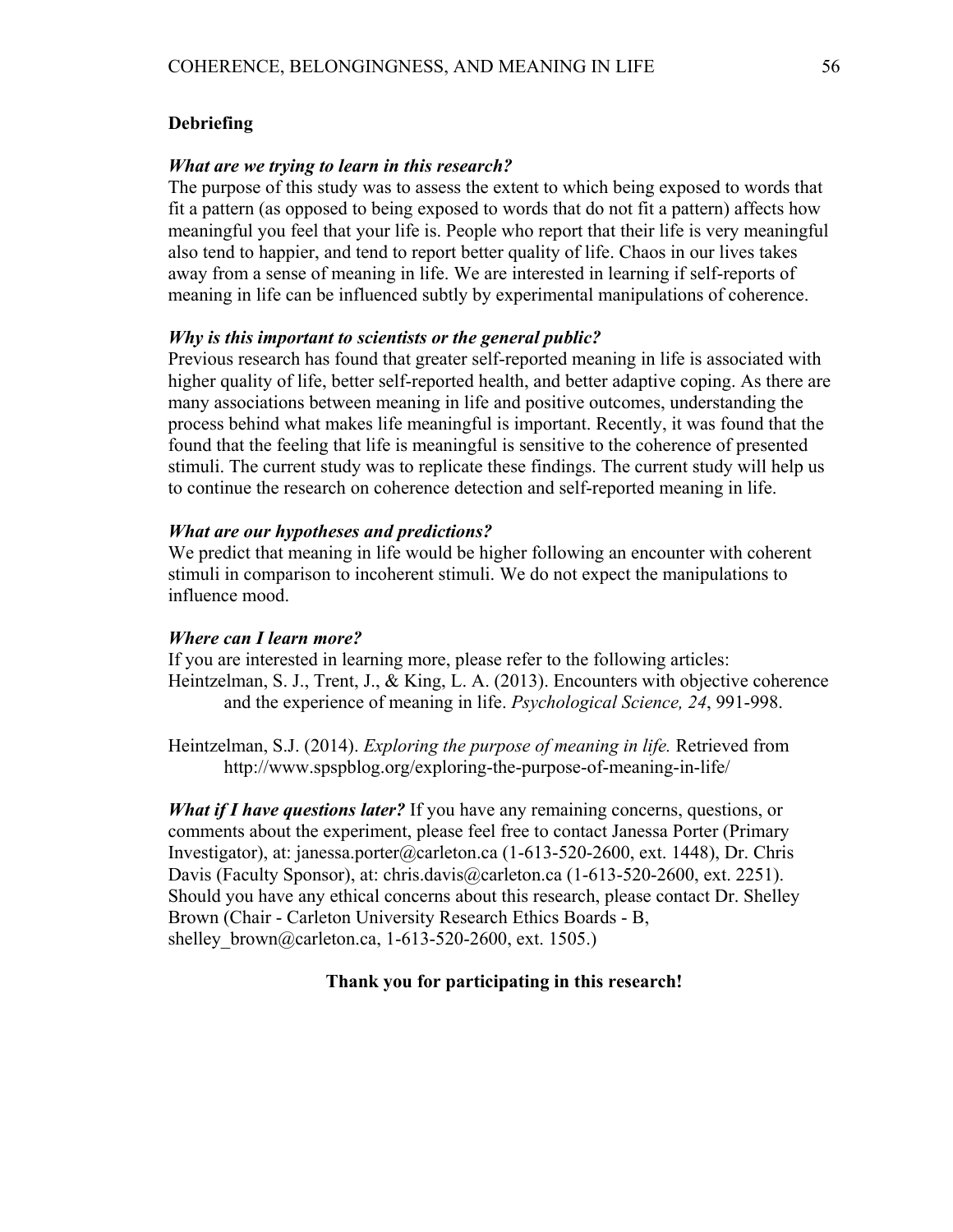**Debriefing**

***What are we trying to learn in this research?***
The purpose of this study was to assess the extent to which being exposed to words that fit a pattern (as opposed to being exposed to words that do not fit a pattern) affects how meaningful you feel that your life is. People who report that their life is very meaningful also tend to happier, and tend to report better quality of life. Chaos in our lives takes away from a sense of meaning in life. We are interested in learning if self-reports of meaning in life can be influenced subtly by experimental manipulations of coherence.

***Why is this important to scientists or the general public?***
Previous research has found that greater self-reported meaning in life is associated with higher quality of life, better self-reported health, and better adaptive coping. As there are many associations between meaning in life and positive outcomes, understanding the process behind what makes life meaningful is important. Recently, it was found that the found that the feeling that life is meaningful is sensitive to the coherence of presented stimuli. The current study was to replicate these findings. The current study will help us to continue the research on coherence detection and self-reported meaning in life.

***What are our hypotheses and predictions?***
We predict that meaning in life would be higher following an encounter with coherent stimuli in comparison to incoherent stimuli. We do not expect the manipulations to influence mood.

***Where can I learn more?***
If you are interested in learning more, please refer to the following articles:
Heintzelman, S. J., Trent, J., & King, L. A. (2013). Encounters with objective coherence and the experience of meaning in life. *Psychological Science, 24*, 991-998.

Heintzelman, S.J. (2014). *Exploring the purpose of meaning in life.* Retrieved from http://www.spspblog.org/exploring-the-purpose-of-meaning-in-life/

***What if I have questions later?*** If you have any remaining concerns, questions, or comments about the experiment, please feel free to contact Janessa Porter (Primary Investigator), at: janessa.porter@carleton.ca (1-613-520-2600, ext. 1448), Dr. Chris Davis (Faculty Sponsor), at: chris.davis@carleton.ca (1-613-520-2600, ext. 2251). Should you have any ethical concerns about this research, please contact Dr. Shelley Brown (Chair - Carleton University Research Ethics Boards - B, shelley_brown@carleton.ca, 1-613-520-2600, ext. 1505.)

**Thank you for participating in this research!**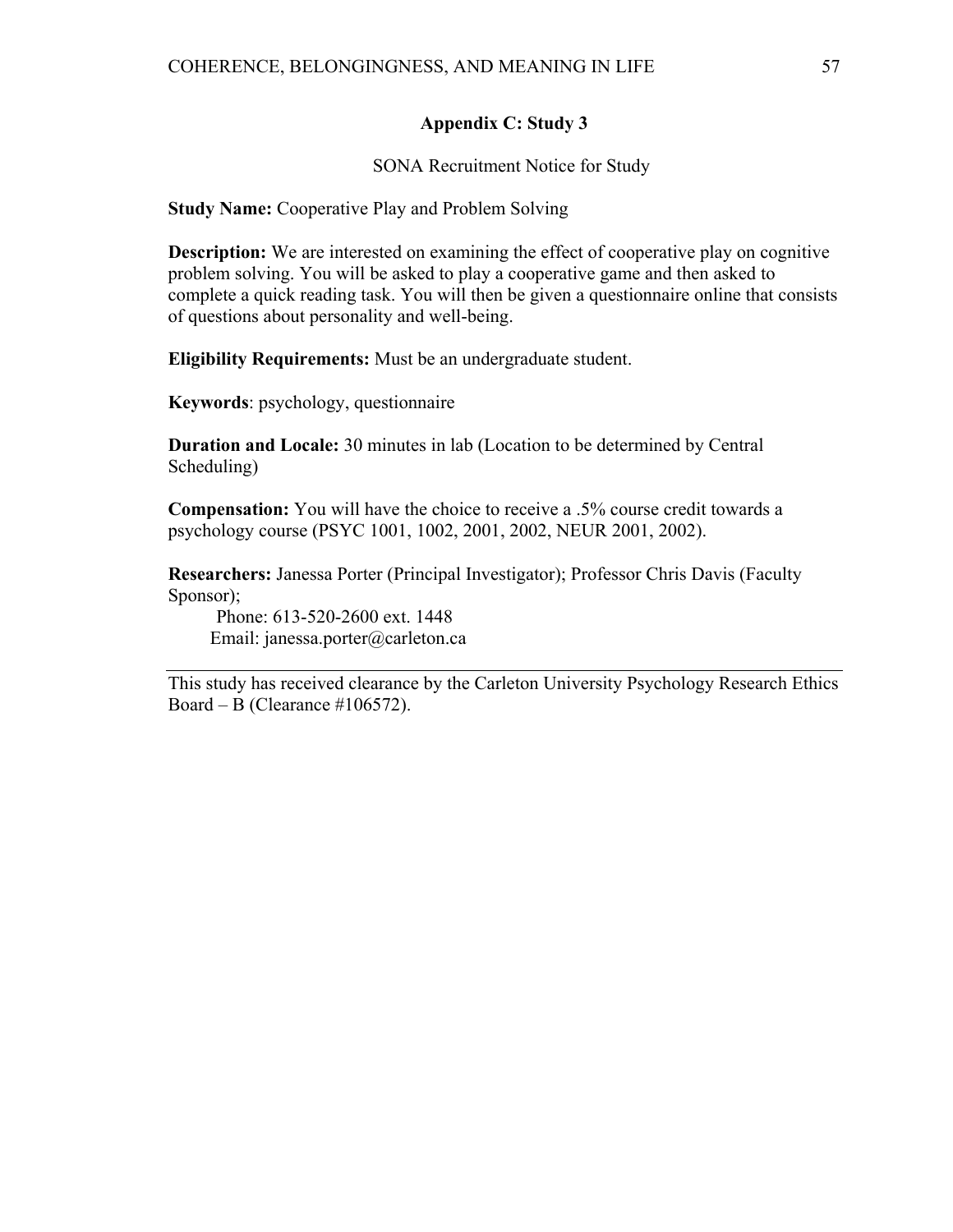## Appendix C: Study 3

SONA Recruitment Notice for Study

**Study Name:** Cooperative Play and Problem Solving

**Description:** We are interested on examining the effect of cooperative play on cognitive problem solving. You will be asked to play a cooperative game and then asked to complete a quick reading task. You will then be given a questionnaire online that consists of questions about personality and well-being.

**Eligibility Requirements:** Must be an undergraduate student.

**Keywords**: psychology, questionnaire

**Duration and Locale:** 30 minutes in lab (Location to be determined by Central Scheduling)

**Compensation:** You will have the choice to receive a .5% course credit towards a psychology course (PSYC 1001, 1002, 2001, 2002, NEUR 2001, 2002).

**Researchers:** Janessa Porter (Principal Investigator); Professor Chris Davis (Faculty Sponsor);

Phone: 613-520-2600 ext. 1448
Email: janessa.porter@carleton.ca

---

This study has received clearance by the Carleton University Psychology Research Ethics Board – B (Clearance #106572).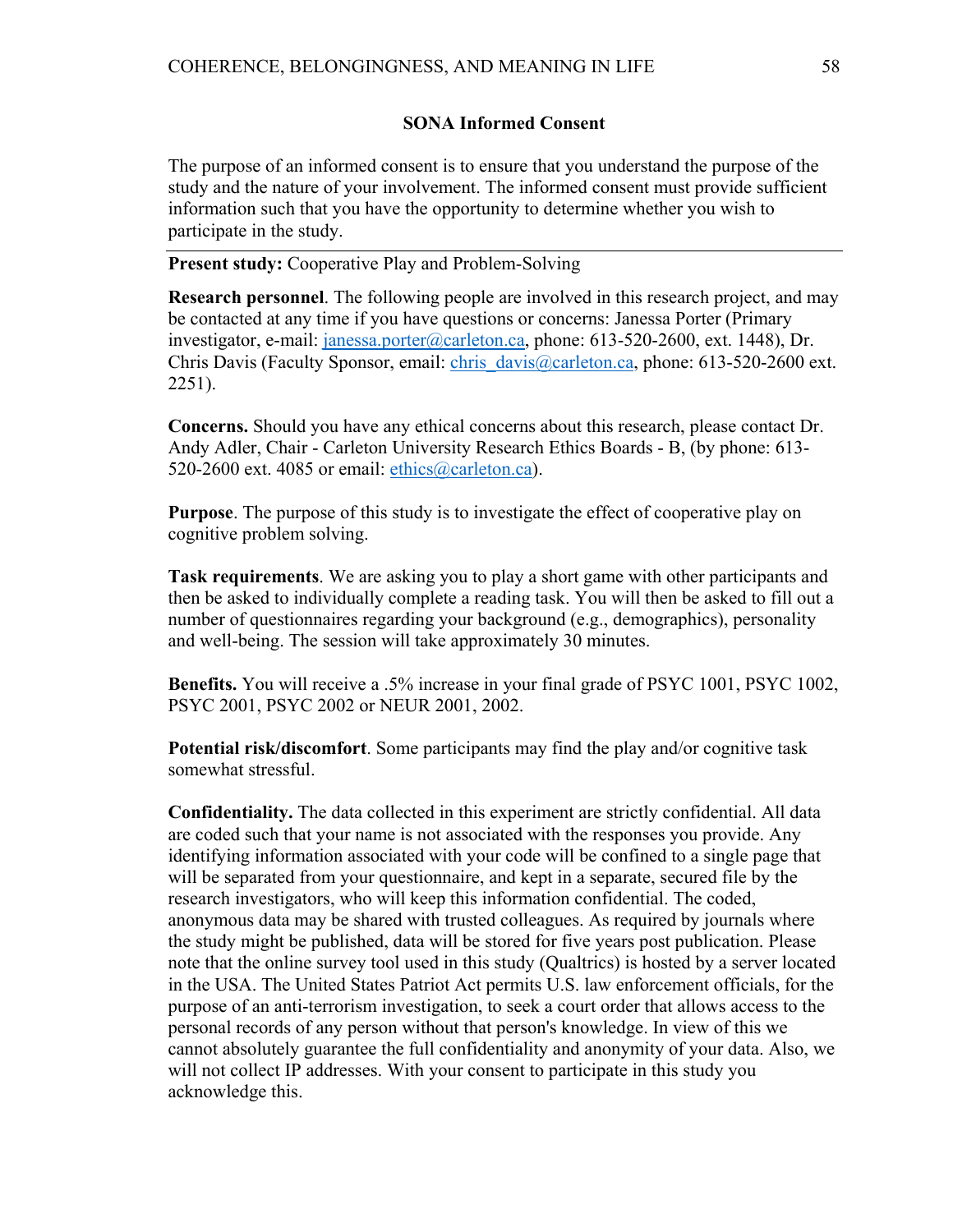**SONA Informed Consent**

The purpose of an informed consent is to ensure that you understand the purpose of the study and the nature of your involvement. The informed consent must provide sufficient information such that you have the opportunity to determine whether you wish to participate in the study.

---

**Present study:** Cooperative Play and Problem-Solving

**Research personnel**. The following people are involved in this research project, and may be contacted at any time if you have questions or concerns: Janessa Porter (Primary investigator, e-mail: janessa.porter@carleton.ca, phone: 613-520-2600, ext. 1448), Dr. Chris Davis (Faculty Sponsor, email: chris_davis@carleton.ca, phone: 613-520-2600 ext. 2251).

**Concerns.** Should you have any ethical concerns about this research, please contact Dr. Andy Adler, Chair - Carleton University Research Ethics Boards - B, (by phone: 613-520-2600 ext. 4085 or email: ethics@carleton.ca).

**Purpose**. The purpose of this study is to investigate the effect of cooperative play on cognitive problem solving.

**Task requirements**. We are asking you to play a short game with other participants and then be asked to individually complete a reading task. You will then be asked to fill out a number of questionnaires regarding your background (e.g., demographics), personality and well-being. The session will take approximately 30 minutes.

**Benefits.** You will receive a .5% increase in your final grade of PSYC 1001, PSYC 1002, PSYC 2001, PSYC 2002 or NEUR 2001, 2002.

**Potential risk/discomfort**. Some participants may find the play and/or cognitive task somewhat stressful.

**Confidentiality.** The data collected in this experiment are strictly confidential. All data are coded such that your name is not associated with the responses you provide. Any identifying information associated with your code will be confined to a single page that will be separated from your questionnaire, and kept in a separate, secured file by the research investigators, who will keep this information confidential. The coded, anonymous data may be shared with trusted colleagues. As required by journals where the study might be published, data will be stored for five years post publication. Please note that the online survey tool used in this study (Qualtrics) is hosted by a server located in the USA. The United States Patriot Act permits U.S. law enforcement officials, for the purpose of an anti-terrorism investigation, to seek a court order that allows access to the personal records of any person without that person's knowledge. In view of this we cannot absolutely guarantee the full confidentiality and anonymity of your data. Also, we will not collect IP addresses. With your consent to participate in this study you acknowledge this.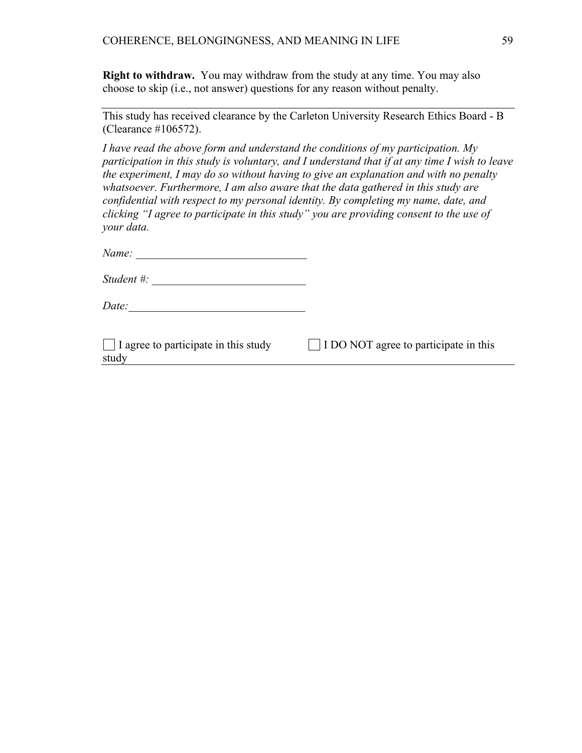**Right to withdraw.** You may withdraw from the study at any time. You may also choose to skip (i.e., not answer) questions for any reason without penalty.

---

This study has received clearance by the Carleton University Research Ethics Board - B (Clearance #106572).

*I have read the above form and understand the conditions of my participation. My participation in this study is voluntary, and I understand that if at any time I wish to leave the experiment, I may do so without having to give an explanation and with no penalty whatsoever. Furthermore, I am also aware that the data gathered in this study are confidential with respect to my personal identity. By completing my name, date, and clicking "I agree to participate in this study" you are providing consent to the use of your data.*

*Name:* ______________________________

*Student #:* ___________________________

*Date:*_______________________________

☐ I agree to participate in this study ☐ I DO NOT agree to participate in this study

---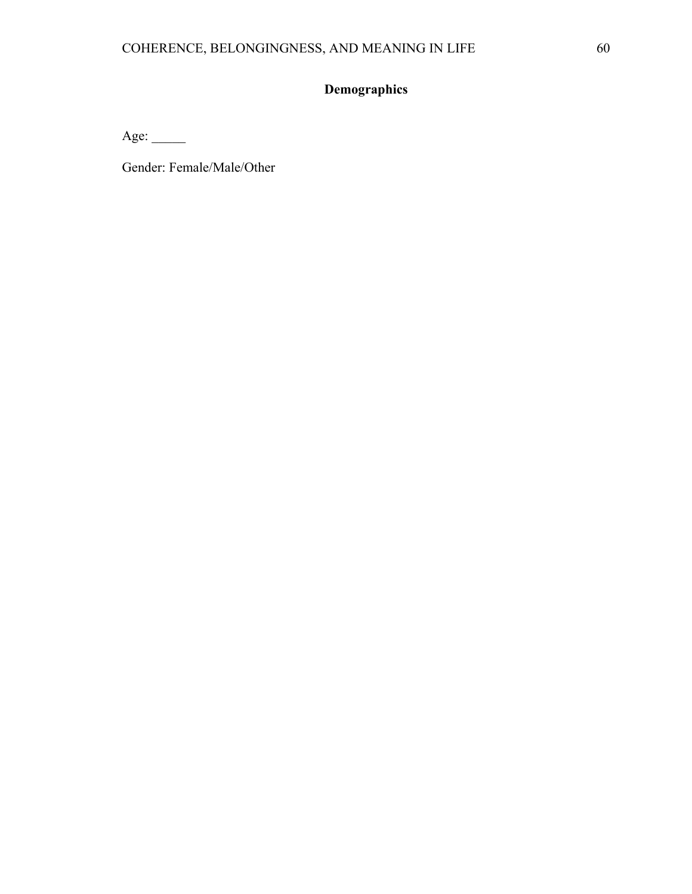## Demographics

Age: _____

Gender: Female/Male/Other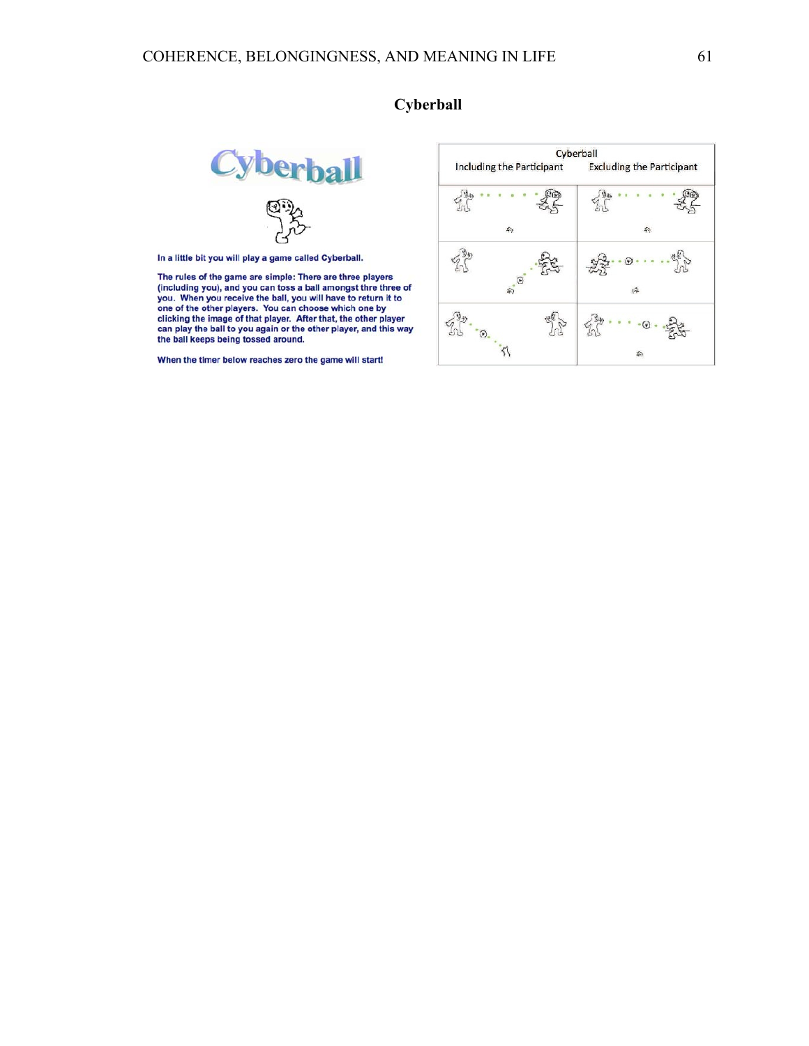**Cyberball**

In a little bit you will play a game called Cyberball.

The rules of the game are simple: There are three players (including you), and you can toss a ball amongst thre three of you. When you receive the ball, you will have to return it to one of the other players. You can choose which one by clicking the image of that player. After that, the other player can play the ball to you again or the other player, and this way the ball keeps being tossed around.

When the timer below reaches zero the game will start!

| Cyberball | |
|---|---|
| Including the Participant | Excluding the Participant |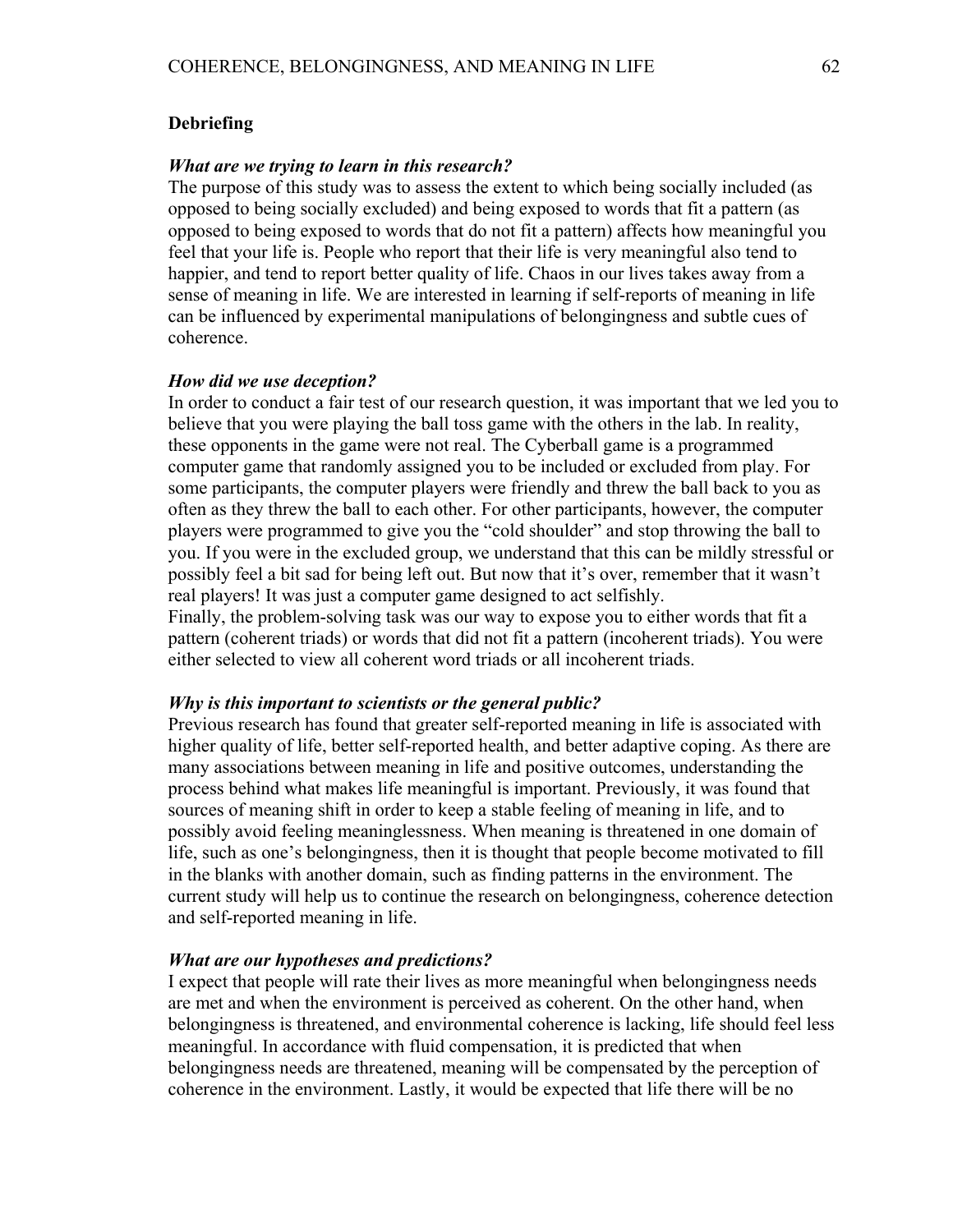**Debriefing**

***What are we trying to learn in this research?***

The purpose of this study was to assess the extent to which being socially included (as opposed to being socially excluded) and being exposed to words that fit a pattern (as opposed to being exposed to words that do not fit a pattern) affects how meaningful you feel that your life is. People who report that their life is very meaningful also tend to happier, and tend to report better quality of life. Chaos in our lives takes away from a sense of meaning in life. We are interested in learning if self-reports of meaning in life can be influenced by experimental manipulations of belongingness and subtle cues of coherence.

***How did we use deception?***

In order to conduct a fair test of our research question, it was important that we led you to believe that you were playing the ball toss game with the others in the lab. In reality, these opponents in the game were not real. The Cyberball game is a programmed computer game that randomly assigned you to be included or excluded from play. For some participants, the computer players were friendly and threw the ball back to you as often as they threw the ball to each other. For other participants, however, the computer players were programmed to give you the "cold shoulder" and stop throwing the ball to you. If you were in the excluded group, we understand that this can be mildly stressful or possibly feel a bit sad for being left out. But now that it's over, remember that it wasn't real players! It was just a computer game designed to act selfishly.
Finally, the problem-solving task was our way to expose you to either words that fit a pattern (coherent triads) or words that did not fit a pattern (incoherent triads). You were either selected to view all coherent word triads or all incoherent triads.

***Why is this important to scientists or the general public?***

Previous research has found that greater self-reported meaning in life is associated with higher quality of life, better self-reported health, and better adaptive coping. As there are many associations between meaning in life and positive outcomes, understanding the process behind what makes life meaningful is important. Previously, it was found that sources of meaning shift in order to keep a stable feeling of meaning in life, and to possibly avoid feeling meaninglessness. When meaning is threatened in one domain of life, such as one's belongingness, then it is thought that people become motivated to fill in the blanks with another domain, such as finding patterns in the environment. The current study will help us to continue the research on belongingness, coherence detection and self-reported meaning in life.

***What are our hypotheses and predictions?***

I expect that people will rate their lives as more meaningful when belongingness needs are met and when the environment is perceived as coherent. On the other hand, when belongingness is threatened, and environmental coherence is lacking, life should feel less meaningful. In accordance with fluid compensation, it is predicted that when belongingness needs are threatened, meaning will be compensated by the perception of coherence in the environment. Lastly, it would be expected that life there will be no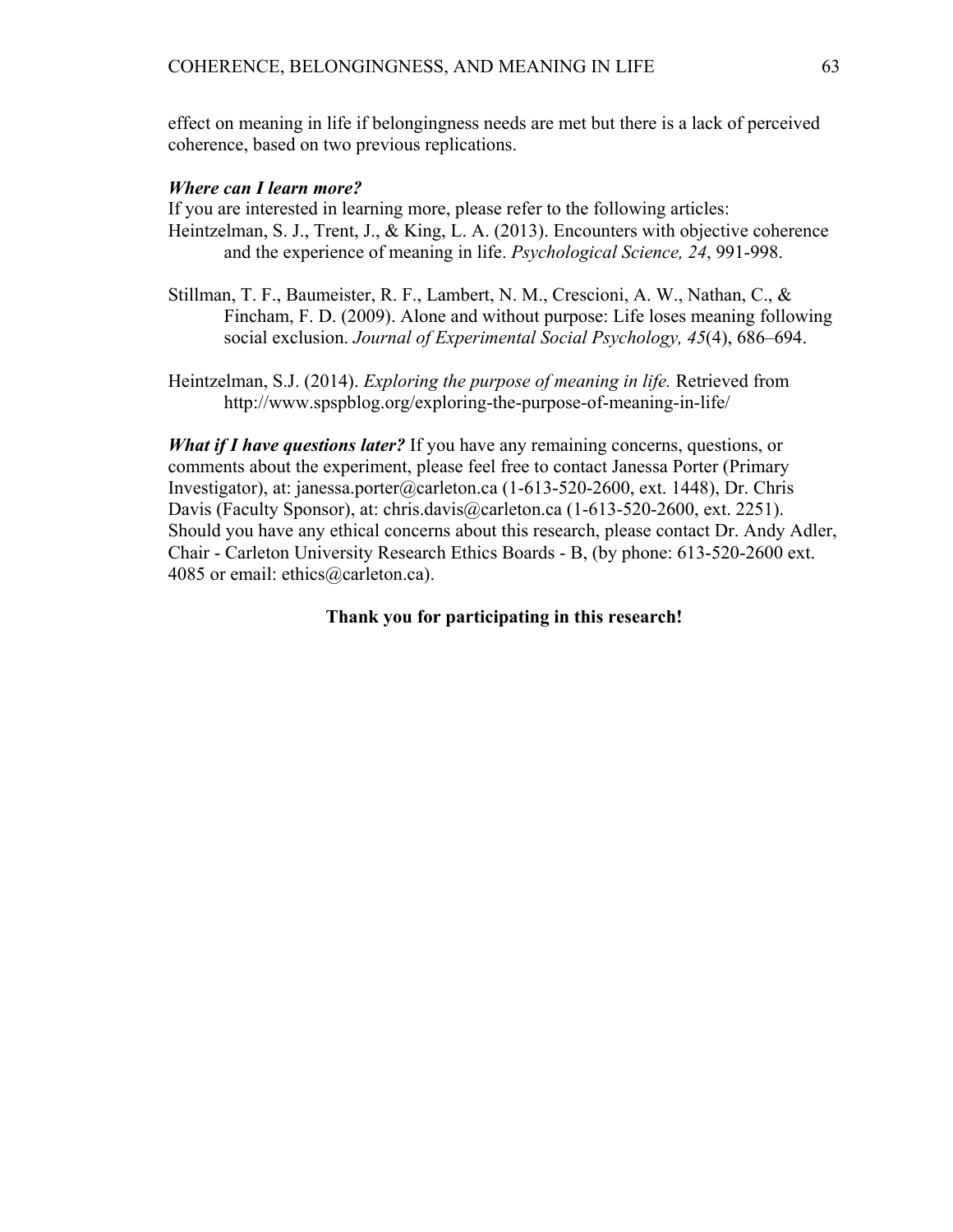effect on meaning in life if belongingness needs are met but there is a lack of perceived coherence, based on two previous replications.

***Where can I learn more?***

If you are interested in learning more, please refer to the following articles:

Heintzelman, S. J., Trent, J., & King, L. A. (2013). Encounters with objective coherence and the experience of meaning in life. *Psychological Science, 24*, 991-998.

Stillman, T. F., Baumeister, R. F., Lambert, N. M., Crescioni, A. W., Nathan, C., & Fincham, F. D. (2009). Alone and without purpose: Life loses meaning following social exclusion. *Journal of Experimental Social Psychology, 45*(4), 686–694.

Heintzelman, S.J. (2014). *Exploring the purpose of meaning in life.* Retrieved from http://www.spspblog.org/exploring-the-purpose-of-meaning-in-life/

***What if I have questions later?*** If you have any remaining concerns, questions, or comments about the experiment, please feel free to contact Janessa Porter (Primary Investigator), at: janessa.porter@carleton.ca (1-613-520-2600, ext. 1448), Dr. Chris Davis (Faculty Sponsor), at: chris.davis@carleton.ca (1-613-520-2600, ext. 2251). Should you have any ethical concerns about this research, please contact Dr. Andy Adler, Chair - Carleton University Research Ethics Boards - B, (by phone: 613-520-2600 ext. 4085 or email: ethics@carleton.ca).

**Thank you for participating in this research!**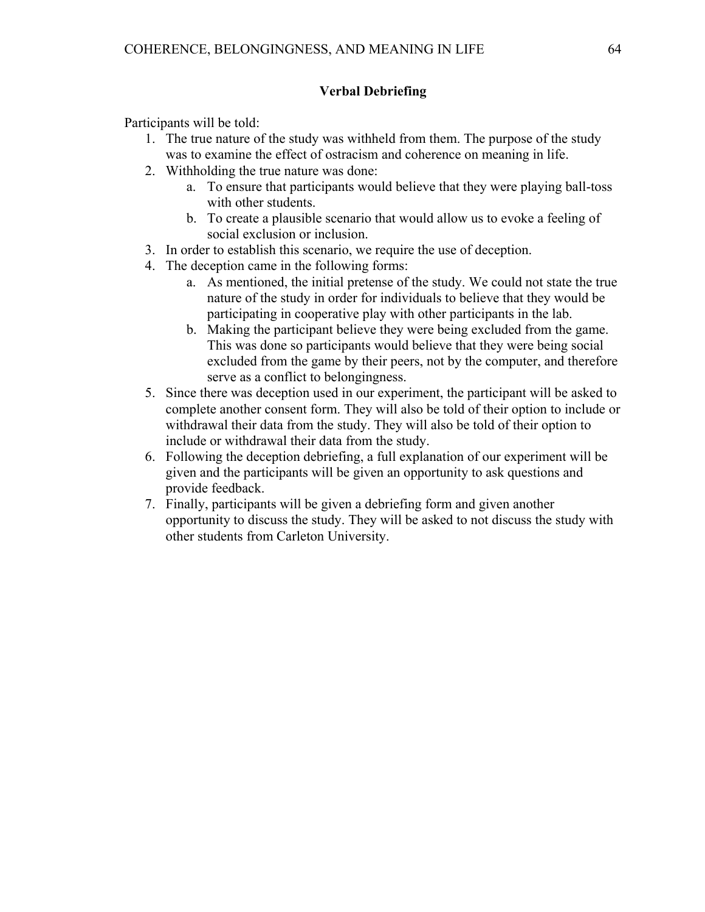## Verbal Debriefing

Participants will be told:

1. The true nature of the study was withheld from them. The purpose of the study was to examine the effect of ostracism and coherence on meaning in life.
2. Withholding the true nature was done:
    a. To ensure that participants would believe that they were playing ball-toss with other students.
    b. To create a plausible scenario that would allow us to evoke a feeling of social exclusion or inclusion.
3. In order to establish this scenario, we require the use of deception.
4. The deception came in the following forms:
    a. As mentioned, the initial pretense of the study. We could not state the true nature of the study in order for individuals to believe that they would be participating in cooperative play with other participants in the lab.
    b. Making the participant believe they were being excluded from the game. This was done so participants would believe that they were being social excluded from the game by their peers, not by the computer, and therefore serve as a conflict to belongingness.
5. Since there was deception used in our experiment, the participant will be asked to complete another consent form. They will also be told of their option to include or withdrawal their data from the study. They will also be told of their option to include or withdrawal their data from the study.
6. Following the deception debriefing, a full explanation of our experiment will be given and the participants will be given an opportunity to ask questions and provide feedback.
7. Finally, participants will be given a debriefing form and given another opportunity to discuss the study. They will be asked to not discuss the study with other students from Carleton University.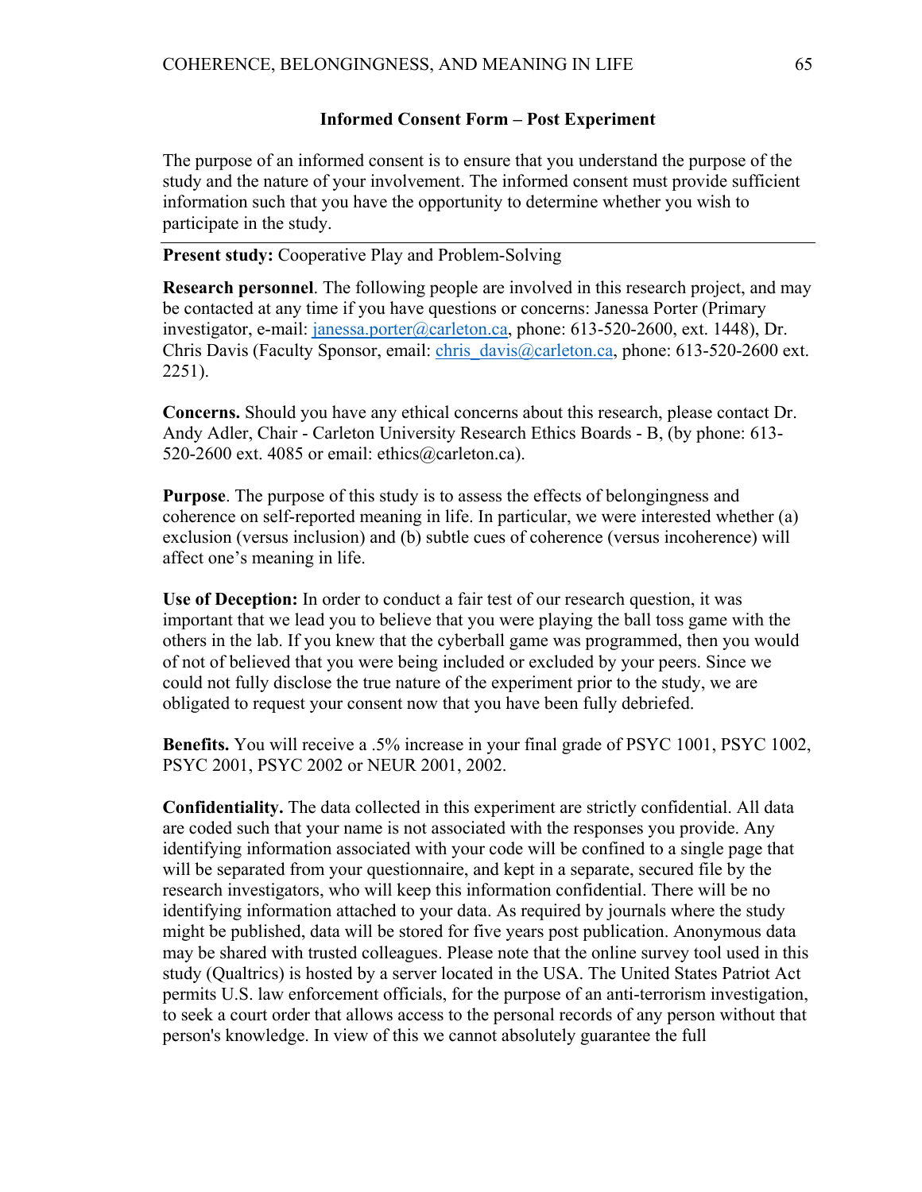**Informed Consent Form – Post Experiment**

The purpose of an informed consent is to ensure that you understand the purpose of the study and the nature of your involvement. The informed consent must provide sufficient information such that you have the opportunity to determine whether you wish to participate in the study.

---

**Present study:** Cooperative Play and Problem-Solving

**Research personnel**. The following people are involved in this research project, and may be contacted at any time if you have questions or concerns: Janessa Porter (Primary investigator, e-mail: janessa.porter@carleton.ca, phone: 613-520-2600, ext. 1448), Dr. Chris Davis (Faculty Sponsor, email: chris_davis@carleton.ca, phone: 613-520-2600 ext. 2251).

**Concerns.** Should you have any ethical concerns about this research, please contact Dr. Andy Adler, Chair - Carleton University Research Ethics Boards - B, (by phone: 613-520-2600 ext. 4085 or email: ethics@carleton.ca).

**Purpose**. The purpose of this study is to assess the effects of belongingness and coherence on self-reported meaning in life. In particular, we were interested whether (a) exclusion (versus inclusion) and (b) subtle cues of coherence (versus incoherence) will affect one's meaning in life.

**Use of Deception:** In order to conduct a fair test of our research question, it was important that we lead you to believe that you were playing the ball toss game with the others in the lab. If you knew that the cyberball game was programmed, then you would of not of believed that you were being included or excluded by your peers. Since we could not fully disclose the true nature of the experiment prior to the study, we are obligated to request your consent now that you have been fully debriefed.

**Benefits.** You will receive a .5% increase in your final grade of PSYC 1001, PSYC 1002, PSYC 2001, PSYC 2002 or NEUR 2001, 2002.

**Confidentiality.** The data collected in this experiment are strictly confidential. All data are coded such that your name is not associated with the responses you provide. Any identifying information associated with your code will be confined to a single page that will be separated from your questionnaire, and kept in a separate, secured file by the research investigators, who will keep this information confidential. There will be no identifying information attached to your data. As required by journals where the study might be published, data will be stored for five years post publication. Anonymous data may be shared with trusted colleagues. Please note that the online survey tool used in this study (Qualtrics) is hosted by a server located in the USA. The United States Patriot Act permits U.S. law enforcement officials, for the purpose of an anti-terrorism investigation, to seek a court order that allows access to the personal records of any person without that person's knowledge. In view of this we cannot absolutely guarantee the full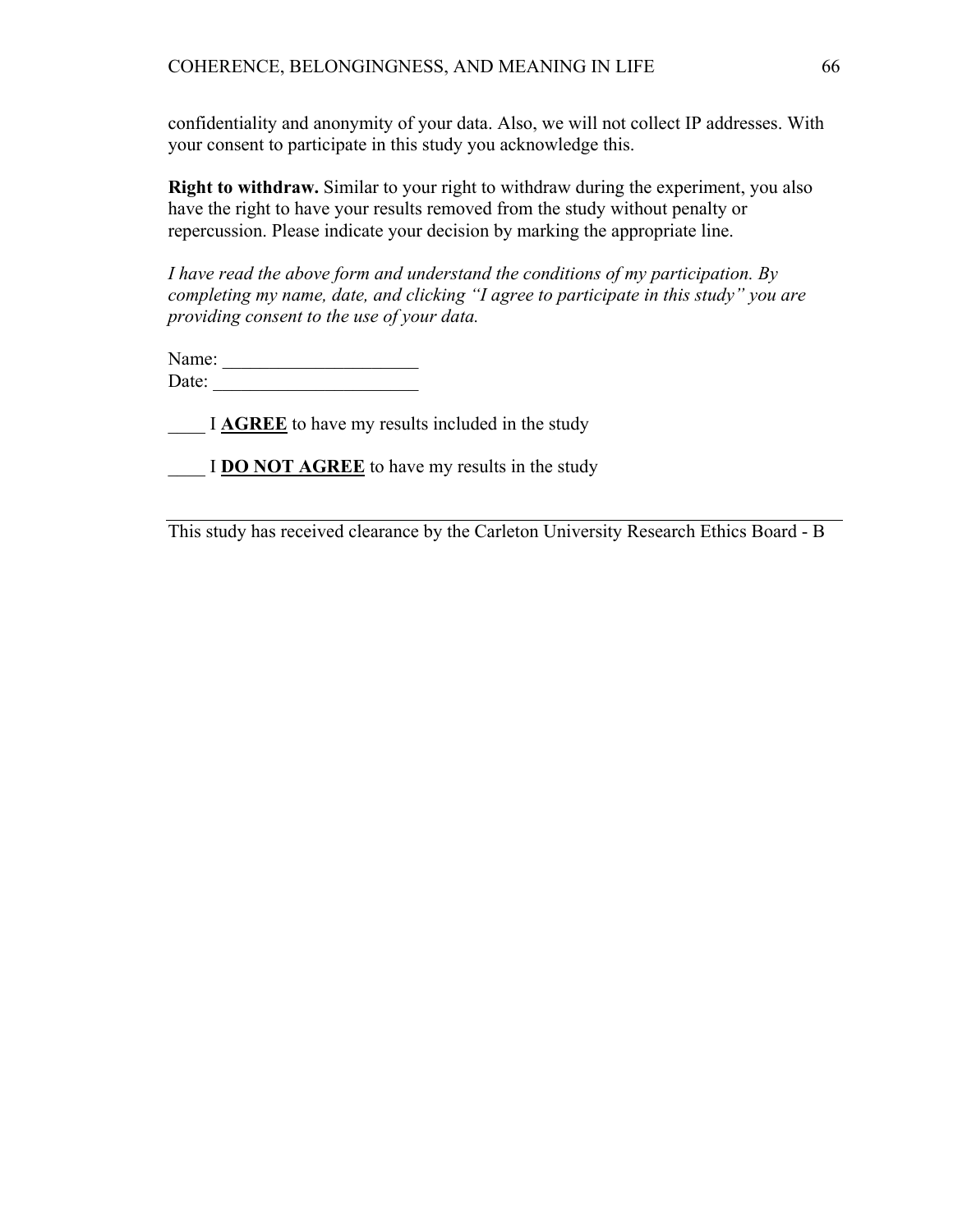confidentiality and anonymity of your data. Also, we will not collect IP addresses. With your consent to participate in this study you acknowledge this.

**Right to withdraw.** Similar to your right to withdraw during the experiment, you also have the right to have your results removed from the study without penalty or repercussion. Please indicate your decision by marking the appropriate line.

*I have read the above form and understand the conditions of my participation. By completing my name, date, and clicking "I agree to participate in this study" you are providing consent to the use of your data.*

Name: _____________________
Date: ______________________

____ I **<u>AGREE</u>** to have my results included in the study

____ I **<u>DO NOT AGREE</u>** to have my results in the study

---

This study has received clearance by the Carleton University Research Ethics Board - B